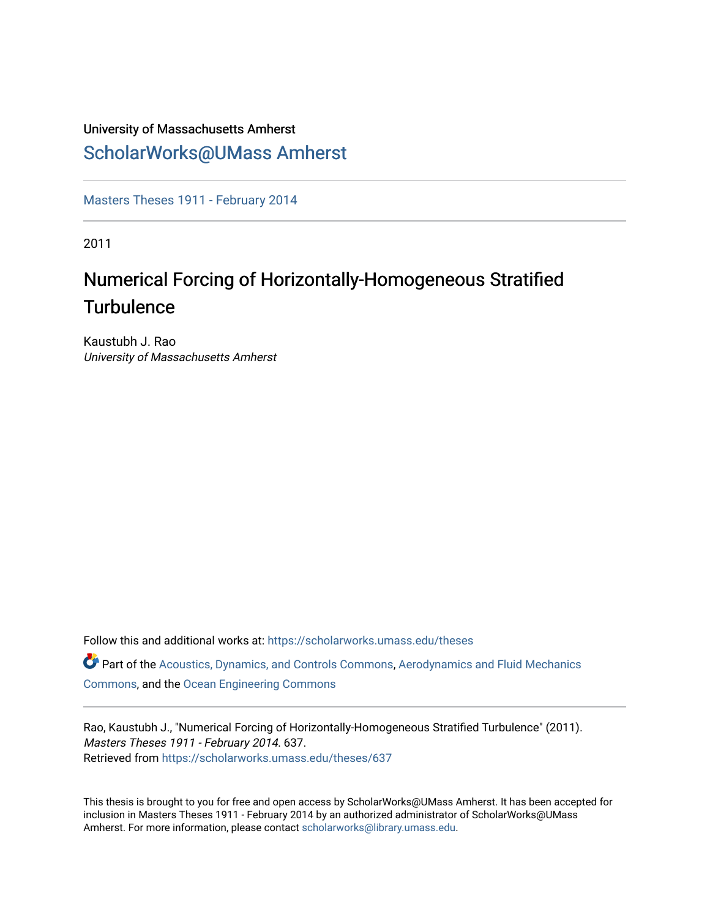University of Massachusetts Amherst

[ScholarWorks@UMass Amherst](https://scholarworks.umass.edu)

[Masters Theses 1911 - February 2014](https://scholarworks.umass.edu/theses)

2011

# Numerical Forcing of Horizontally-Homogeneous Stratified Turbulence

Kaustubh J. Rao
*University of Massachusetts Amherst*

Follow this and additional works at: https://scholarworks.umass.edu/theses

Part of the Acoustics, Dynamics, and Controls Commons, Aerodynamics and Fluid Mechanics Commons, and the Ocean Engineering Commons

Rao, Kaustubh J., "Numerical Forcing of Horizontally-Homogeneous Stratified Turbulence" (2011). *Masters Theses 1911 - February 2014*. 637.
Retrieved from https://scholarworks.umass.edu/theses/637

This thesis is brought to you for free and open access by ScholarWorks@UMass Amherst. It has been accepted for inclusion in Masters Theses 1911 - February 2014 by an authorized administrator of ScholarWorks@UMass Amherst. For more information, please contact scholarworks@library.umass.edu.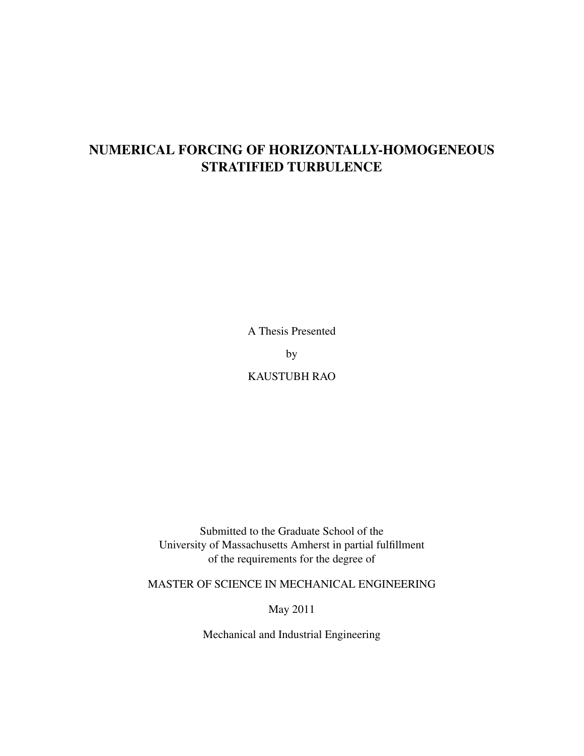# NUMERICAL FORCING OF HORIZONTALLY-HOMOGENEOUS STRATIFIED TURBULENCE

A Thesis Presented

by

KAUSTUBH RAO

Submitted to the Graduate School of the
University of Massachusetts Amherst in partial fulfillment
of the requirements for the degree of

MASTER OF SCIENCE IN MECHANICAL ENGINEERING

May 2011

Mechanical and Industrial Engineering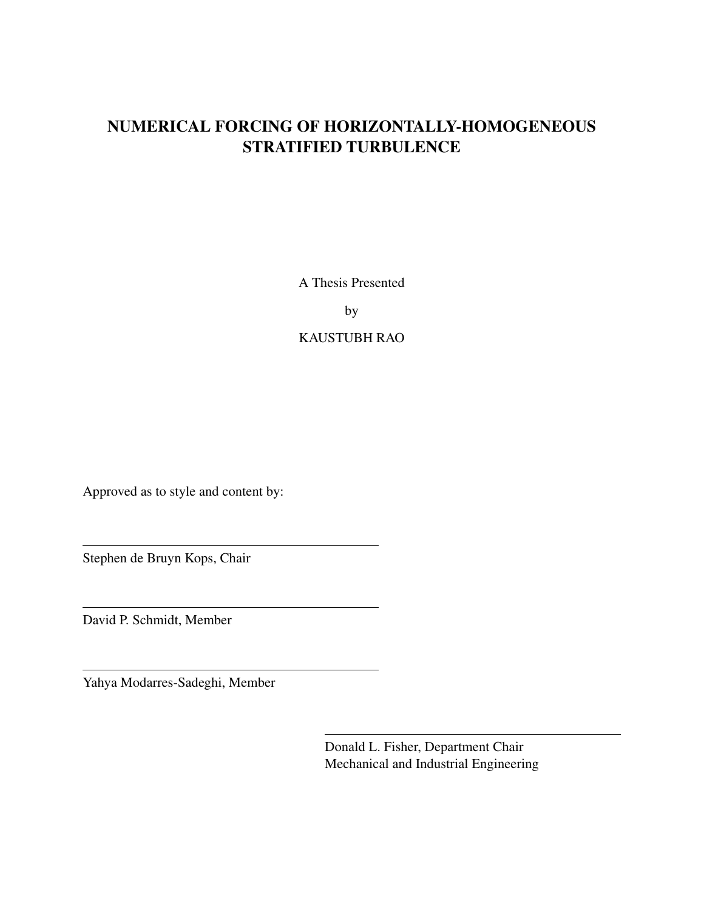# NUMERICAL FORCING OF HORIZONTALLY-HOMOGENEOUS STRATIFIED TURBULENCE

A Thesis Presented

by

KAUSTUBH RAO

Approved as to style and content by:

---

Stephen de Bruyn Kops, Chair

---

David P. Schmidt, Member

---

Yahya Modarres-Sadeghi, Member

---

Donald L. Fisher, Department Chair
Mechanical and Industrial Engineering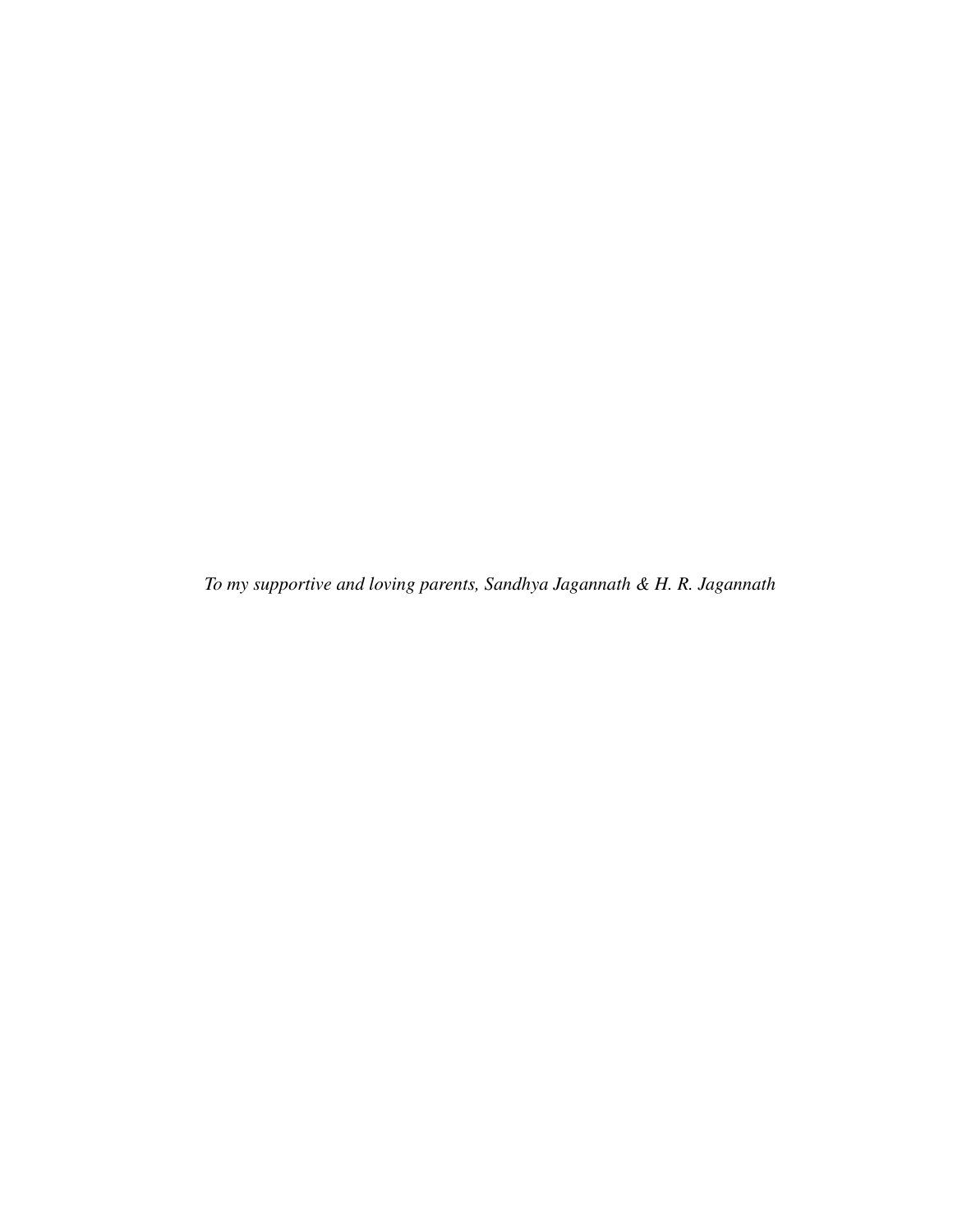*To my supportive and loving parents, Sandhya Jagannath & H. R. Jagannath*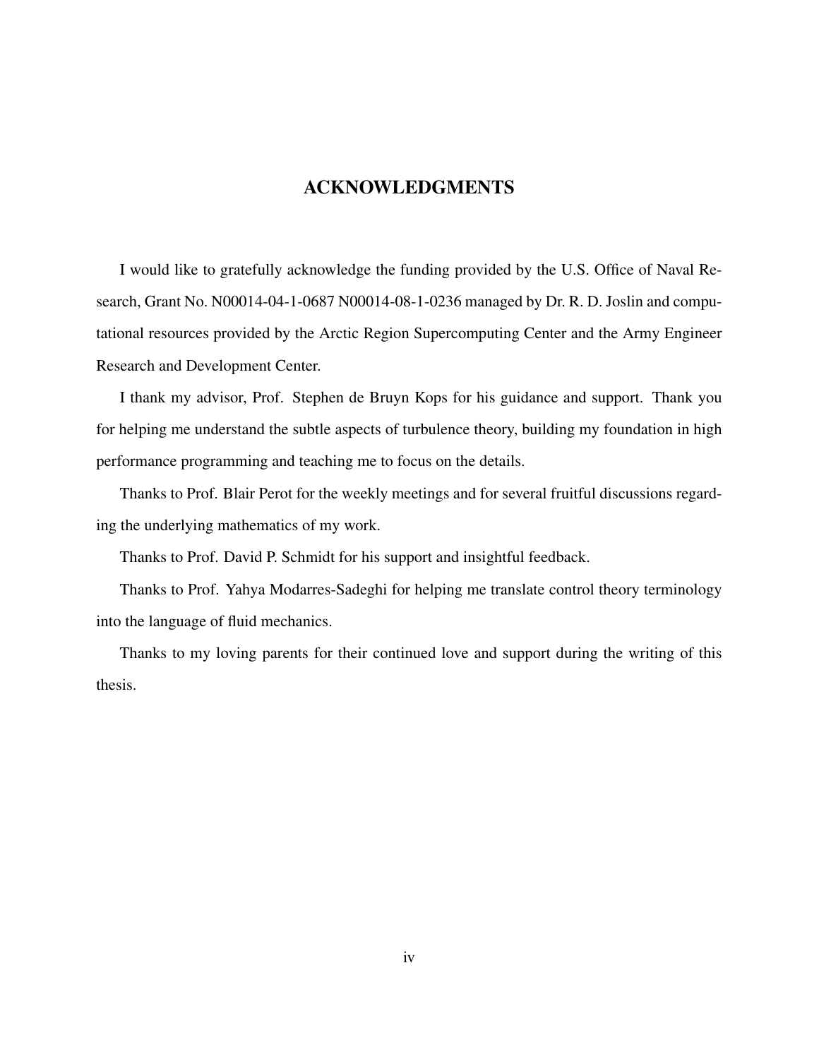# ACKNOWLEDGMENTS

I would like to gratefully acknowledge the funding provided by the U.S. Office of Naval Research, Grant No. N00014-04-1-0687 N00014-08-1-0236 managed by Dr. R. D. Joslin and computational resources provided by the Arctic Region Supercomputing Center and the Army Engineer Research and Development Center.

I thank my advisor, Prof. Stephen de Bruyn Kops for his guidance and support. Thank you for helping me understand the subtle aspects of turbulence theory, building my foundation in high performance programming and teaching me to focus on the details.

Thanks to Prof. Blair Perot for the weekly meetings and for several fruitful discussions regarding the underlying mathematics of my work.

Thanks to Prof. David P. Schmidt for his support and insightful feedback.

Thanks to Prof. Yahya Modarres-Sadeghi for helping me translate control theory terminology into the language of fluid mechanics.

Thanks to my loving parents for their continued love and support during the writing of this thesis.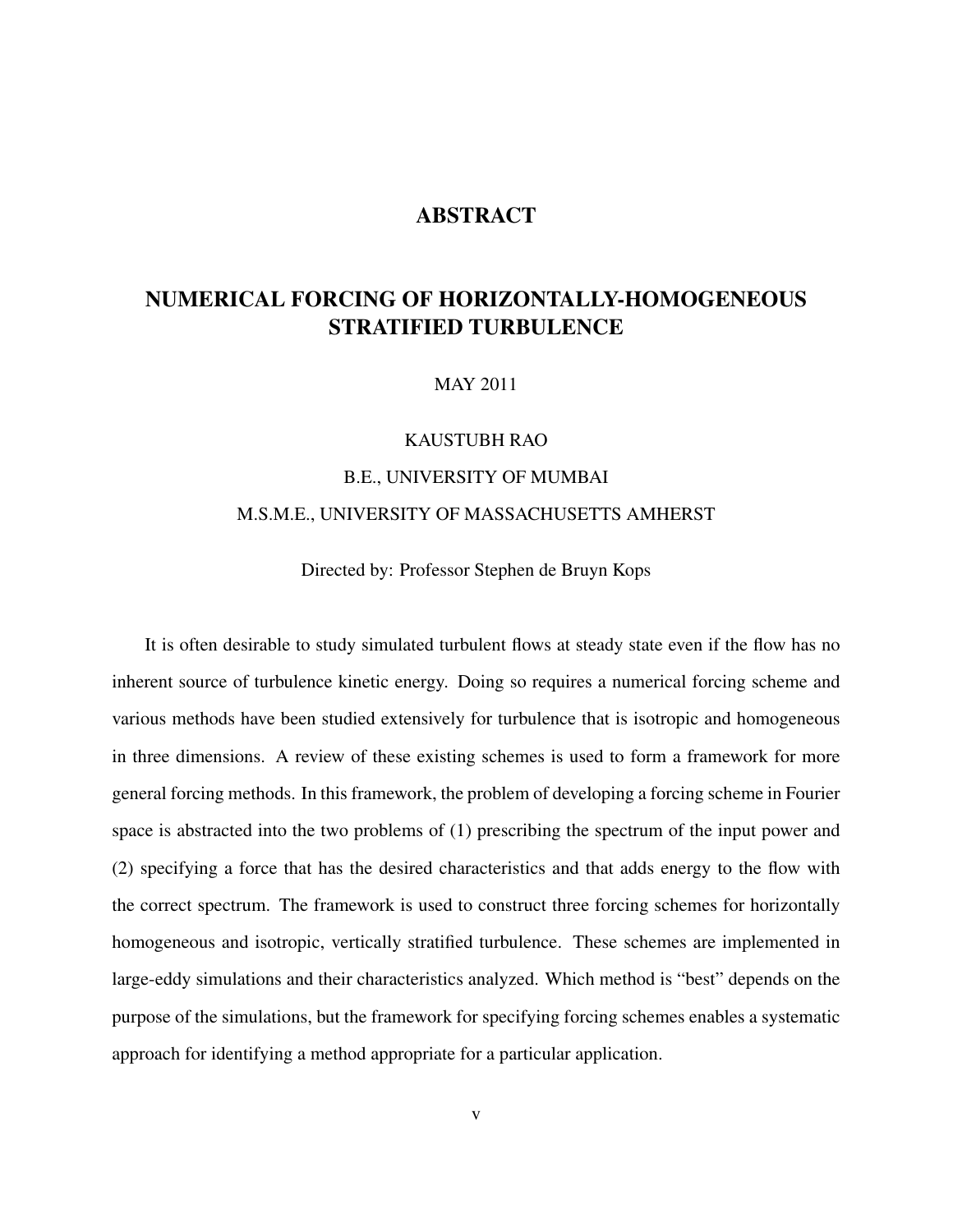# ABSTRACT

## NUMERICAL FORCING OF HORIZONTALLY-HOMOGENEOUS STRATIFIED TURBULENCE

MAY 2011

KAUSTUBH RAO

B.E., UNIVERSITY OF MUMBAI

M.S.M.E., UNIVERSITY OF MASSACHUSETTS AMHERST

Directed by: Professor Stephen de Bruyn Kops

It is often desirable to study simulated turbulent flows at steady state even if the flow has no inherent source of turbulence kinetic energy. Doing so requires a numerical forcing scheme and various methods have been studied extensively for turbulence that is isotropic and homogeneous in three dimensions. A review of these existing schemes is used to form a framework for more general forcing methods. In this framework, the problem of developing a forcing scheme in Fourier space is abstracted into the two problems of (1) prescribing the spectrum of the input power and (2) specifying a force that has the desired characteristics and that adds energy to the flow with the correct spectrum. The framework is used to construct three forcing schemes for horizontally homogeneous and isotropic, vertically stratified turbulence. These schemes are implemented in large-eddy simulations and their characteristics analyzed. Which method is "best" depends on the purpose of the simulations, but the framework for specifying forcing schemes enables a systematic approach for identifying a method appropriate for a particular application.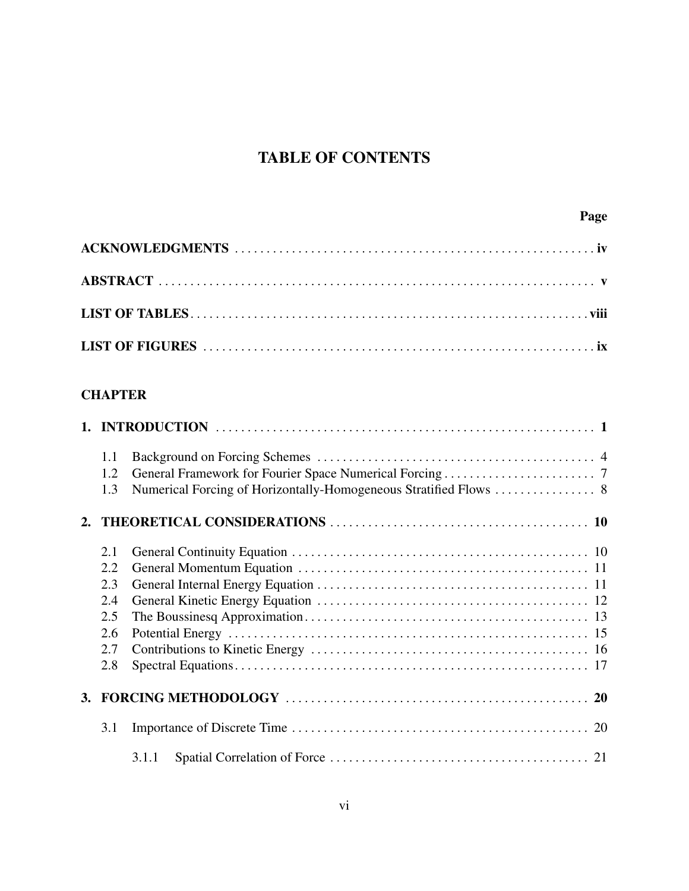# TABLE OF CONTENTS

**Page**

**ACKNOWLEDGMENTS** ........ **iv**

**ABSTRACT** ........ **v**

**LIST OF TABLES** ........ **viii**

**LIST OF FIGURES** ........ **ix**

**CHAPTER**

**1. INTRODUCTION** ........ **1**

- 1.1 Background on Forcing Schemes ........ 4
- 1.2 General Framework for Fourier Space Numerical Forcing ........ 7
- 1.3 Numerical Forcing of Horizontally-Homogeneous Stratified Flows ........ 8

**2. THEORETICAL CONSIDERATIONS** ........ **10**

- 2.1 General Continuity Equation ........ 10
- 2.2 General Momentum Equation ........ 11
- 2.3 General Internal Energy Equation ........ 11
- 2.4 General Kinetic Energy Equation ........ 12
- 2.5 The Boussinesq Approximation ........ 13
- 2.6 Potential Energy ........ 15
- 2.7 Contributions to Kinetic Energy ........ 16
- 2.8 Spectral Equations ........ 17

**3. FORCING METHODOLOGY** ........ **20**

- 3.1 Importance of Discrete Time ........ 20
  - 3.1.1 Spatial Correlation of Force ........ 21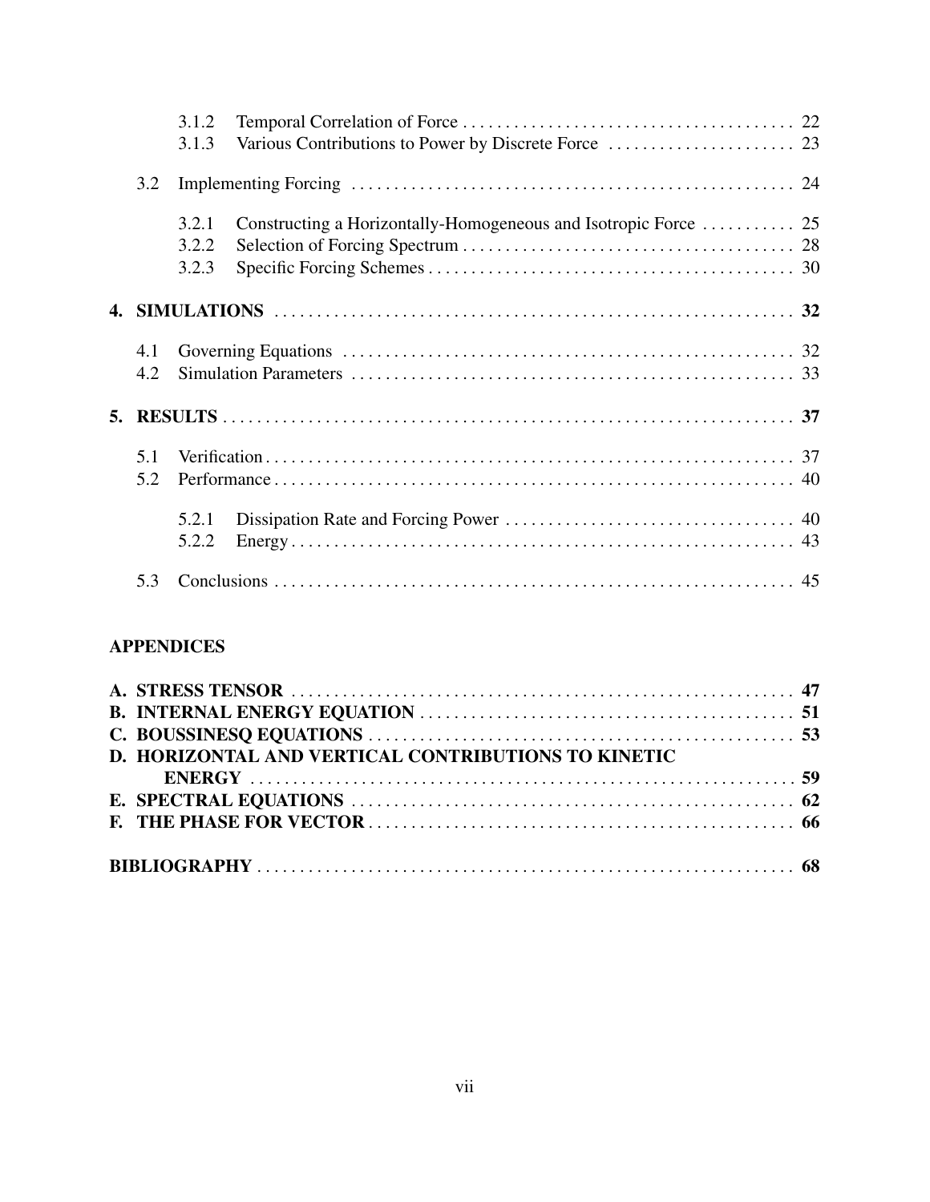3.1.2 Temporal Correlation of Force . . . . . . . . . . . . . . . . . . . . . . . . . . . . . . . . . . . . . . 22
3.1.3 Various Contributions to Power by Discrete Force . . . . . . . . . . . . . . . . . . . . . . 23

3.2 Implementing Forcing . . . . . . . . . . . . . . . . . . . . . . . . . . . . . . . . . . . . . . . . . . . . . . . . . . 24

3.2.1 Constructing a Horizontally-Homogeneous and Isotropic Force . . . . . . . . . . . 25
3.2.2 Selection of Forcing Spectrum . . . . . . . . . . . . . . . . . . . . . . . . . . . . . . . . . . . . . . 28
3.2.3 Specific Forcing Schemes . . . . . . . . . . . . . . . . . . . . . . . . . . . . . . . . . . . . . . . . . . 30

**4. SIMULATIONS . . . . . . . . . . . . . . . . . . . . . . . . . . . . . . . . . . . . . . . . . . . . . . . . . . . . . . . . 32**

4.1 Governing Equations . . . . . . . . . . . . . . . . . . . . . . . . . . . . . . . . . . . . . . . . . . . . . . . . . . . 32
4.2 Simulation Parameters . . . . . . . . . . . . . . . . . . . . . . . . . . . . . . . . . . . . . . . . . . . . . . . . . . 33

**5. RESULTS . . . . . . . . . . . . . . . . . . . . . . . . . . . . . . . . . . . . . . . . . . . . . . . . . . . . . . . . . . . . . 37**

5.1 Verification . . . . . . . . . . . . . . . . . . . . . . . . . . . . . . . . . . . . . . . . . . . . . . . . . . . . . . . . . . . 37
5.2 Performance . . . . . . . . . . . . . . . . . . . . . . . . . . . . . . . . . . . . . . . . . . . . . . . . . . . . . . . . . . 40

5.2.1 Dissipation Rate and Forcing Power . . . . . . . . . . . . . . . . . . . . . . . . . . . . . . . . . 40
5.2.2 Energy . . . . . . . . . . . . . . . . . . . . . . . . . . . . . . . . . . . . . . . . . . . . . . . . . . . . . . . . . 43

5.3 Conclusions . . . . . . . . . . . . . . . . . . . . . . . . . . . . . . . . . . . . . . . . . . . . . . . . . . . . . . . . . . . 45

**APPENDICES**

**A. STRESS TENSOR . . . . . . . . . . . . . . . . . . . . . . . . . . . . . . . . . . . . . . . . . . . . . . . . . . . . . . . 47**
**B. INTERNAL ENERGY EQUATION . . . . . . . . . . . . . . . . . . . . . . . . . . . . . . . . . . . . . . . . . 51**
**C. BOUSSINESQ EQUATIONS . . . . . . . . . . . . . . . . . . . . . . . . . . . . . . . . . . . . . . . . . . . . . . 53**
**D. HORIZONTAL AND VERTICAL CONTRIBUTIONS TO KINETIC ENERGY . . . . . . . . . . . . . . . . . . . . . . . . . . . . . . . . . . . . . . . . . . . . . . . . . . . . . . . . . . . . 59**
**E. SPECTRAL EQUATIONS . . . . . . . . . . . . . . . . . . . . . . . . . . . . . . . . . . . . . . . . . . . . . . . . . 62**
**F. THE PHASE FOR VECTOR . . . . . . . . . . . . . . . . . . . . . . . . . . . . . . . . . . . . . . . . . . . . . . . 66**

**BIBLIOGRAPHY . . . . . . . . . . . . . . . . . . . . . . . . . . . . . . . . . . . . . . . . . . . . . . . . . . . . . . . . . 68**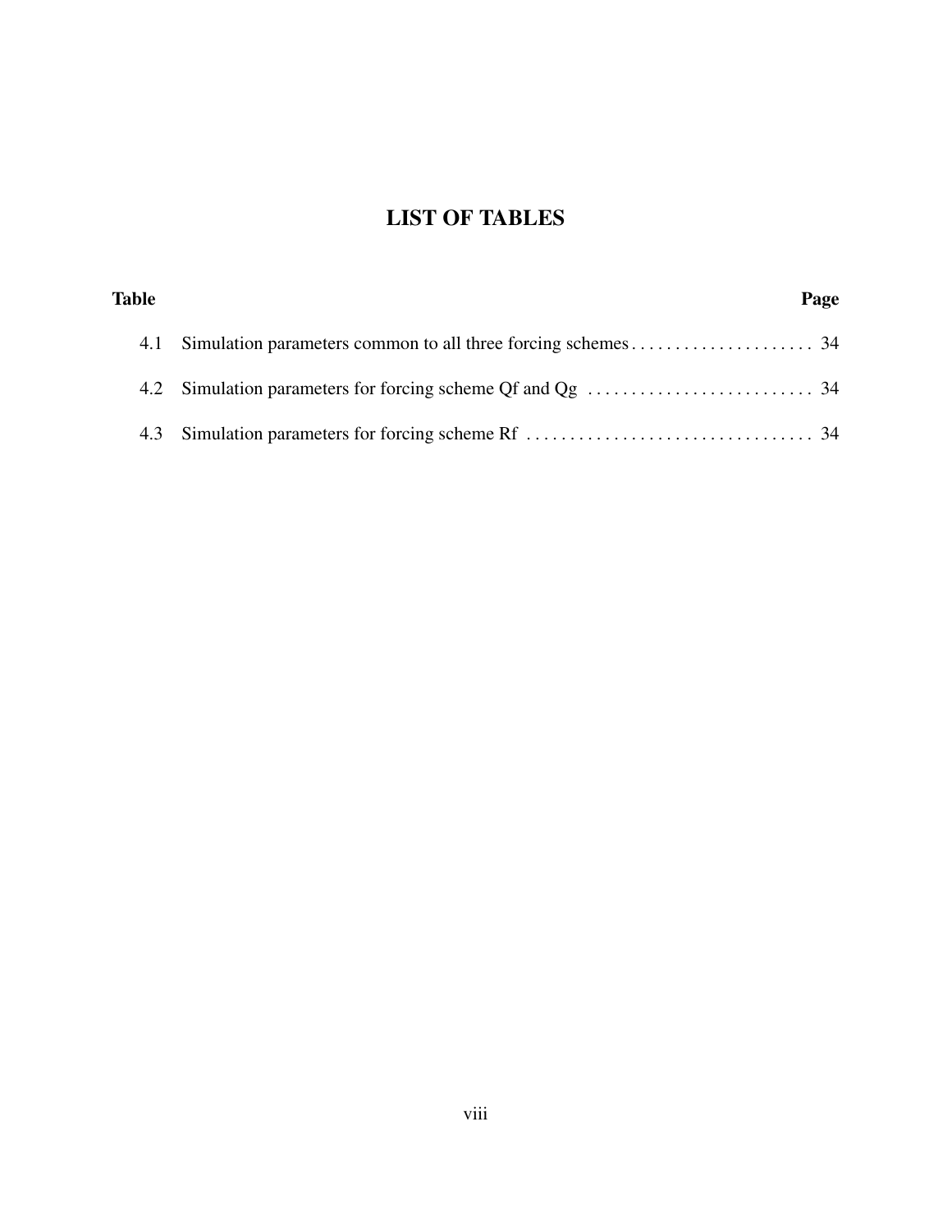# LIST OF TABLES

| Table | | Page |
|---|---|---|
| 4.1 | Simulation parameters common to all three forcing schemes | 34 |
| 4.2 | Simulation parameters for forcing scheme Qf and Qg | 34 |
| 4.3 | Simulation parameters for forcing scheme Rf | 34 |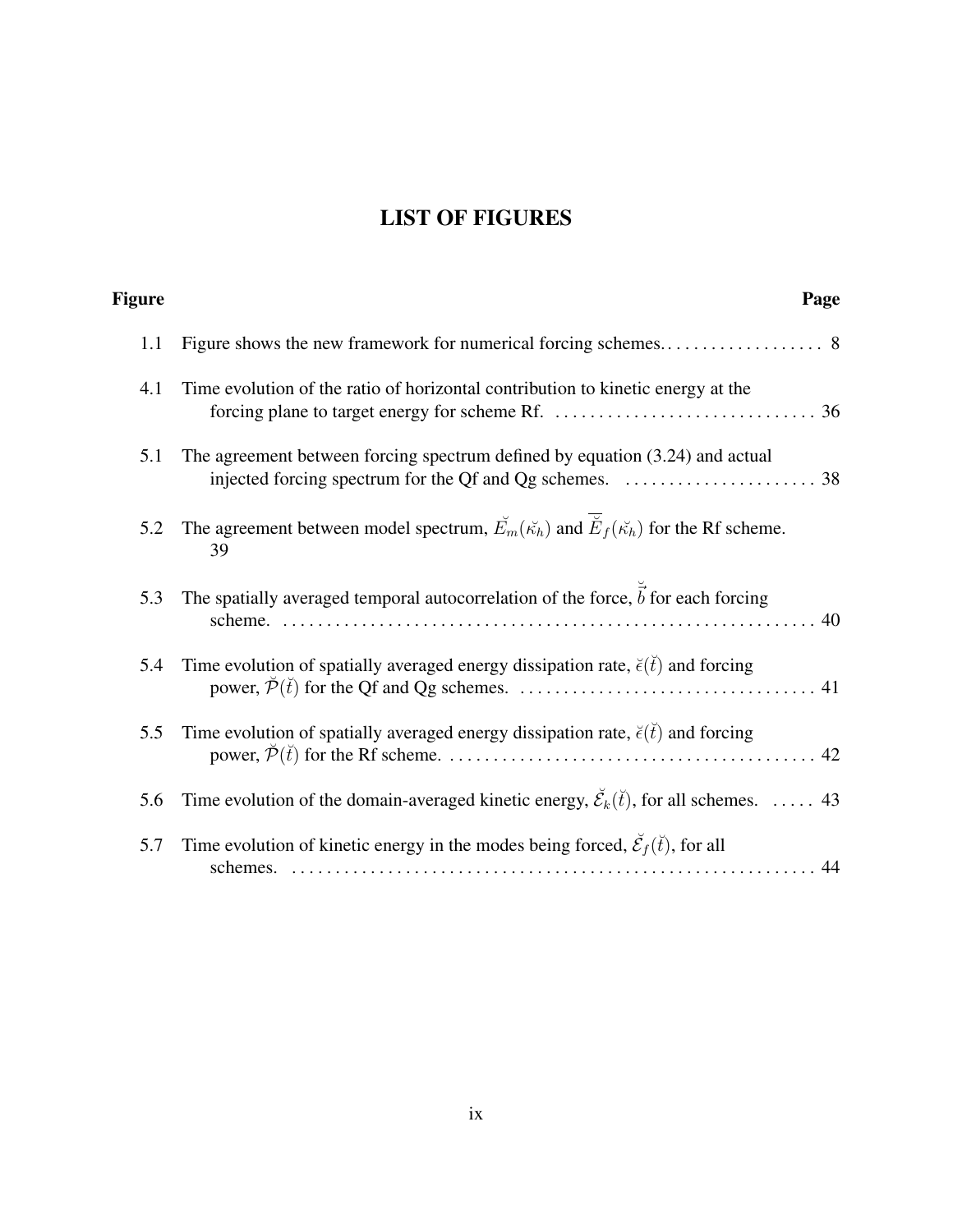# LIST OF FIGURES

| Figure | | Page |
|---|---|---|
| 1.1 | Figure shows the new framework for numerical forcing schemes. | 8 |
| 4.1 | Time evolution of the ratio of horizontal contribution to kinetic energy at the forcing plane to target energy for scheme Rf. | 36 |
| 5.1 | The agreement between forcing spectrum defined by equation (3.24) and actual injected forcing spectrum for the Qf and Qg schemes. | 38 |
| 5.2 | The agreement between model spectrum, $\breve{E}_m(\breve{\kappa}_h)$ and $\overline{\breve{E}}_f(\breve{\kappa}_h)$ for the Rf scheme. | 39 |
| 5.3 | The spatially averaged temporal autocorrelation of the force, $\breve{\vec{b}}$ for each forcing scheme. | 40 |
| 5.4 | Time evolution of spatially averaged energy dissipation rate, $\breve{\epsilon}(\breve{t})$ and forcing power, $\breve{\mathcal{P}}(\breve{t})$ for the Qf and Qg schemes. | 41 |
| 5.5 | Time evolution of spatially averaged energy dissipation rate, $\breve{\epsilon}(\breve{t})$ and forcing power, $\breve{\mathcal{P}}(\breve{t})$ for the Rf scheme. | 42 |
| 5.6 | Time evolution of the domain-averaged kinetic energy, $\breve{\mathcal{E}}_k(\breve{t})$, for all schemes. | 43 |
| 5.7 | Time evolution of kinetic energy in the modes being forced, $\breve{\mathcal{E}}_f(\breve{t})$, for all schemes. | 44 |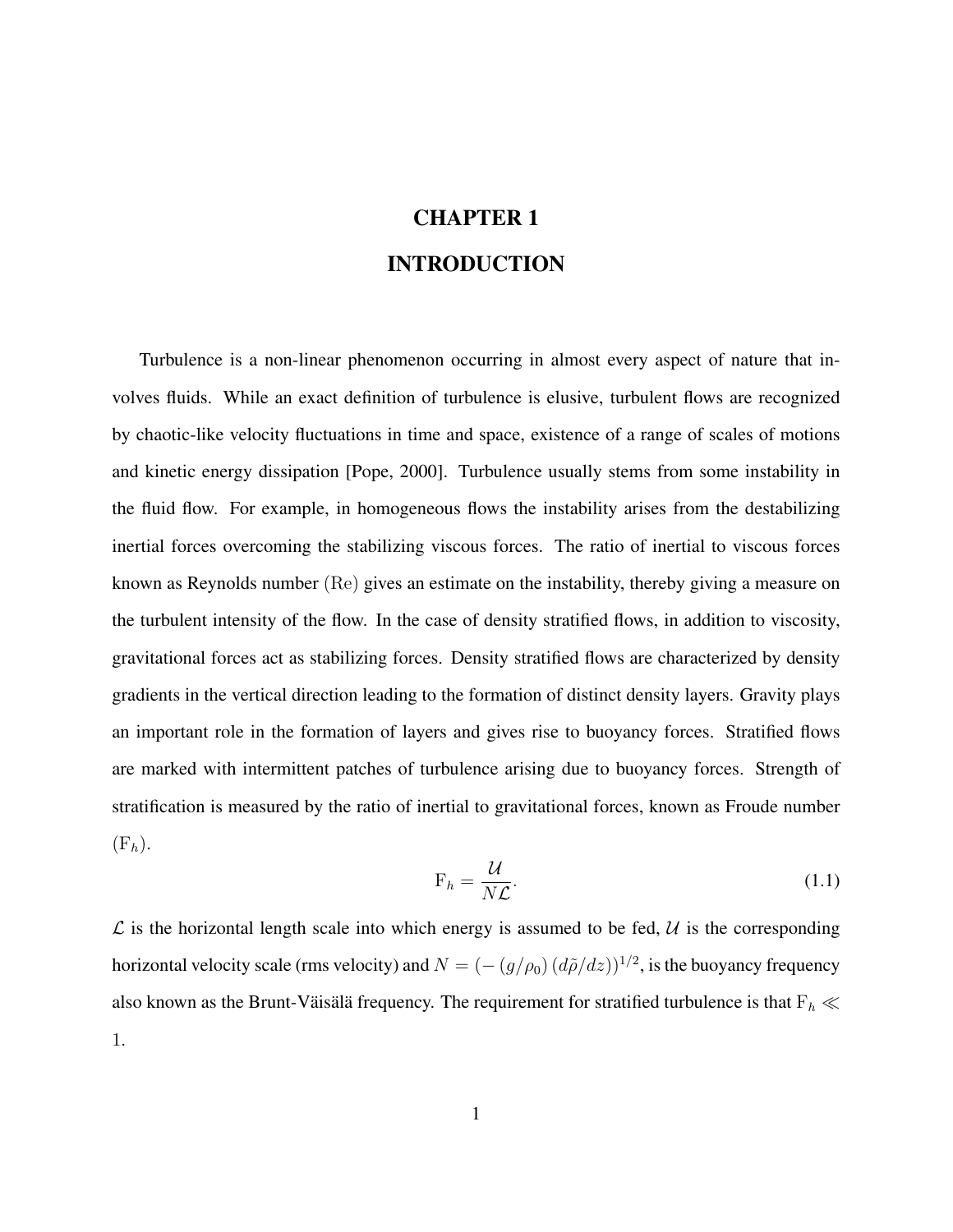# CHAPTER 1

# INTRODUCTION

Turbulence is a non-linear phenomenon occurring in almost every aspect of nature that involves fluids. While an exact definition of turbulence is elusive, turbulent flows are recognized by chaotic-like velocity fluctuations in time and space, existence of a range of scales of motions and kinetic energy dissipation [Pope, 2000]. Turbulence usually stems from some instability in the fluid flow. For example, in homogeneous flows the instability arises from the destabilizing inertial forces overcoming the stabilizing viscous forces. The ratio of inertial to viscous forces known as Reynolds number $(\mathrm{Re})$ gives an estimate on the instability, thereby giving a measure on the turbulent intensity of the flow. In the case of density stratified flows, in addition to viscosity, gravitational forces act as stabilizing forces. Density stratified flows are characterized by density gradients in the vertical direction leading to the formation of distinct density layers. Gravity plays an important role in the formation of layers and gives rise to buoyancy forces. Stratified flows are marked with intermittent patches of turbulence arising due to buoyancy forces. Strength of stratification is measured by the ratio of inertial to gravitational forces, known as Froude number $(\mathrm{F}_h)$.

$$\mathrm{F}_h = \frac{\mathcal{U}}{N\mathcal{L}}. \tag{1.1}$$

$\mathcal{L}$ is the horizontal length scale into which energy is assumed to be fed, $\mathcal{U}$ is the corresponding horizontal velocity scale (rms velocity) and $N = \left(-\left(g/\rho_0\right)\left(d\tilde{\rho}/dz\right)\right)^{1/2}$, is the buoyancy frequency also known as the Brunt-Väisälä frequency. The requirement for stratified turbulence is that $\mathrm{F}_h \ll 1$.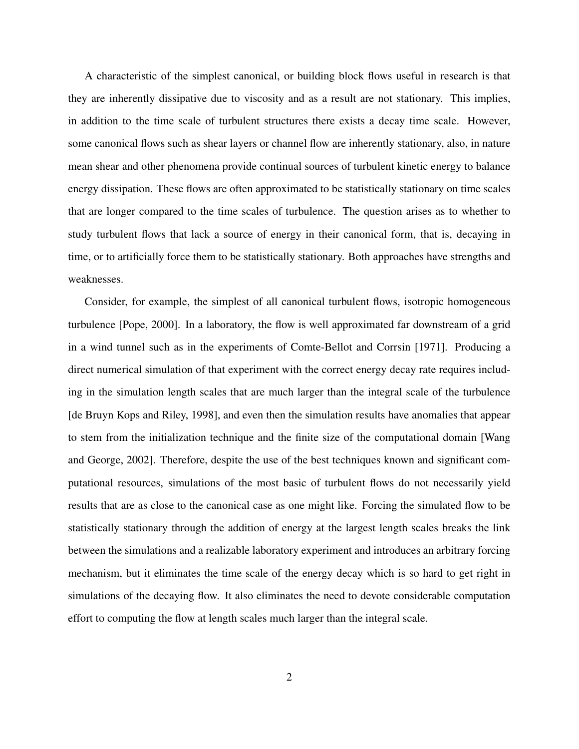A characteristic of the simplest canonical, or building block flows useful in research is that they are inherently dissipative due to viscosity and as a result are not stationary. This implies, in addition to the time scale of turbulent structures there exists a decay time scale. However, some canonical flows such as shear layers or channel flow are inherently stationary, also, in nature mean shear and other phenomena provide continual sources of turbulent kinetic energy to balance energy dissipation. These flows are often approximated to be statistically stationary on time scales that are longer compared to the time scales of turbulence. The question arises as to whether to study turbulent flows that lack a source of energy in their canonical form, that is, decaying in time, or to artificially force them to be statistically stationary. Both approaches have strengths and weaknesses.

Consider, for example, the simplest of all canonical turbulent flows, isotropic homogeneous turbulence [Pope, 2000]. In a laboratory, the flow is well approximated far downstream of a grid in a wind tunnel such as in the experiments of Comte-Bellot and Corrsin [1971]. Producing a direct numerical simulation of that experiment with the correct energy decay rate requires including in the simulation length scales that are much larger than the integral scale of the turbulence [de Bruyn Kops and Riley, 1998], and even then the simulation results have anomalies that appear to stem from the initialization technique and the finite size of the computational domain [Wang and George, 2002]. Therefore, despite the use of the best techniques known and significant computational resources, simulations of the most basic of turbulent flows do not necessarily yield results that are as close to the canonical case as one might like. Forcing the simulated flow to be statistically stationary through the addition of energy at the largest length scales breaks the link between the simulations and a realizable laboratory experiment and introduces an arbitrary forcing mechanism, but it eliminates the time scale of the energy decay which is so hard to get right in simulations of the decaying flow. It also eliminates the need to devote considerable computation effort to computing the flow at length scales much larger than the integral scale.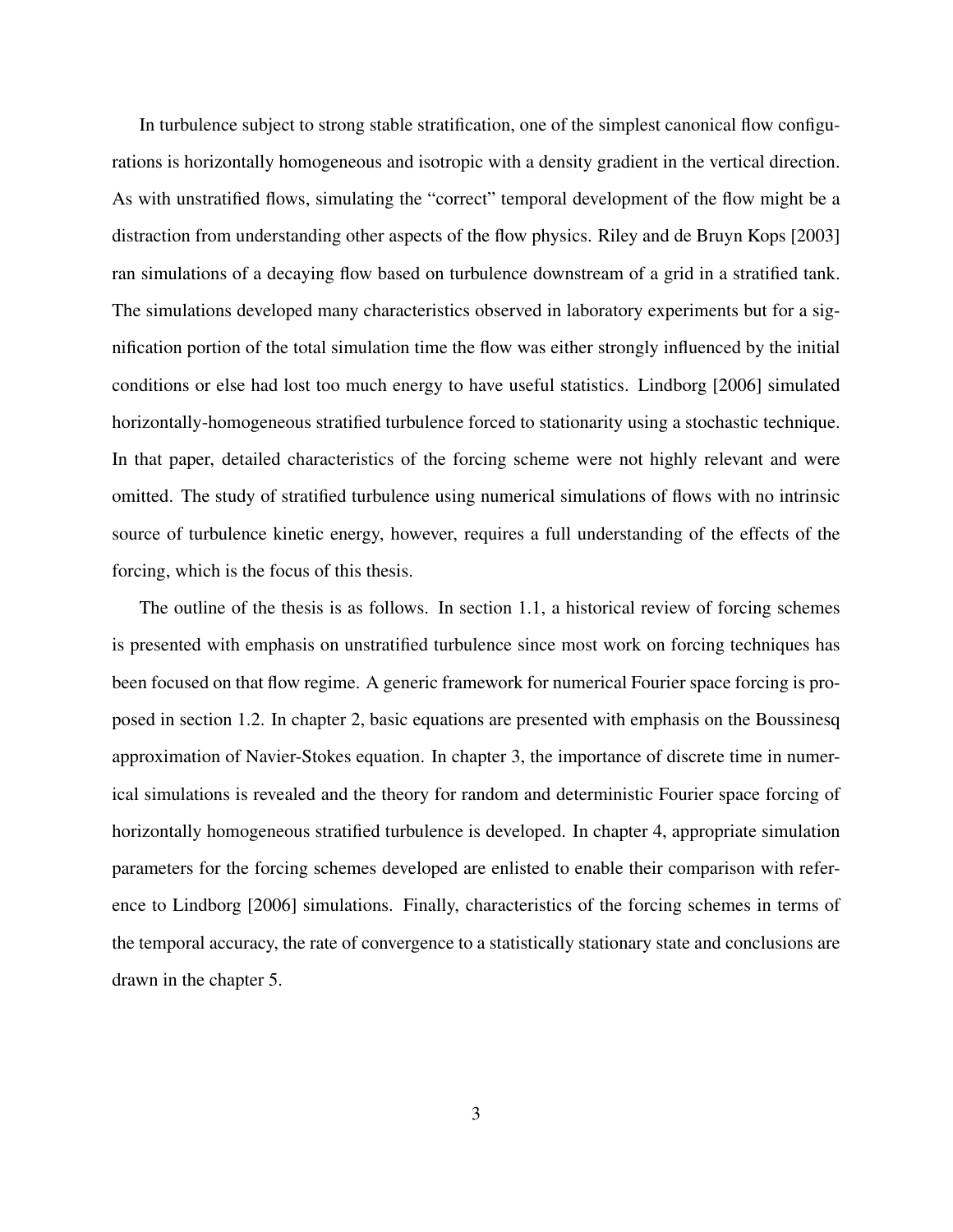In turbulence subject to strong stable stratification, one of the simplest canonical flow configurations is horizontally homogeneous and isotropic with a density gradient in the vertical direction. As with unstratified flows, simulating the "correct" temporal development of the flow might be a distraction from understanding other aspects of the flow physics. Riley and de Bruyn Kops [2003] ran simulations of a decaying flow based on turbulence downstream of a grid in a stratified tank. The simulations developed many characteristics observed in laboratory experiments but for a signification portion of the total simulation time the flow was either strongly influenced by the initial conditions or else had lost too much energy to have useful statistics. Lindborg [2006] simulated horizontally-homogeneous stratified turbulence forced to stationarity using a stochastic technique. In that paper, detailed characteristics of the forcing scheme were not highly relevant and were omitted. The study of stratified turbulence using numerical simulations of flows with no intrinsic source of turbulence kinetic energy, however, requires a full understanding of the effects of the forcing, which is the focus of this thesis.

The outline of the thesis is as follows. In section 1.1, a historical review of forcing schemes is presented with emphasis on unstratified turbulence since most work on forcing techniques has been focused on that flow regime. A generic framework for numerical Fourier space forcing is proposed in section 1.2. In chapter 2, basic equations are presented with emphasis on the Boussinesq approximation of Navier-Stokes equation. In chapter 3, the importance of discrete time in numerical simulations is revealed and the theory for random and deterministic Fourier space forcing of horizontally homogeneous stratified turbulence is developed. In chapter 4, appropriate simulation parameters for the forcing schemes developed are enlisted to enable their comparison with reference to Lindborg [2006] simulations. Finally, characteristics of the forcing schemes in terms of the temporal accuracy, the rate of convergence to a statistically stationary state and conclusions are drawn in the chapter 5.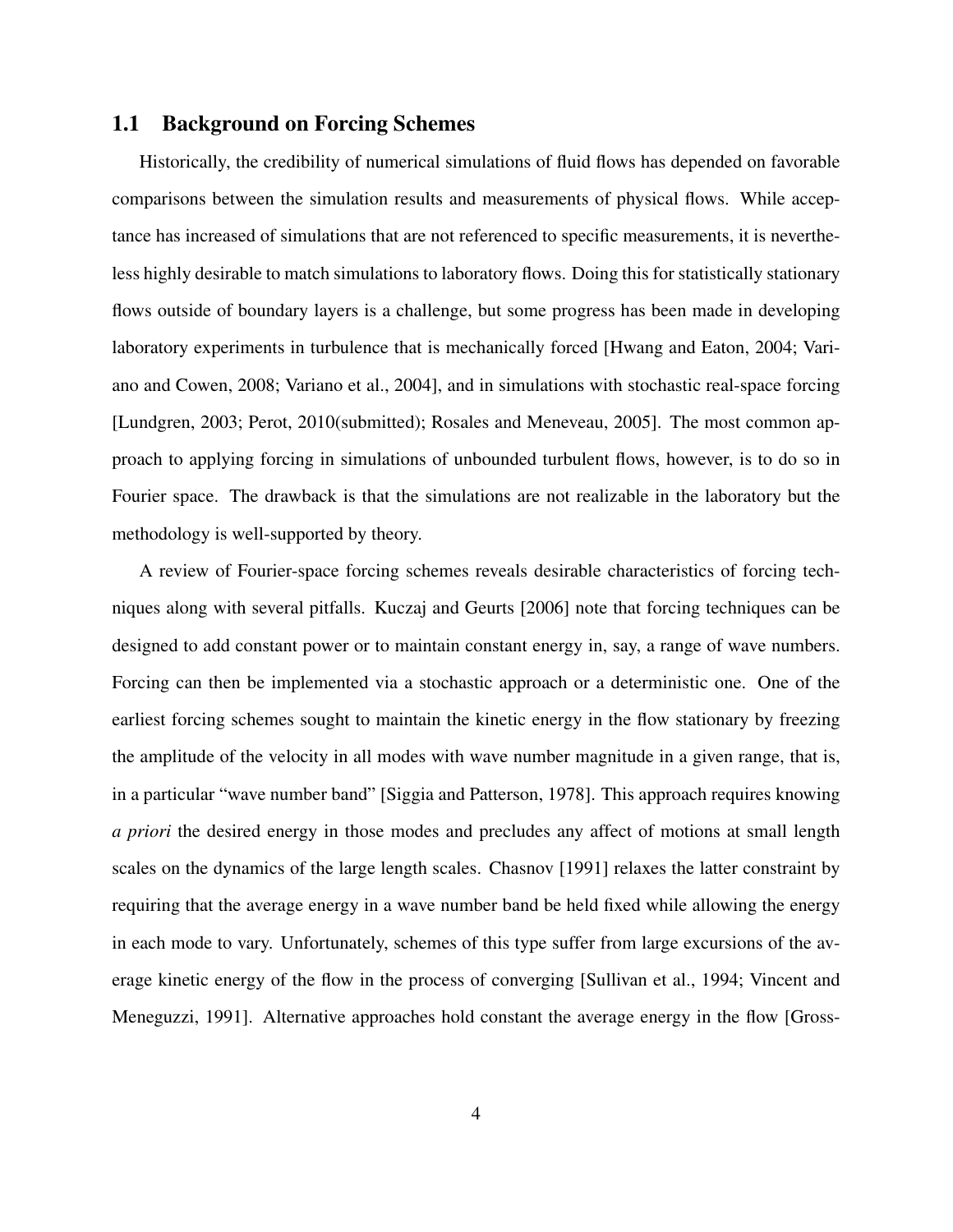## 1.1 Background on Forcing Schemes

Historically, the credibility of numerical simulations of fluid flows has depended on favorable comparisons between the simulation results and measurements of physical flows. While acceptance has increased of simulations that are not referenced to specific measurements, it is nevertheless highly desirable to match simulations to laboratory flows. Doing this for statistically stationary flows outside of boundary layers is a challenge, but some progress has been made in developing laboratory experiments in turbulence that is mechanically forced [Hwang and Eaton, 2004; Variano and Cowen, 2008; Variano et al., 2004], and in simulations with stochastic real-space forcing [Lundgren, 2003; Perot, 2010(submitted); Rosales and Meneveau, 2005]. The most common approach to applying forcing in simulations of unbounded turbulent flows, however, is to do so in Fourier space. The drawback is that the simulations are not realizable in the laboratory but the methodology is well-supported by theory.

A review of Fourier-space forcing schemes reveals desirable characteristics of forcing techniques along with several pitfalls. Kuczaj and Geurts [2006] note that forcing techniques can be designed to add constant power or to maintain constant energy in, say, a range of wave numbers. Forcing can then be implemented via a stochastic approach or a deterministic one. One of the earliest forcing schemes sought to maintain the kinetic energy in the flow stationary by freezing the amplitude of the velocity in all modes with wave number magnitude in a given range, that is, in a particular "wave number band" [Siggia and Patterson, 1978]. This approach requires knowing *a priori* the desired energy in those modes and precludes any affect of motions at small length scales on the dynamics of the large length scales. Chasnov [1991] relaxes the latter constraint by requiring that the average energy in a wave number band be held fixed while allowing the energy in each mode to vary. Unfortunately, schemes of this type suffer from large excursions of the average kinetic energy of the flow in the process of converging [Sullivan et al., 1994; Vincent and Meneguzzi, 1991]. Alternative approaches hold constant the average energy in the flow [Gross-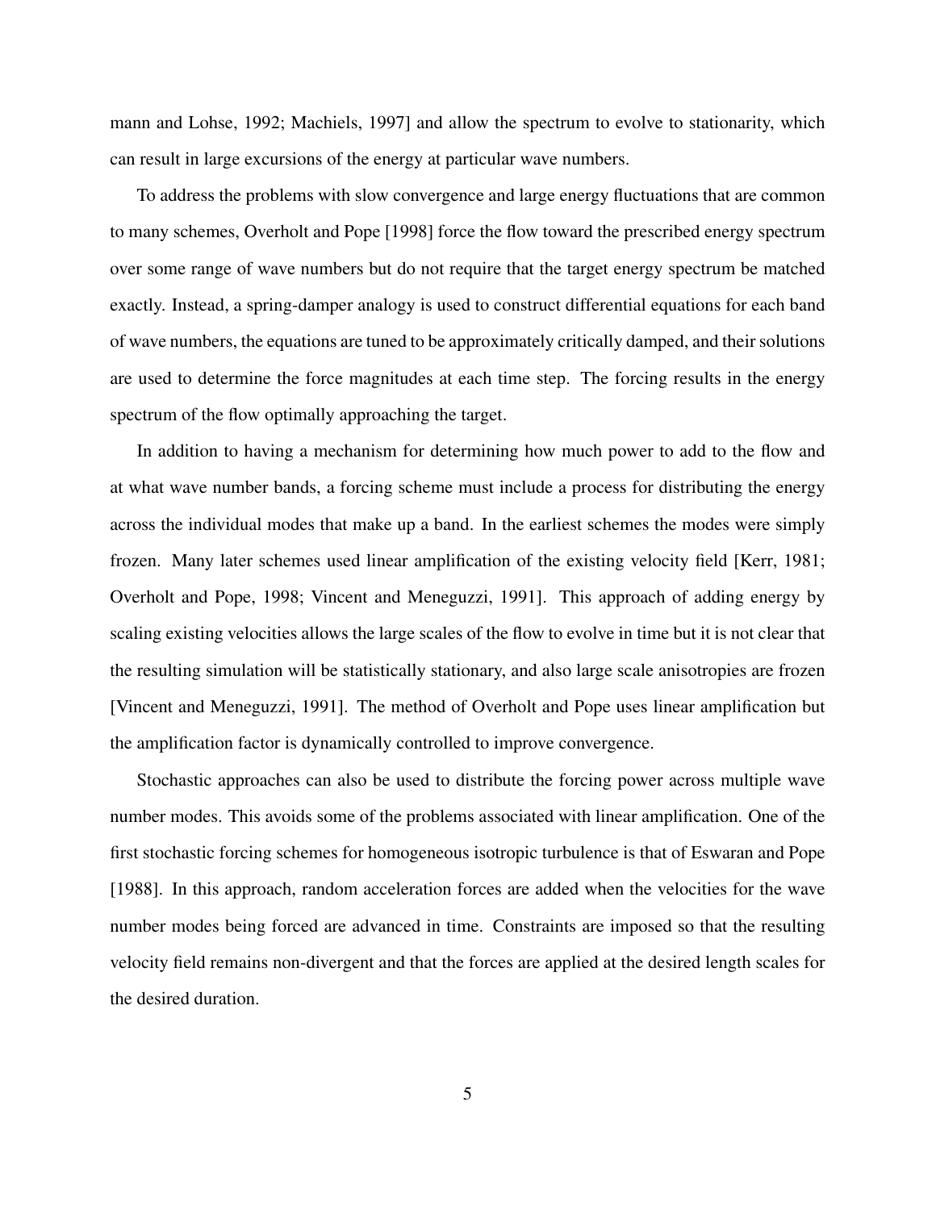mann and Lohse, 1992; Machiels, 1997] and allow the spectrum to evolve to stationarity, which can result in large excursions of the energy at particular wave numbers.

To address the problems with slow convergence and large energy fluctuations that are common to many schemes, Overholt and Pope [1998] force the flow toward the prescribed energy spectrum over some range of wave numbers but do not require that the target energy spectrum be matched exactly. Instead, a spring-damper analogy is used to construct differential equations for each band of wave numbers, the equations are tuned to be approximately critically damped, and their solutions are used to determine the force magnitudes at each time step. The forcing results in the energy spectrum of the flow optimally approaching the target.

In addition to having a mechanism for determining how much power to add to the flow and at what wave number bands, a forcing scheme must include a process for distributing the energy across the individual modes that make up a band. In the earliest schemes the modes were simply frozen. Many later schemes used linear amplification of the existing velocity field [Kerr, 1981; Overholt and Pope, 1998; Vincent and Meneguzzi, 1991]. This approach of adding energy by scaling existing velocities allows the large scales of the flow to evolve in time but it is not clear that the resulting simulation will be statistically stationary, and also large scale anisotropies are frozen [Vincent and Meneguzzi, 1991]. The method of Overholt and Pope uses linear amplification but the amplification factor is dynamically controlled to improve convergence.

Stochastic approaches can also be used to distribute the forcing power across multiple wave number modes. This avoids some of the problems associated with linear amplification. One of the first stochastic forcing schemes for homogeneous isotropic turbulence is that of Eswaran and Pope [1988]. In this approach, random acceleration forces are added when the velocities for the wave number modes being forced are advanced in time. Constraints are imposed so that the resulting velocity field remains non-divergent and that the forces are applied at the desired length scales for the desired duration.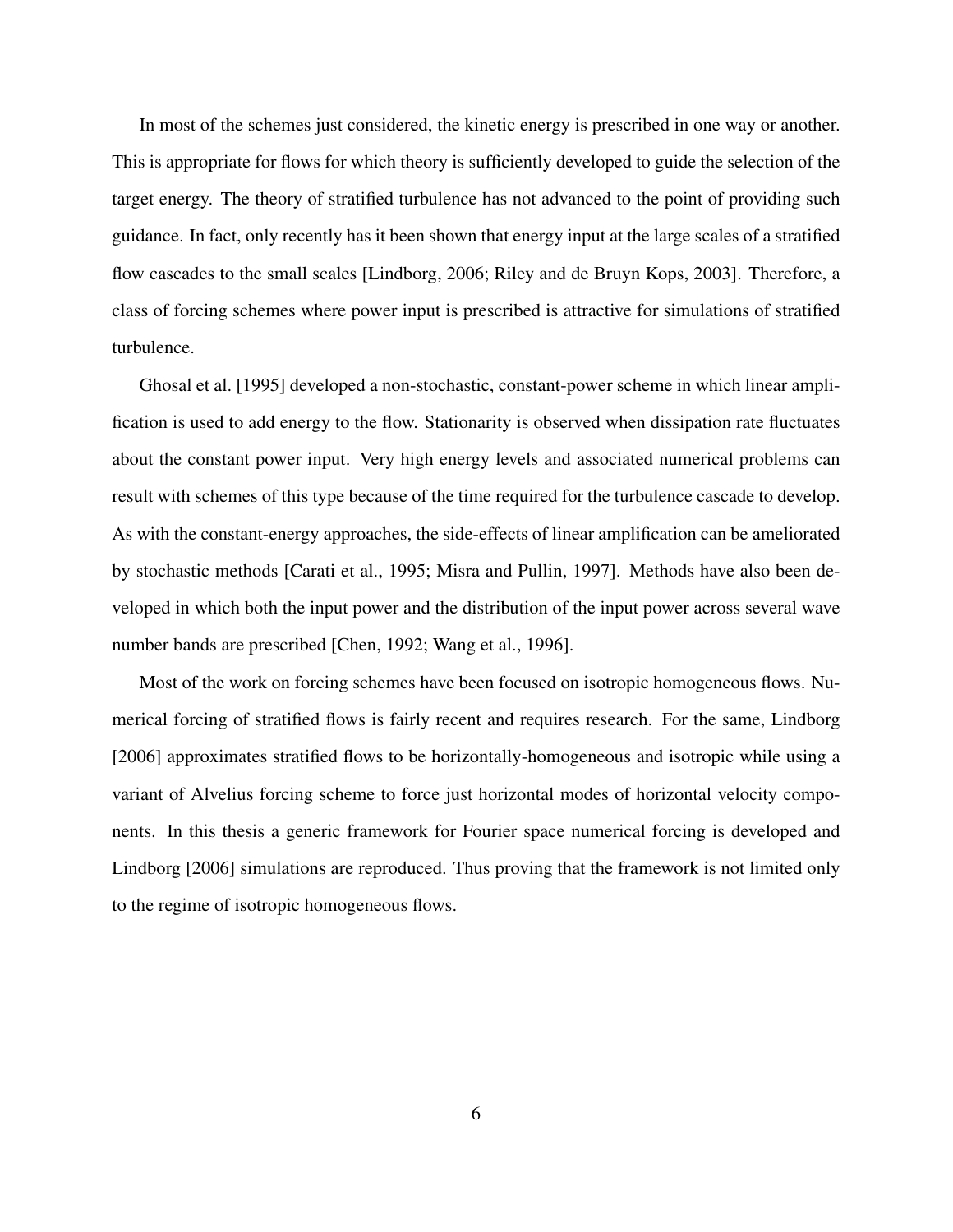In most of the schemes just considered, the kinetic energy is prescribed in one way or another. This is appropriate for flows for which theory is sufficiently developed to guide the selection of the target energy. The theory of stratified turbulence has not advanced to the point of providing such guidance. In fact, only recently has it been shown that energy input at the large scales of a stratified flow cascades to the small scales [Lindborg, 2006; Riley and de Bruyn Kops, 2003]. Therefore, a class of forcing schemes where power input is prescribed is attractive for simulations of stratified turbulence.

Ghosal et al. [1995] developed a non-stochastic, constant-power scheme in which linear amplification is used to add energy to the flow. Stationarity is observed when dissipation rate fluctuates about the constant power input. Very high energy levels and associated numerical problems can result with schemes of this type because of the time required for the turbulence cascade to develop. As with the constant-energy approaches, the side-effects of linear amplification can be ameliorated by stochastic methods [Carati et al., 1995; Misra and Pullin, 1997]. Methods have also been developed in which both the input power and the distribution of the input power across several wave number bands are prescribed [Chen, 1992; Wang et al., 1996].

Most of the work on forcing schemes have been focused on isotropic homogeneous flows. Numerical forcing of stratified flows is fairly recent and requires research. For the same, Lindborg [2006] approximates stratified flows to be horizontally-homogeneous and isotropic while using a variant of Alvelius forcing scheme to force just horizontal modes of horizontal velocity components. In this thesis a generic framework for Fourier space numerical forcing is developed and Lindborg [2006] simulations are reproduced. Thus proving that the framework is not limited only to the regime of isotropic homogeneous flows.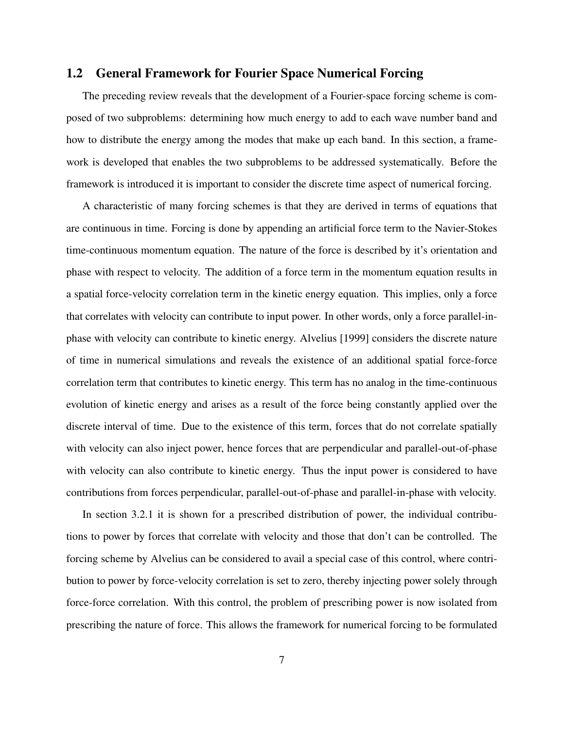## 1.2 General Framework for Fourier Space Numerical Forcing

The preceding review reveals that the development of a Fourier-space forcing scheme is composed of two subproblems: determining how much energy to add to each wave number band and how to distribute the energy among the modes that make up each band. In this section, a framework is developed that enables the two subproblems to be addressed systematically. Before the framework is introduced it is important to consider the discrete time aspect of numerical forcing.

A characteristic of many forcing schemes is that they are derived in terms of equations that are continuous in time. Forcing is done by appending an artificial force term to the Navier-Stokes time-continuous momentum equation. The nature of the force is described by it's orientation and phase with respect to velocity. The addition of a force term in the momentum equation results in a spatial force-velocity correlation term in the kinetic energy equation. This implies, only a force that correlates with velocity can contribute to input power. In other words, only a force parallel-in-phase with velocity can contribute to kinetic energy. Alvelius [1999] considers the discrete nature of time in numerical simulations and reveals the existence of an additional spatial force-force correlation term that contributes to kinetic energy. This term has no analog in the time-continuous evolution of kinetic energy and arises as a result of the force being constantly applied over the discrete interval of time. Due to the existence of this term, forces that do not correlate spatially with velocity can also inject power, hence forces that are perpendicular and parallel-out-of-phase with velocity can also contribute to kinetic energy. Thus the input power is considered to have contributions from forces perpendicular, parallel-out-of-phase and parallel-in-phase with velocity.

In section 3.2.1 it is shown for a prescribed distribution of power, the individual contributions to power by forces that correlate with velocity and those that don't can be controlled. The forcing scheme by Alvelius can be considered to avail a special case of this control, where contribution to power by force-velocity correlation is set to zero, thereby injecting power solely through force-force correlation. With this control, the problem of prescribing power is now isolated from prescribing the nature of force. This allows the framework for numerical forcing to be formulated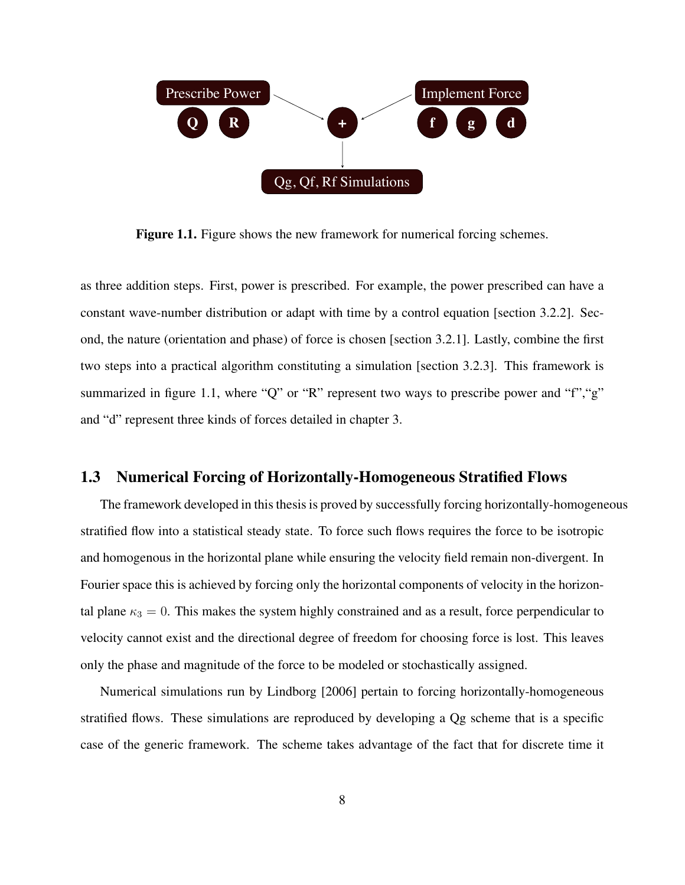Prescribe Power

**Q** **R**

**+**

Implement Force

**f** **g** **d**

Qg, Qf, Rf Simulations

**Figure 1.1.** Figure shows the new framework for numerical forcing schemes.

as three addition steps. First, power is prescribed. For example, the power prescribed can have a constant wave-number distribution or adapt with time by a control equation [section 3.2.2]. Second, the nature (orientation and phase) of force is chosen [section 3.2.1]. Lastly, combine the first two steps into a practical algorithm constituting a simulation [section 3.2.3]. This framework is summarized in figure 1.1, where "Q" or "R" represent two ways to prescribe power and "f","g" and "d" represent three kinds of forces detailed in chapter 3.

## 1.3 Numerical Forcing of Horizontally-Homogeneous Stratified Flows

The framework developed in this thesis is proved by successfully forcing horizontally-homogeneous stratified flow into a statistical steady state. To force such flows requires the force to be isotropic and homogenous in the horizontal plane while ensuring the velocity field remain non-divergent. In Fourier space this is achieved by forcing only the horizontal components of velocity in the horizontal plane $\kappa_3 = 0$. This makes the system highly constrained and as a result, force perpendicular to velocity cannot exist and the directional degree of freedom for choosing force is lost. This leaves only the phase and magnitude of the force to be modeled or stochastically assigned.

Numerical simulations run by Lindborg [2006] pertain to forcing horizontally-homogeneous stratified flows. These simulations are reproduced by developing a Qg scheme that is a specific case of the generic framework. The scheme takes advantage of the fact that for discrete time it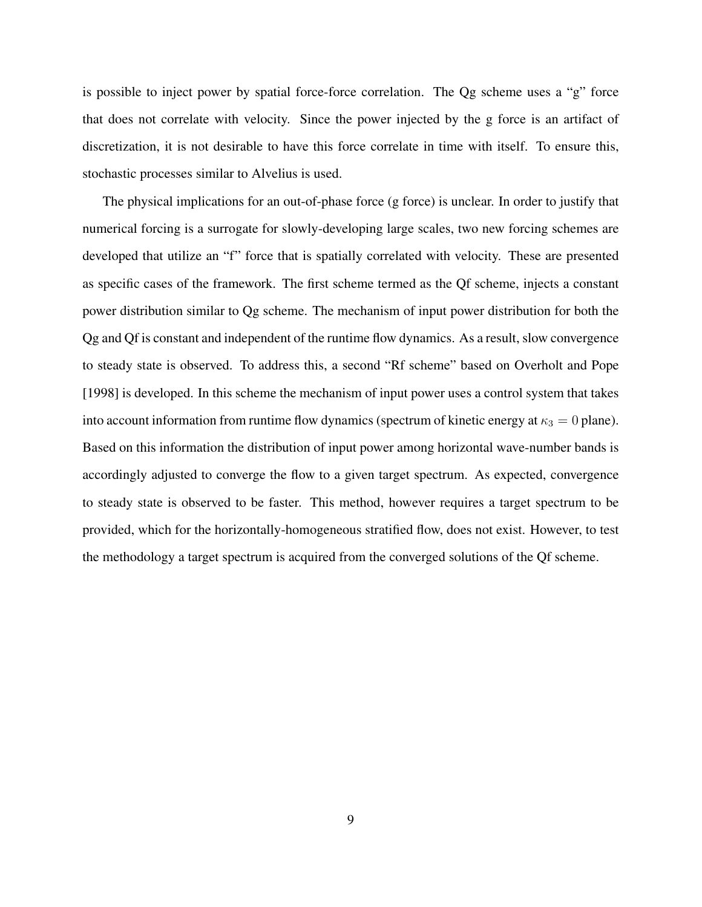is possible to inject power by spatial force-force correlation. The Qg scheme uses a "g" force that does not correlate with velocity. Since the power injected by the g force is an artifact of discretization, it is not desirable to have this force correlate in time with itself. To ensure this, stochastic processes similar to Alvelius is used.

The physical implications for an out-of-phase force (g force) is unclear. In order to justify that numerical forcing is a surrogate for slowly-developing large scales, two new forcing schemes are developed that utilize an "f" force that is spatially correlated with velocity. These are presented as specific cases of the framework. The first scheme termed as the Qf scheme, injects a constant power distribution similar to Qg scheme. The mechanism of input power distribution for both the Qg and Qf is constant and independent of the runtime flow dynamics. As a result, slow convergence to steady state is observed. To address this, a second "Rf scheme" based on Overholt and Pope [1998] is developed. In this scheme the mechanism of input power uses a control system that takes into account information from runtime flow dynamics (spectrum of kinetic energy at $\kappa_3 = 0$ plane). Based on this information the distribution of input power among horizontal wave-number bands is accordingly adjusted to converge the flow to a given target spectrum. As expected, convergence to steady state is observed to be faster. This method, however requires a target spectrum to be provided, which for the horizontally-homogeneous stratified flow, does not exist. However, to test the methodology a target spectrum is acquired from the converged solutions of the Qf scheme.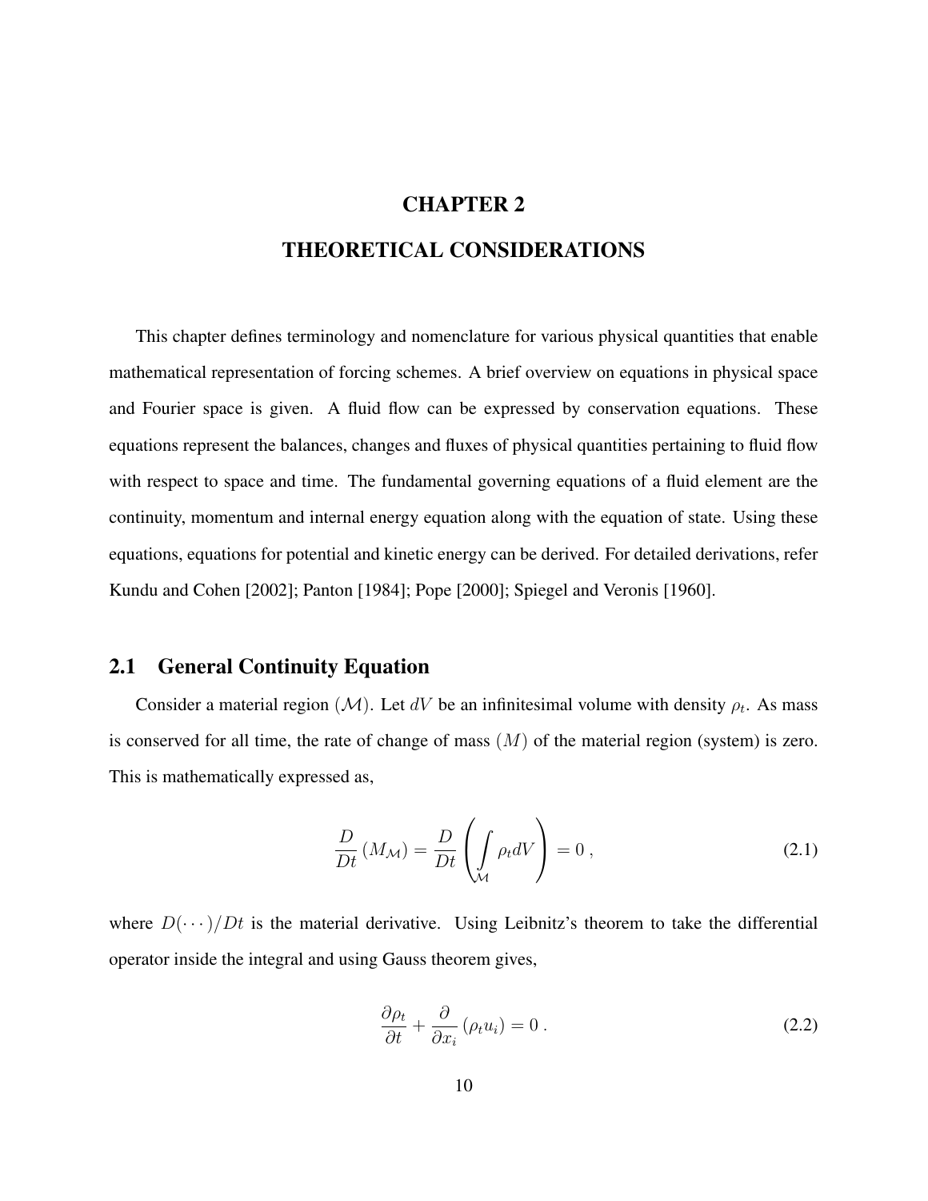# CHAPTER 2

# THEORETICAL CONSIDERATIONS

This chapter defines terminology and nomenclature for various physical quantities that enable mathematical representation of forcing schemes. A brief overview on equations in physical space and Fourier space is given. A fluid flow can be expressed by conservation equations. These equations represent the balances, changes and fluxes of physical quantities pertaining to fluid flow with respect to space and time. The fundamental governing equations of a fluid element are the continuity, momentum and internal energy equation along with the equation of state. Using these equations, equations for potential and kinetic energy can be derived. For detailed derivations, refer Kundu and Cohen [2002]; Panton [1984]; Pope [2000]; Spiegel and Veronis [1960].

## 2.1 General Continuity Equation

Consider a material region $(\mathcal{M})$. Let $dV$ be an infinitesimal volume with density $\rho_t$. As mass is conserved for all time, the rate of change of mass $(M)$ of the material region (system) is zero. This is mathematically expressed as,

$$\frac{D}{Dt}\left(M_{\mathcal{M}}\right) = \frac{D}{Dt}\left(\int\limits_{\mathcal{M}} \rho_t dV\right) = 0\,, \tag{2.1}$$

where $D(\cdots)/Dt$ is the material derivative. Using Leibnitz's theorem to take the differential operator inside the integral and using Gauss theorem gives,

$$\frac{\partial \rho_t}{\partial t} + \frac{\partial}{\partial x_i}\left(\rho_t u_i\right) = 0\,. \tag{2.2}$$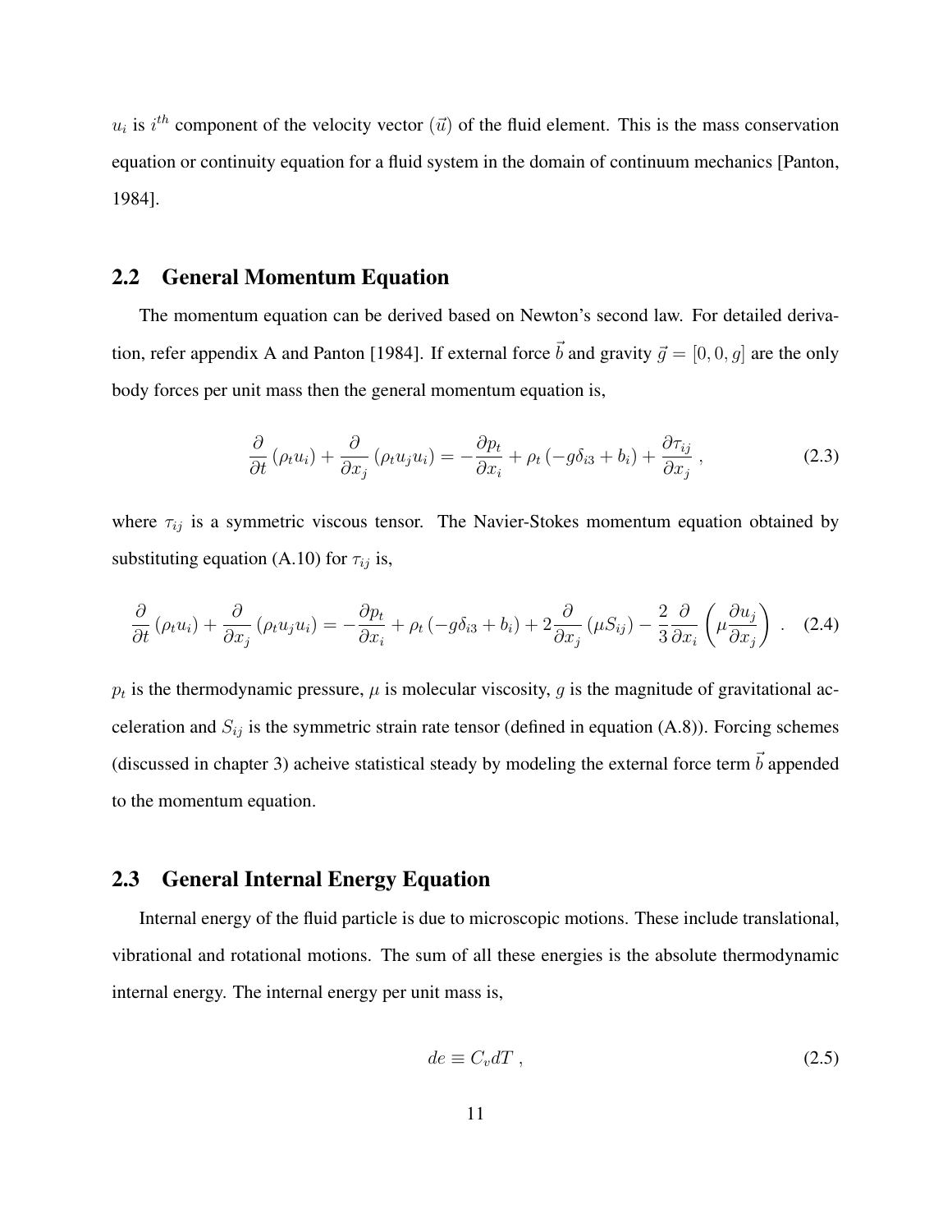$u_i$ is $i^{th}$ component of the velocity vector ($\vec{u}$) of the fluid element. This is the mass conservation equation or continuity equation for a fluid system in the domain of continuum mechanics [Panton, 1984].

## 2.2 General Momentum Equation

The momentum equation can be derived based on Newton's second law. For detailed derivation, refer appendix A and Panton [1984]. If external force $\vec{b}$ and gravity $\vec{g} = [0, 0, g]$ are the only body forces per unit mass then the general momentum equation is,

$$\frac{\partial}{\partial t}\left(\rho_t u_i\right) + \frac{\partial}{\partial x_j}\left(\rho_t u_j u_i\right) = -\frac{\partial p_t}{\partial x_i} + \rho_t\left(-g\delta_{i3} + b_i\right) + \frac{\partial \tau_{ij}}{\partial x_j}\ , \tag{2.3}$$

where $\tau_{ij}$ is a symmetric viscous tensor. The Navier-Stokes momentum equation obtained by substituting equation (A.10) for $\tau_{ij}$ is,

$$\frac{\partial}{\partial t}\left(\rho_t u_i\right) + \frac{\partial}{\partial x_j}\left(\rho_t u_j u_i\right) = -\frac{\partial p_t}{\partial x_i} + \rho_t\left(-g\delta_{i3} + b_i\right) + 2\frac{\partial}{\partial x_j}\left(\mu S_{ij}\right) - \frac{2}{3}\frac{\partial}{\partial x_i}\left(\mu\frac{\partial u_j}{\partial x_j}\right)\ . \tag{2.4}$$

$p_t$ is the thermodynamic pressure, $\mu$ is molecular viscosity, $g$ is the magnitude of gravitational acceleration and $S_{ij}$ is the symmetric strain rate tensor (defined in equation (A.8)). Forcing schemes (discussed in chapter 3) acheive statistical steady by modeling the external force term $\vec{b}$ appended to the momentum equation.

## 2.3 General Internal Energy Equation

Internal energy of the fluid particle is due to microscopic motions. These include translational, vibrational and rotational motions. The sum of all these energies is the absolute thermodynamic internal energy. The internal energy per unit mass is,

$$de \equiv C_v dT\ , \tag{2.5}$$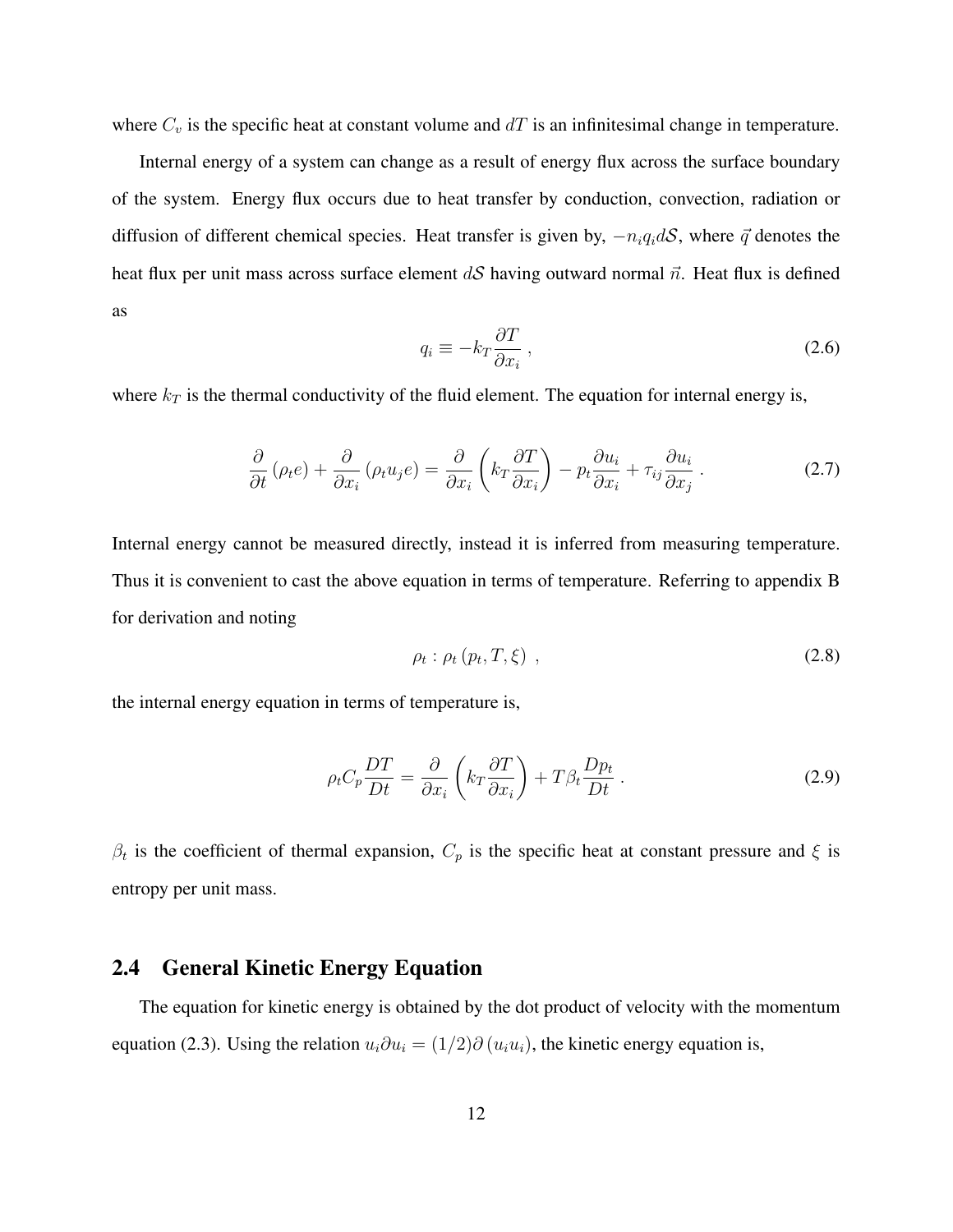where $C_v$ is the specific heat at constant volume and $dT$ is an infinitesimal change in temperature.

Internal energy of a system can change as a result of energy flux across the surface boundary of the system. Energy flux occurs due to heat transfer by conduction, convection, radiation or diffusion of different chemical species. Heat transfer is given by, $-n_i q_i d\mathcal{S}$, where $\vec{q}$ denotes the heat flux per unit mass across surface element $d\mathcal{S}$ having outward normal $\vec{n}$. Heat flux is defined as

$$q_i \equiv -k_T \frac{\partial T}{\partial x_i} \, , \tag{2.6}$$

where $k_T$ is the thermal conductivity of the fluid element. The equation for internal energy is,

$$\frac{\partial}{\partial t}\left(\rho_t e\right) + \frac{\partial}{\partial x_i}\left(\rho_t u_j e\right) = \frac{\partial}{\partial x_i}\left(k_T \frac{\partial T}{\partial x_i}\right) - p_t \frac{\partial u_i}{\partial x_i} + \tau_{ij}\frac{\partial u_i}{\partial x_j} \, . \tag{2.7}$$

Internal energy cannot be measured directly, instead it is inferred from measuring temperature. Thus it is convenient to cast the above equation in terms of temperature. Referring to appendix B for derivation and noting

$$\rho_t : \rho_t\left(p_t, T, \xi\right) \, , \tag{2.8}$$

the internal energy equation in terms of temperature is,

$$\rho_t C_p \frac{DT}{Dt} = \frac{\partial}{\partial x_i}\left(k_T \frac{\partial T}{\partial x_i}\right) + T\beta_t \frac{Dp_t}{Dt} \, . \tag{2.9}$$

$\beta_t$ is the coefficient of thermal expansion, $C_p$ is the specific heat at constant pressure and $\xi$ is entropy per unit mass.

## 2.4 General Kinetic Energy Equation

The equation for kinetic energy is obtained by the dot product of velocity with the momentum equation (2.3). Using the relation $u_i \partial u_i = (1/2)\partial\left(u_i u_i\right)$, the kinetic energy equation is,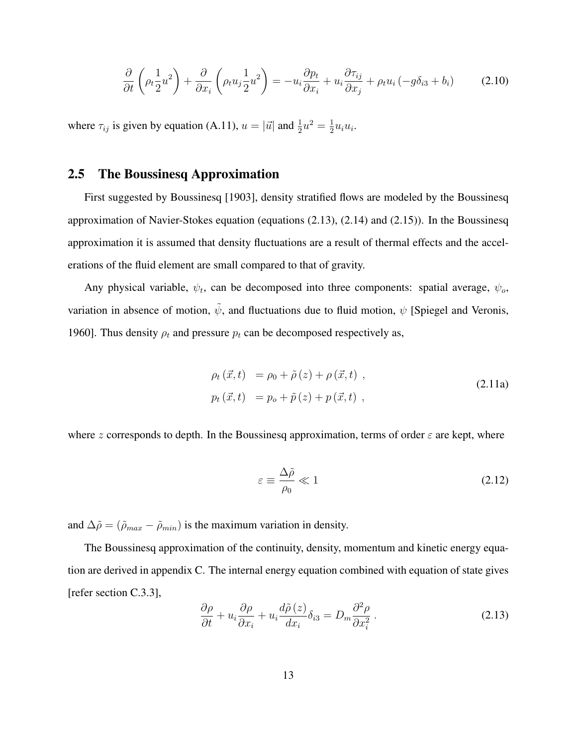$$\frac{\partial}{\partial t}\left(\rho_t \frac{1}{2}u^2\right) + \frac{\partial}{\partial x_i}\left(\rho_t u_j \frac{1}{2}u^2\right) = -u_i \frac{\partial p_t}{\partial x_i} + u_i \frac{\partial \tau_{ij}}{\partial x_j} + \rho_t u_i \left(-g\delta_{i3} + b_i\right) \tag{2.10}$$

where $\tau_{ij}$ is given by equation (A.11), $u = |\vec{u}|$ and $\frac{1}{2}u^2 = \frac{1}{2}u_i u_i$.

## 2.5 The Boussinesq Approximation

First suggested by Boussinesq [1903], density stratified flows are modeled by the Boussinesq approximation of Navier-Stokes equation (equations (2.13), (2.14) and (2.15)). In the Boussinesq approximation it is assumed that density fluctuations are a result of thermal effects and the accelerations of the fluid element are small compared to that of gravity.

Any physical variable, $\psi_t$, can be decomposed into three components: spatial average, $\psi_o$, variation in absence of motion, $\tilde{\psi}$, and fluctuations due to fluid motion, $\psi$ [Spiegel and Veronis, 1960]. Thus density $\rho_t$ and pressure $p_t$ can be decomposed respectively as,

$$\begin{aligned} \rho_t\left(\vec{x}, t\right) &= \rho_0 + \tilde{\rho}\left(z\right) + \rho\left(\vec{x}, t\right)\ , \\ p_t\left(\vec{x}, t\right) &= p_o + \tilde{p}\left(z\right) + p\left(\vec{x}, t\right)\ , \end{aligned} \tag{2.11a}$$

where $z$ corresponds to depth. In the Boussinesq approximation, terms of order $\varepsilon$ are kept, where

$$\varepsilon \equiv \frac{\Delta\tilde{\rho}}{\rho_0} \ll 1 \tag{2.12}$$

and $\Delta\tilde{\rho} = (\tilde{\rho}_{max} - \tilde{\rho}_{min})$ is the maximum variation in density.

The Boussinesq approximation of the continuity, density, momentum and kinetic energy equation are derived in appendix C. The internal energy equation combined with equation of state gives [refer section C.3.3],

$$\frac{\partial \rho}{\partial t} + u_i \frac{\partial \rho}{\partial x_i} + u_i \frac{d\tilde{\rho}\left(z\right)}{dx_i}\delta_{i3} = D_m \frac{\partial^2 \rho}{\partial x_i^2}\ . \tag{2.13}$$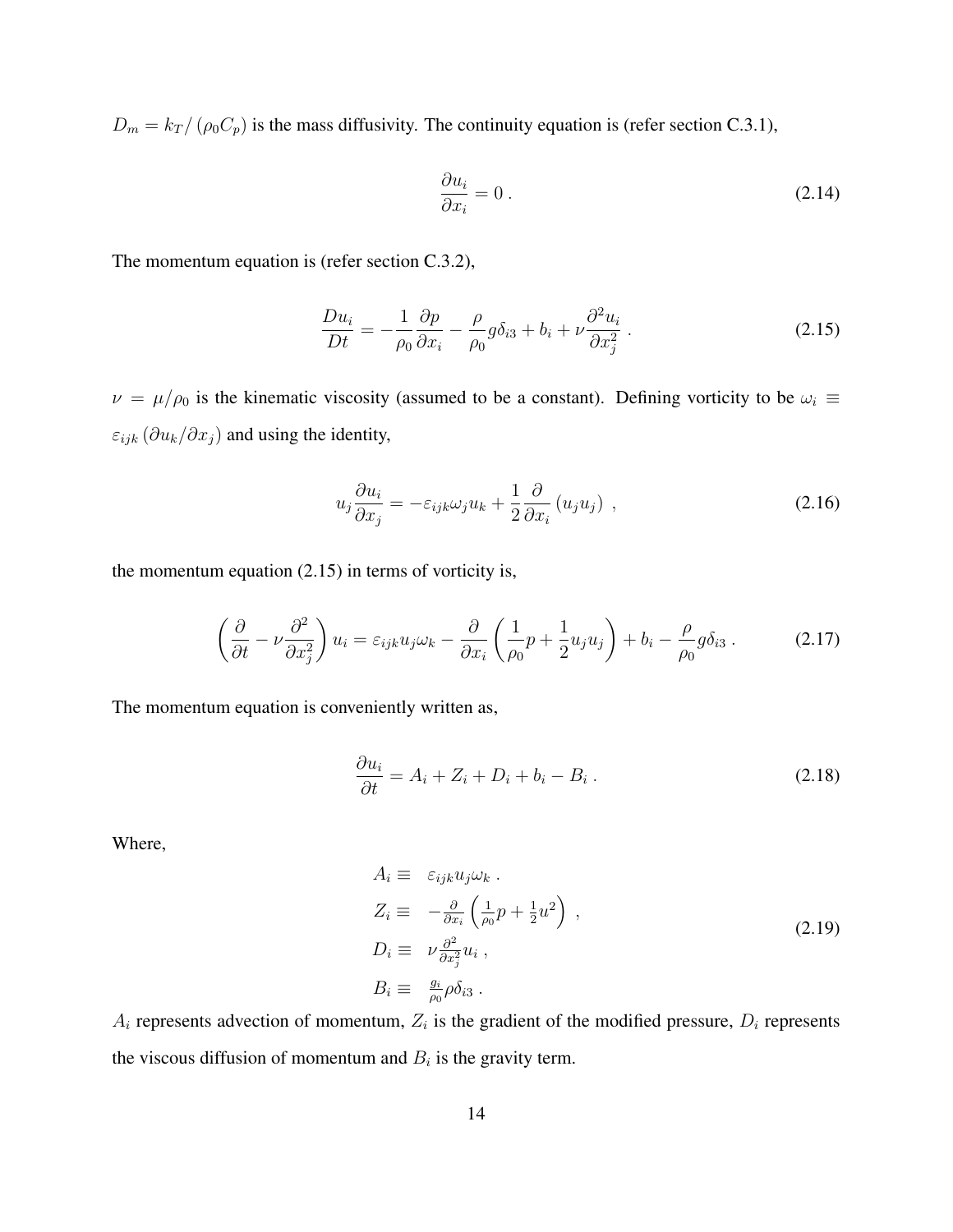$D_m = k_T / (\rho_0 C_p)$ is the mass diffusivity. The continuity equation is (refer section C.3.1),

$$\frac{\partial u_i}{\partial x_i} = 0 \, . \tag{2.14}$$

The momentum equation is (refer section C.3.2),

$$\frac{Du_i}{Dt} = -\frac{1}{\rho_0}\frac{\partial p}{\partial x_i} - \frac{\rho}{\rho_0} g \delta_{i3} + b_i + \nu \frac{\partial^2 u_i}{\partial x_j^2} \, . \tag{2.15}$$

$\nu = \mu/\rho_0$ is the kinematic viscosity (assumed to be a constant). Defining vorticity to be $\omega_i \equiv \varepsilon_{ijk} \left( \partial u_k / \partial x_j \right)$ and using the identity,

$$u_j \frac{\partial u_i}{\partial x_j} = -\varepsilon_{ijk} \omega_j u_k + \frac{1}{2}\frac{\partial}{\partial x_i}\left(u_j u_j\right) \, , \tag{2.16}$$

the momentum equation (2.15) in terms of vorticity is,

$$\left( \frac{\partial}{\partial t} - \nu \frac{\partial^2}{\partial x_j^2} \right) u_i = \varepsilon_{ijk} u_j \omega_k - \frac{\partial}{\partial x_i}\left( \frac{1}{\rho_0} p + \frac{1}{2} u_j u_j \right) + b_i - \frac{\rho}{\rho_0} g \delta_{i3} \, . \tag{2.17}$$

The momentum equation is conveniently written as,

$$\frac{\partial u_i}{\partial t} = A_i + Z_i + D_i + b_i - B_i \, . \tag{2.18}$$

Where,

$$\begin{aligned} A_i \equiv & \;\; \varepsilon_{ijk} u_j \omega_k \, . \\ Z_i \equiv & \;\; -\frac{\partial}{\partial x_i}\left( \frac{1}{\rho_0} p + \frac{1}{2} u^2 \right) \, , \\ D_i \equiv & \;\; \nu \frac{\partial^2}{\partial x_j^2} u_i \, , \\ B_i \equiv & \;\; \frac{g_i}{\rho_0} \rho \delta_{i3} \, . \end{aligned} \tag{2.19}$$

$A_i$ represents advection of momentum, $Z_i$ is the gradient of the modified pressure, $D_i$ represents the viscous diffusion of momentum and $B_i$ is the gravity term.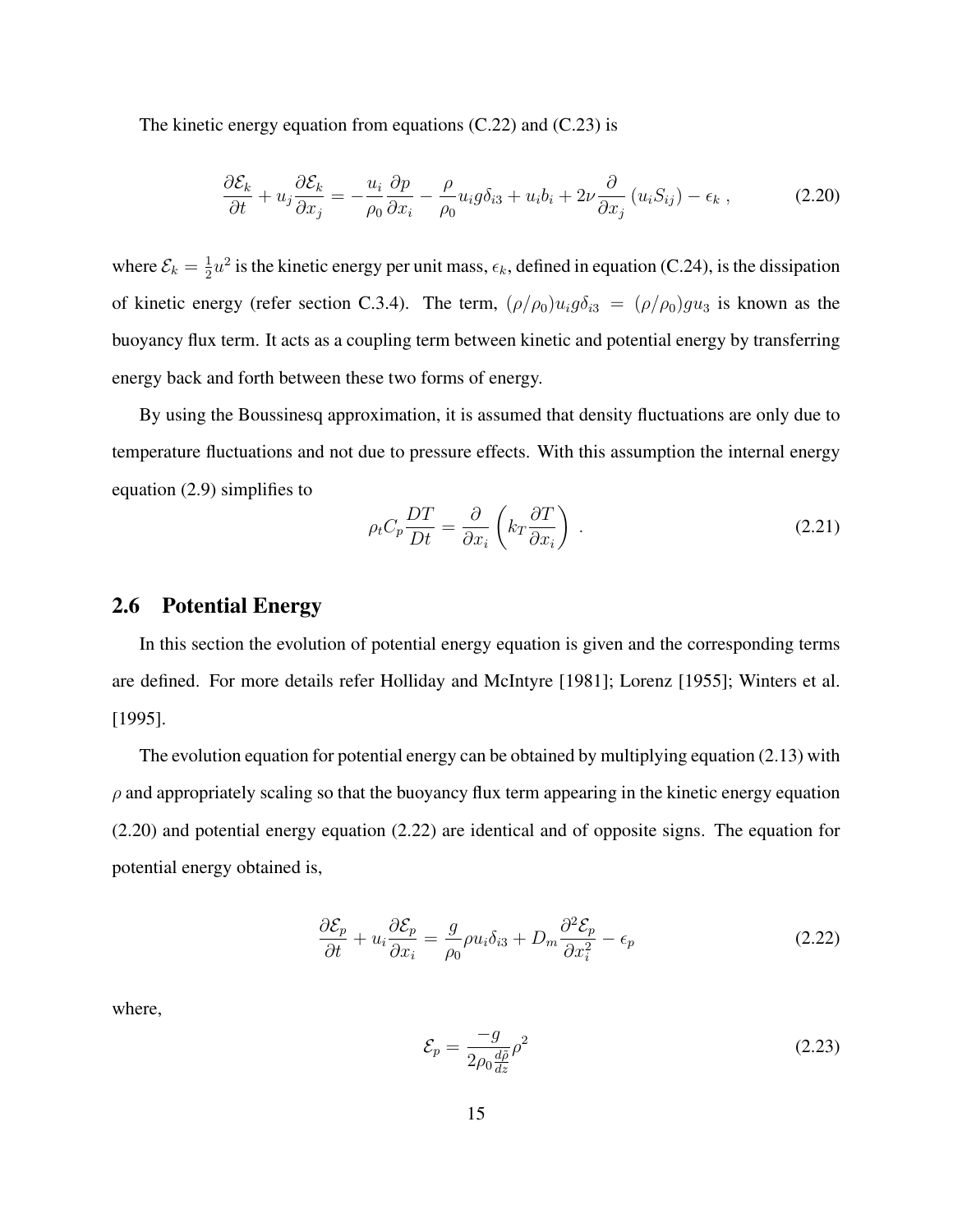The kinetic energy equation from equations (C.22) and (C.23) is

$$\frac{\partial \mathcal{E}_k}{\partial t} + u_j \frac{\partial \mathcal{E}_k}{\partial x_j} = -\frac{u_i}{\rho_0}\frac{\partial p}{\partial x_i} - \frac{\rho}{\rho_0} u_i g \delta_{i3} + u_i b_i + 2\nu \frac{\partial}{\partial x_j}\left(u_i S_{ij}\right) - \epsilon_k \ , \tag{2.20}$$

where $\mathcal{E}_k = \frac{1}{2}u^2$ is the kinetic energy per unit mass, $\epsilon_k$, defined in equation (C.24), is the dissipation of kinetic energy (refer section C.3.4). The term, $(\rho/\rho_0)u_i g \delta_{i3} = (\rho/\rho_0) g u_3$ is known as the buoyancy flux term. It acts as a coupling term between kinetic and potential energy by transferring energy back and forth between these two forms of energy.

By using the Boussinesq approximation, it is assumed that density fluctuations are only due to temperature fluctuations and not due to pressure effects. With this assumption the internal energy equation (2.9) simplifies to

$$\rho_t C_p \frac{DT}{Dt} = \frac{\partial}{\partial x_i}\left(k_T \frac{\partial T}{\partial x_i}\right) \ . \tag{2.21}$$

## 2.6 Potential Energy

In this section the evolution of potential energy equation is given and the corresponding terms are defined. For more details refer Holliday and McIntyre [1981]; Lorenz [1955]; Winters et al. [1995].

The evolution equation for potential energy can be obtained by multiplying equation (2.13) with $\rho$ and appropriately scaling so that the buoyancy flux term appearing in the kinetic energy equation (2.20) and potential energy equation (2.22) are identical and of opposite signs. The equation for potential energy obtained is,

$$\frac{\partial \mathcal{E}_p}{\partial t} + u_i \frac{\partial \mathcal{E}_p}{\partial x_i} = \frac{g}{\rho_0}\rho u_i \delta_{i3} + D_m \frac{\partial^2 \mathcal{E}_p}{\partial x_i^2} - \epsilon_p \tag{2.22}$$

where,

$$\mathcal{E}_p = \frac{-g}{2\rho_0 \frac{d\bar{\rho}}{dz}}\rho^2 \tag{2.23}$$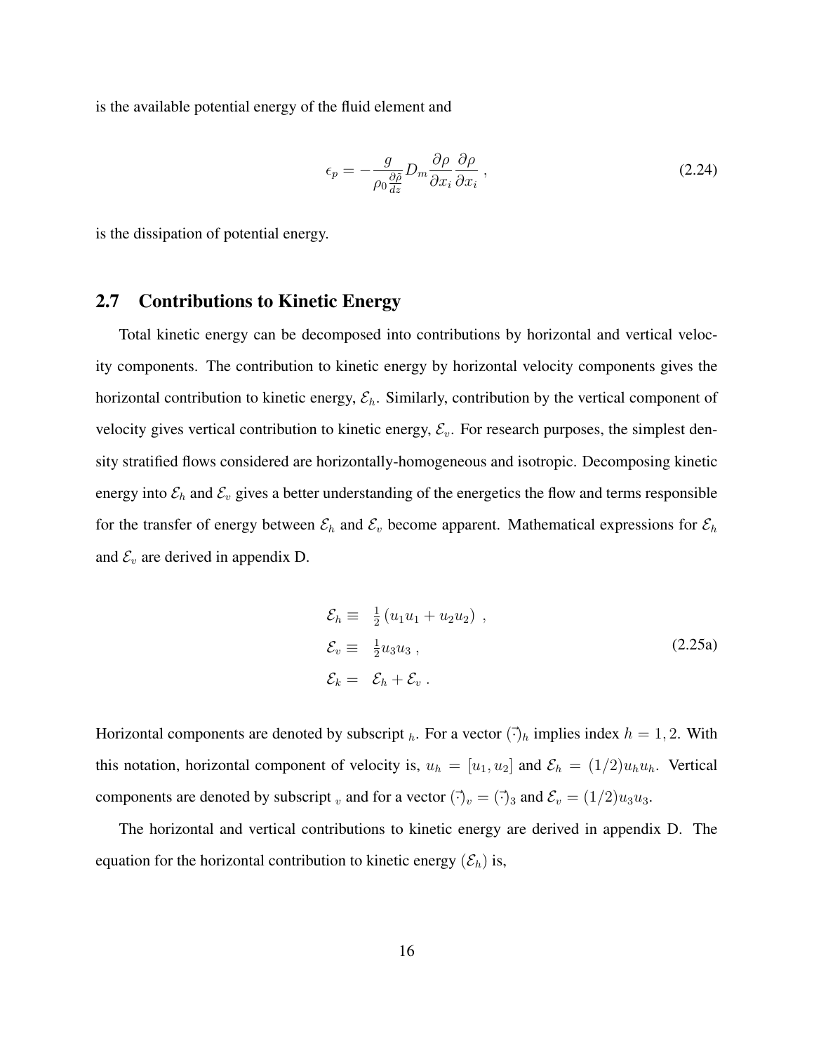is the available potential energy of the fluid element and

$$\epsilon_p = -\frac{g}{\rho_0 \frac{\partial \bar{\rho}}{dz}} D_m \frac{\partial \rho}{\partial x_i} \frac{\partial \rho}{\partial x_i} \ , \tag{2.24}$$

is the dissipation of potential energy.

## 2.7 Contributions to Kinetic Energy

Total kinetic energy can be decomposed into contributions by horizontal and vertical velocity components. The contribution to kinetic energy by horizontal velocity components gives the horizontal contribution to kinetic energy, $\mathcal{E}_h$. Similarly, contribution by the vertical component of velocity gives vertical contribution to kinetic energy, $\mathcal{E}_v$. For research purposes, the simplest density stratified flows considered are horizontally-homogeneous and isotropic. Decomposing kinetic energy into $\mathcal{E}_h$ and $\mathcal{E}_v$ gives a better understanding of the energetics the flow and terms responsible for the transfer of energy between $\mathcal{E}_h$ and $\mathcal{E}_v$ become apparent. Mathematical expressions for $\mathcal{E}_h$ and $\mathcal{E}_v$ are derived in appendix D.

$$\begin{aligned} \mathcal{E}_h \equiv & \ \ \tfrac{1}{2}\left(u_1 u_1 + u_2 u_2\right) \ , \\ \mathcal{E}_v \equiv & \ \ \tfrac{1}{2} u_3 u_3 \ , \\ \mathcal{E}_k = & \ \ \mathcal{E}_h + \mathcal{E}_v \ . \end{aligned} \tag{2.25a}$$

Horizontal components are denoted by subscript $_h$. For a vector $(\vec{\cdot})_h$ implies index $h = 1, 2$. With this notation, horizontal component of velocity is, $u_h = [u_1, u_2]$ and $\mathcal{E}_h = (1/2) u_h u_h$. Vertical components are denoted by subscript $_v$ and for a vector $(\vec{\cdot})_v = (\vec{\cdot})_3$ and $\mathcal{E}_v = (1/2) u_3 u_3$.

The horizontal and vertical contributions to kinetic energy are derived in appendix D. The equation for the horizontal contribution to kinetic energy $(\mathcal{E}_h)$ is,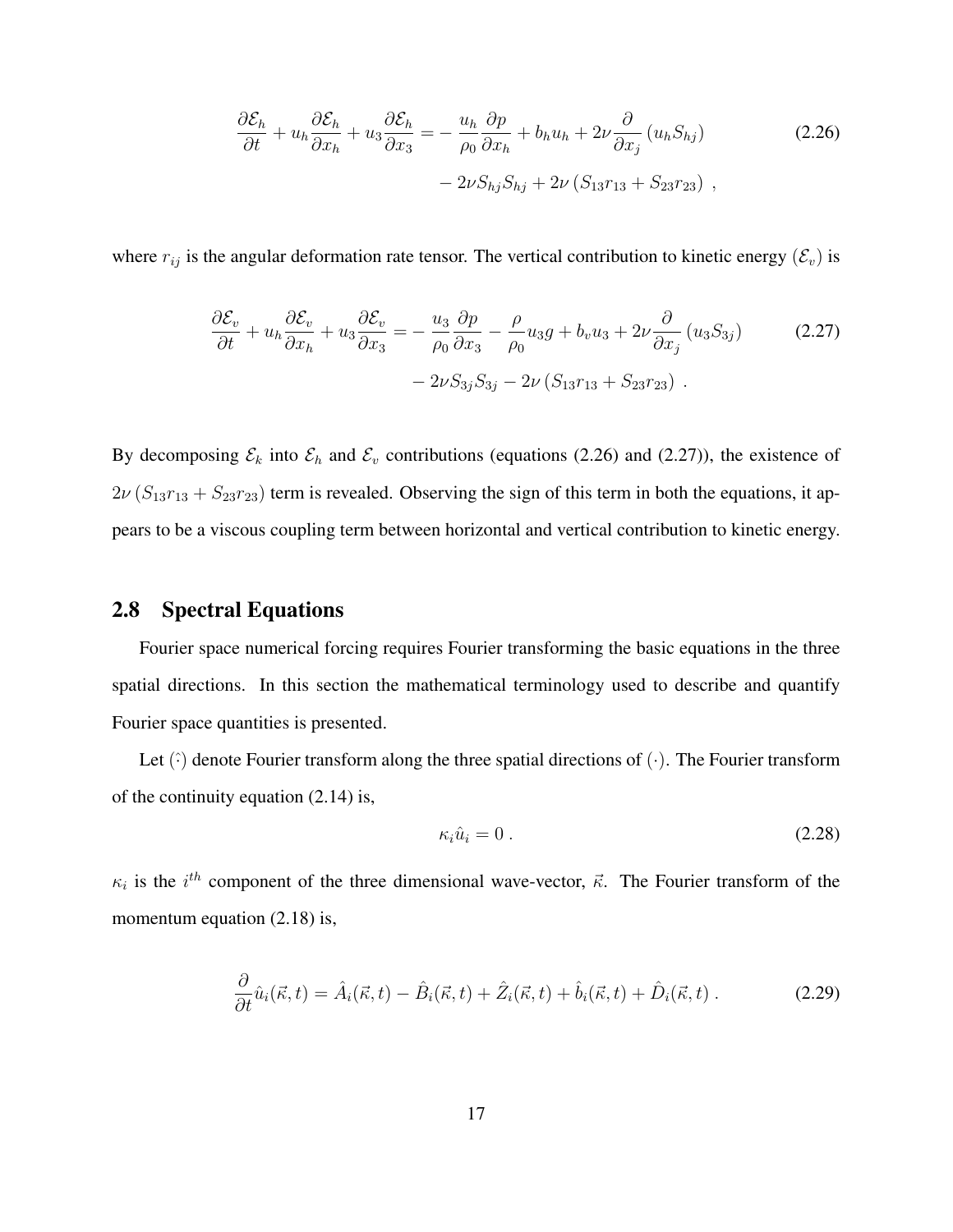$$\frac{\partial \mathcal{E}_h}{\partial t} + u_h \frac{\partial \mathcal{E}_h}{\partial x_h} + u_3 \frac{\partial \mathcal{E}_h}{\partial x_3} = -\frac{u_h}{\rho_0}\frac{\partial p}{\partial x_h} + b_h u_h + 2\nu \frac{\partial}{\partial x_j}\left(u_h S_{hj}\right) - 2\nu S_{hj} S_{hj} + 2\nu\left(S_{13} r_{13} + S_{23} r_{23}\right) \,, \tag{2.26}$$

where $r_{ij}$ is the angular deformation rate tensor. The vertical contribution to kinetic energy ($\mathcal{E}_v$) is

$$\frac{\partial \mathcal{E}_v}{\partial t} + u_h \frac{\partial \mathcal{E}_v}{\partial x_h} + u_3 \frac{\partial \mathcal{E}_v}{\partial x_3} = -\frac{u_3}{\rho_0}\frac{\partial p}{\partial x_3} - \frac{\rho}{\rho_0} u_3 g + b_v u_3 + 2\nu \frac{\partial}{\partial x_j}\left(u_3 S_{3j}\right) - 2\nu S_{3j} S_{3j} - 2\nu\left(S_{13} r_{13} + S_{23} r_{23}\right) \,. \tag{2.27}$$

By decomposing $\mathcal{E}_k$ into $\mathcal{E}_h$ and $\mathcal{E}_v$ contributions (equations (2.26) and (2.27)), the existence of $2\nu\left(S_{13} r_{13} + S_{23} r_{23}\right)$ term is revealed. Observing the sign of this term in both the equations, it appears to be a viscous coupling term between horizontal and vertical contribution to kinetic energy.

## 2.8 Spectral Equations

Fourier space numerical forcing requires Fourier transforming the basic equations in the three spatial directions. In this section the mathematical terminology used to describe and quantify Fourier space quantities is presented.

Let $\hat{(\cdot)}$ denote Fourier transform along the three spatial directions of $(\cdot)$. The Fourier transform of the continuity equation (2.14) is,

$$\kappa_i \hat{u}_i = 0 \,. \tag{2.28}$$

$\kappa_i$ is the $i^{th}$ component of the three dimensional wave-vector, $\vec{\kappa}$. The Fourier transform of the momentum equation (2.18) is,

$$\frac{\partial}{\partial t}\hat{u}_i(\vec{\kappa}, t) = \hat{A}_i(\vec{\kappa}, t) - \hat{B}_i(\vec{\kappa}, t) + \hat{Z}_i(\vec{\kappa}, t) + \hat{b}_i(\vec{\kappa}, t) + \hat{D}_i(\vec{\kappa}, t) \,. \tag{2.29}$$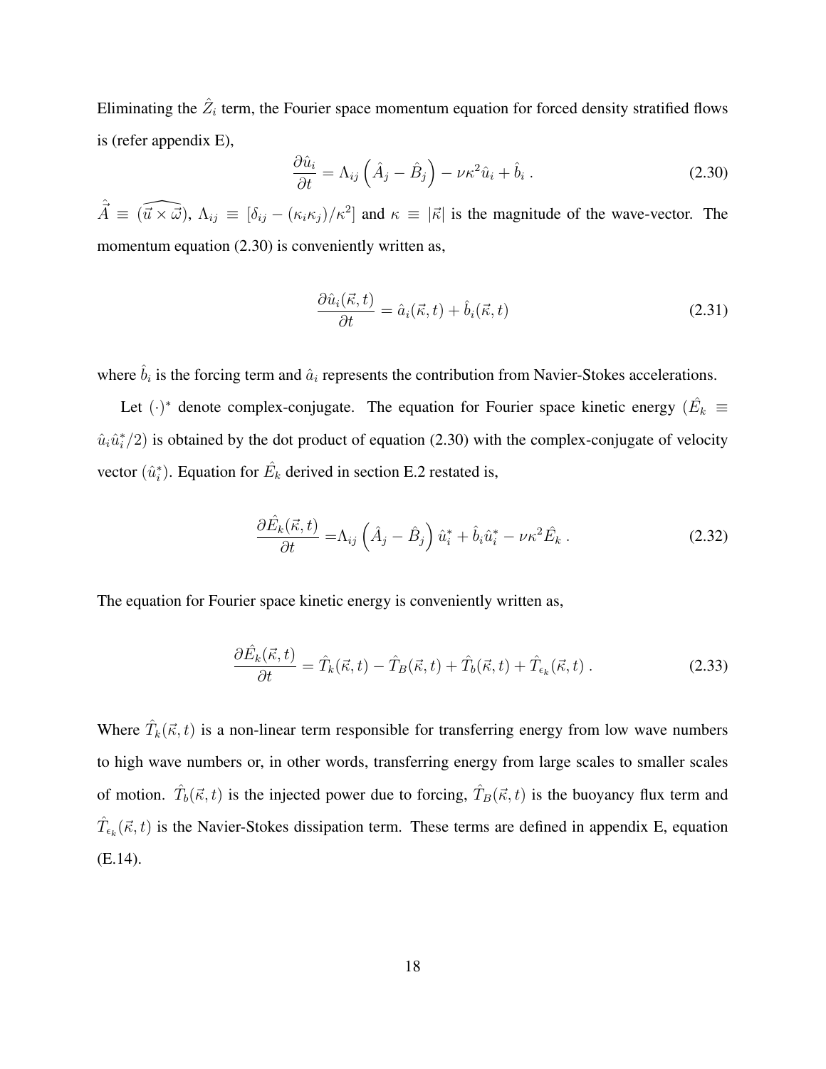Eliminating the $\hat{Z}_i$ term, the Fourier space momentum equation for forced density stratified flows is (refer appendix E),

$$\frac{\partial \hat{u}_i}{\partial t} = \Lambda_{ij}\left(\hat{A}_j - \hat{B}_j\right) - \nu\kappa^2\hat{u}_i + \hat{b}_i \; . \tag{2.30}$$

$\hat{\vec{A}} \equiv \widehat{(\vec{u} \times \vec{\omega})}$, $\Lambda_{ij} \equiv [\delta_{ij} - (\kappa_i\kappa_j)/\kappa^2]$ and $\kappa \equiv |\vec{\kappa}|$ is the magnitude of the wave-vector. The momentum equation (2.30) is conveniently written as,

$$\frac{\partial \hat{u}_i(\vec{\kappa},t)}{\partial t} = \hat{a}_i(\vec{\kappa},t) + \hat{b}_i(\vec{\kappa},t) \tag{2.31}$$

where $\hat{b}_i$ is the forcing term and $\hat{a}_i$ represents the contribution from Navier-Stokes accelerations.

Let $(\cdot)^*$ denote complex-conjugate. The equation for Fourier space kinetic energy ($\hat{E}_k \equiv \hat{u}_i\hat{u}_i^*/2$) is obtained by the dot product of equation (2.30) with the complex-conjugate of velocity vector ($\hat{u}_i^*$). Equation for $\hat{E}_k$ derived in section E.2 restated is,

$$\frac{\partial \hat{E}_k(\vec{\kappa},t)}{\partial t} = \Lambda_{ij}\left(\hat{A}_j - \hat{B}_j\right)\hat{u}_i^* + \hat{b}_i\hat{u}_i^* - \nu\kappa^2\hat{E}_k \; . \tag{2.32}$$

The equation for Fourier space kinetic energy is conveniently written as,

$$\frac{\partial \hat{E}_k(\vec{\kappa},t)}{\partial t} = \hat{T}_k(\vec{\kappa},t) - \hat{T}_B(\vec{\kappa},t) + \hat{T}_b(\vec{\kappa},t) + \hat{T}_{\epsilon_k}(\vec{\kappa},t) \; . \tag{2.33}$$

Where $\hat{T}_k(\vec{\kappa},t)$ is a non-linear term responsible for transferring energy from low wave numbers to high wave numbers or, in other words, transferring energy from large scales to smaller scales of motion. $\hat{T}_b(\vec{\kappa},t)$ is the injected power due to forcing, $\hat{T}_B(\vec{\kappa},t)$ is the buoyancy flux term and $\hat{T}_{\epsilon_k}(\vec{\kappa},t)$ is the Navier-Stokes dissipation term. These terms are defined in appendix E, equation (E.14).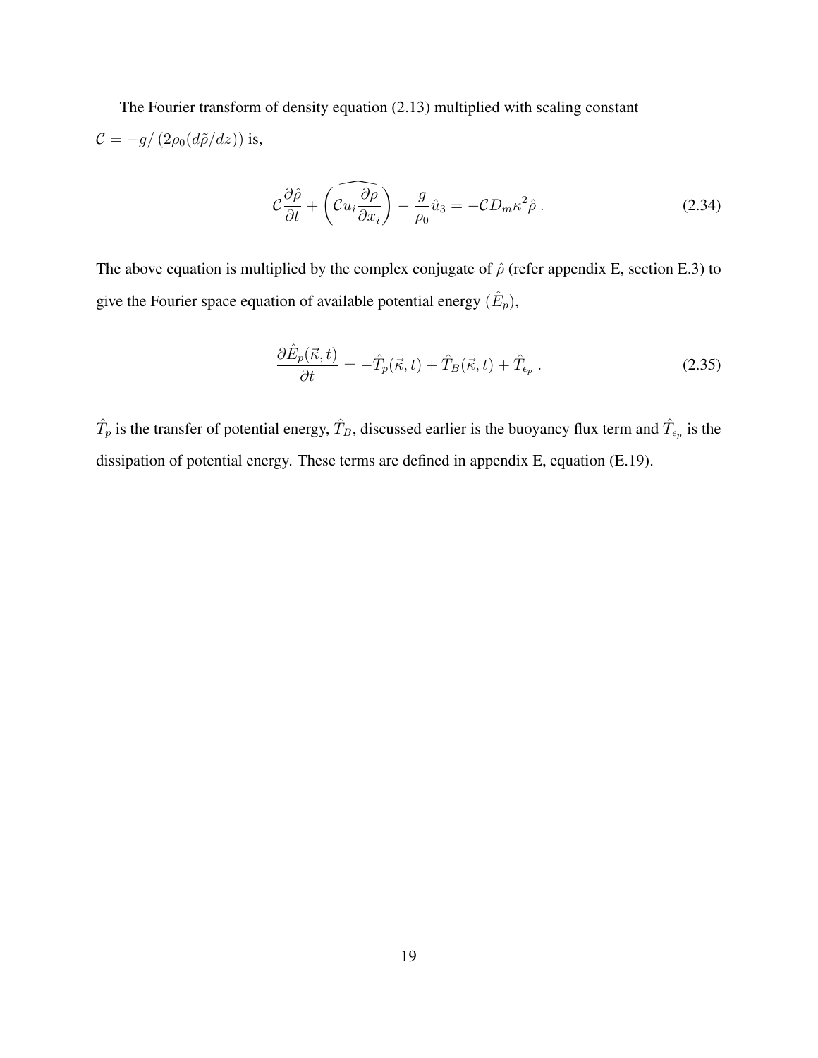The Fourier transform of density equation (2.13) multiplied with scaling constant $\mathcal{C} = -g/\left(2\rho_0(d\tilde{\rho}/dz)\right)$ is,

$$
\mathcal{C}\frac{\partial \hat{\rho}}{\partial t} + \left(\widehat{\mathcal{C}u_i\frac{\partial \rho}{\partial x_i}}\right) - \frac{g}{\rho_0}\hat{u}_3 = -\mathcal{C}D_m\kappa^2\hat{\rho}\,. \tag{2.34}
$$

The above equation is multiplied by the complex conjugate of $\hat{\rho}$ (refer appendix E, section E.3) to give the Fourier space equation of available potential energy ($\hat{E}_p$),

$$
\frac{\partial \hat{E}_p(\vec{\kappa},t)}{\partial t} = -\hat{T}_p(\vec{\kappa},t) + \hat{T}_B(\vec{\kappa},t) + \hat{T}_{\epsilon_p}\,. \tag{2.35}
$$

$\hat{T}_p$ is the transfer of potential energy, $\hat{T}_B$, discussed earlier is the buoyancy flux term and $\hat{T}_{\epsilon_p}$ is the dissipation of potential energy. These terms are defined in appendix E, equation (E.19).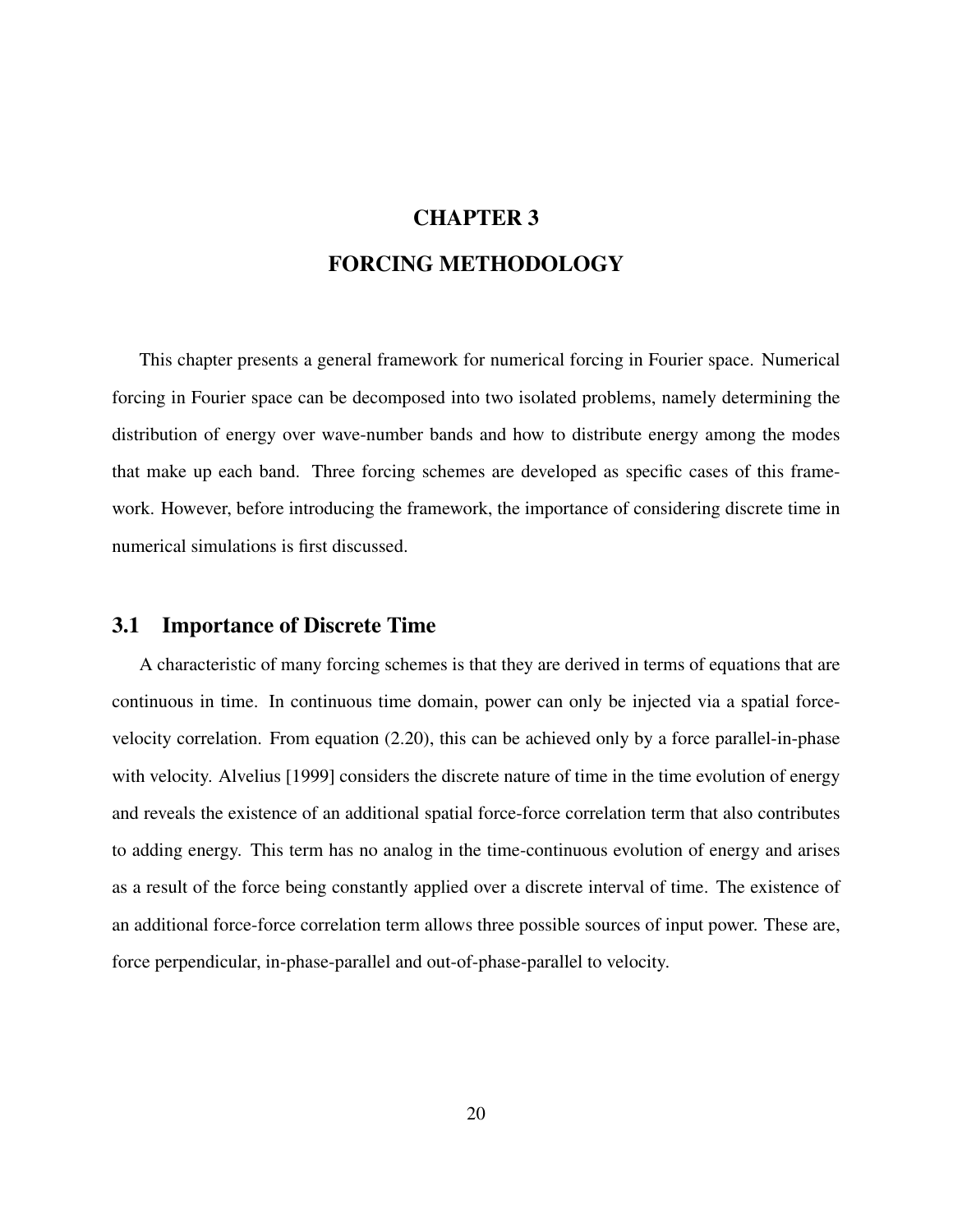# CHAPTER 3

# FORCING METHODOLOGY

This chapter presents a general framework for numerical forcing in Fourier space. Numerical forcing in Fourier space can be decomposed into two isolated problems, namely determining the distribution of energy over wave-number bands and how to distribute energy among the modes that make up each band. Three forcing schemes are developed as specific cases of this framework. However, before introducing the framework, the importance of considering discrete time in numerical simulations is first discussed.

## 3.1 Importance of Discrete Time

A characteristic of many forcing schemes is that they are derived in terms of equations that are continuous in time. In continuous time domain, power can only be injected via a spatial force-velocity correlation. From equation (2.20), this can be achieved only by a force parallel-in-phase with velocity. Alvelius [1999] considers the discrete nature of time in the time evolution of energy and reveals the existence of an additional spatial force-force correlation term that also contributes to adding energy. This term has no analog in the time-continuous evolution of energy and arises as a result of the force being constantly applied over a discrete interval of time. The existence of an additional force-force correlation term allows three possible sources of input power. These are, force perpendicular, in-phase-parallel and out-of-phase-parallel to velocity.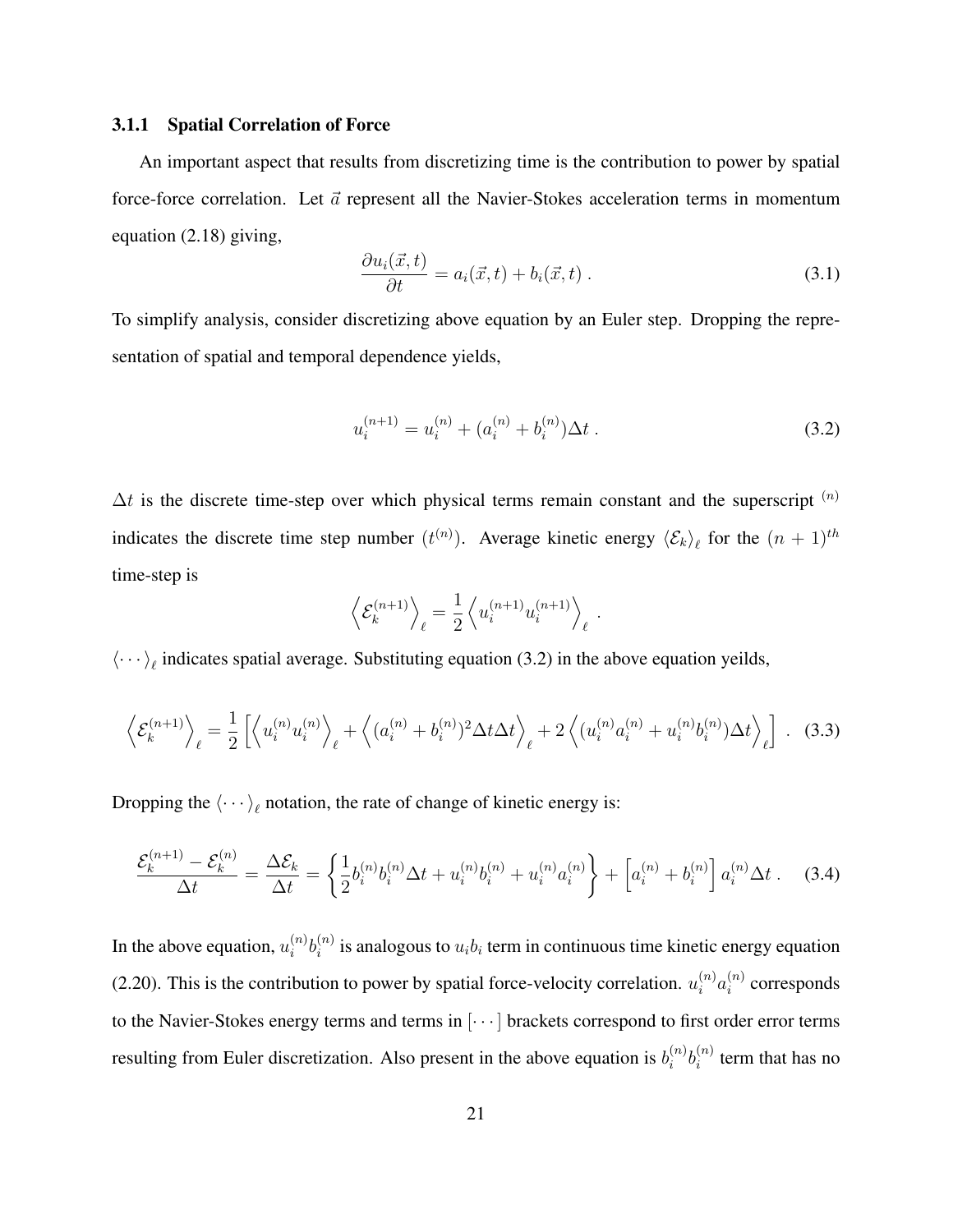### 3.1.1 Spatial Correlation of Force

An important aspect that results from discretizing time is the contribution to power by spatial force-force correlation. Let $\vec{a}$ represent all the Navier-Stokes acceleration terms in momentum equation (2.18) giving,

$$\frac{\partial u_i(\vec{x},t)}{\partial t} = a_i(\vec{x},t) + b_i(\vec{x},t) \; . \tag{3.1}$$

To simplify analysis, consider discretizing above equation by an Euler step. Dropping the representation of spatial and temporal dependence yields,

$$u_i^{(n+1)} = u_i^{(n)} + (a_i^{(n)} + b_i^{(n)})\Delta t \; . \tag{3.2}$$

$\Delta t$ is the discrete time-step over which physical terms remain constant and the superscript $^{(n)}$ indicates the discrete time step number ($t^{(n)}$). Average kinetic energy $\langle \mathcal{E}_k \rangle_\ell$ for the $(n+1)^{th}$ time-step is

$$\left\langle \mathcal{E}_k^{(n+1)} \right\rangle_\ell = \frac{1}{2} \left\langle u_i^{(n+1)} u_i^{(n+1)} \right\rangle_\ell \; .$$

$\langle \cdots \rangle_\ell$ indicates spatial average. Substituting equation (3.2) in the above equation yeilds,

$$\left\langle \mathcal{E}_k^{(n+1)} \right\rangle_\ell = \frac{1}{2} \left[ \left\langle u_i^{(n)} u_i^{(n)} \right\rangle_\ell + \left\langle (a_i^{(n)} + b_i^{(n)})^2 \Delta t \Delta t \right\rangle_\ell + 2 \left\langle (u_i^{(n)} a_i^{(n)} + u_i^{(n)} b_i^{(n)}) \Delta t \right\rangle_\ell \right] \; . \tag{3.3}$$

Dropping the $\langle \cdots \rangle_\ell$ notation, the rate of change of kinetic energy is:

$$\frac{\mathcal{E}_k^{(n+1)} - \mathcal{E}_k^{(n)}}{\Delta t} = \frac{\Delta \mathcal{E}_k}{\Delta t} = \left\{ \frac{1}{2} b_i^{(n)} b_i^{(n)} \Delta t + u_i^{(n)} b_i^{(n)} + u_i^{(n)} a_i^{(n)} \right\} + \left[ a_i^{(n)} + b_i^{(n)} \right] a_i^{(n)} \Delta t \; . \tag{3.4}$$

In the above equation, $u_i^{(n)} b_i^{(n)}$ is analogous to $u_i b_i$ term in continuous time kinetic energy equation (2.20). This is the contribution to power by spatial force-velocity correlation. $u_i^{(n)} a_i^{(n)}$ corresponds to the Navier-Stokes energy terms and terms in $[\cdots]$ brackets correspond to first order error terms resulting from Euler discretization. Also present in the above equation is $b_i^{(n)} b_i^{(n)}$ term that has no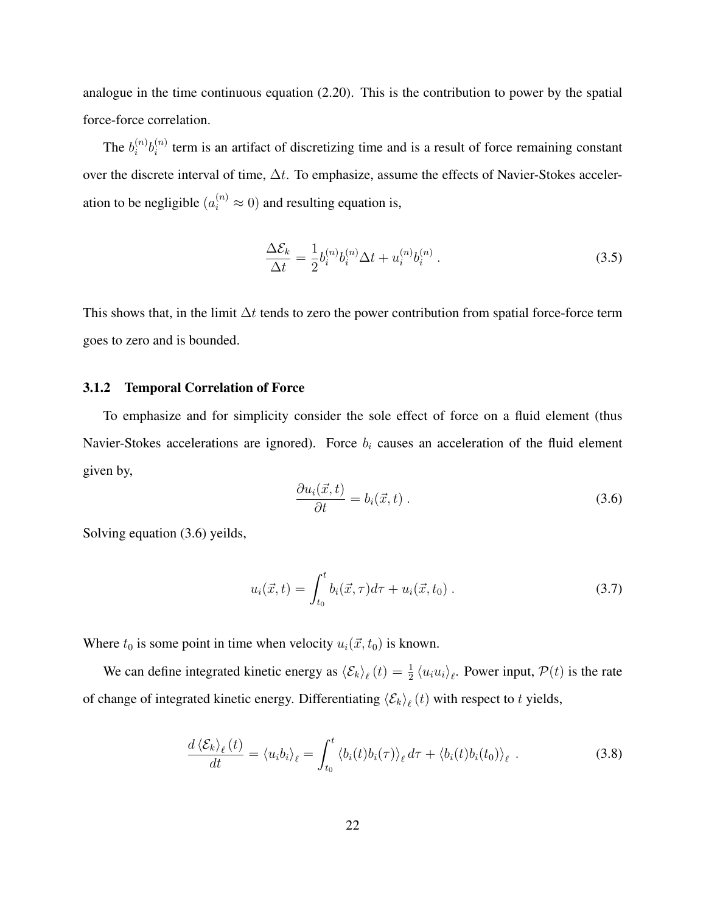analogue in the time continuous equation (2.20). This is the contribution to power by the spatial force-force correlation.

The $b_i^{(n)}b_i^{(n)}$ term is an artifact of discretizing time and is a result of force remaining constant over the discrete interval of time, $\Delta t$. To emphasize, assume the effects of Navier-Stokes acceleration to be negligible ($a_i^{(n)} \approx 0$) and resulting equation is,

$$\frac{\Delta \mathcal{E}_k}{\Delta t} = \frac{1}{2} b_i^{(n)} b_i^{(n)} \Delta t + u_i^{(n)} b_i^{(n)} \; . \tag{3.5}$$

This shows that, in the limit $\Delta t$ tends to zero the power contribution from spatial force-force term goes to zero and is bounded.

### 3.1.2 Temporal Correlation of Force

To emphasize and for simplicity consider the sole effect of force on a fluid element (thus Navier-Stokes accelerations are ignored). Force $b_i$ causes an acceleration of the fluid element given by,

$$\frac{\partial u_i(\vec{x}, t)}{\partial t} = b_i(\vec{x}, t) \; . \tag{3.6}$$

Solving equation (3.6) yeilds,

$$u_i(\vec{x}, t) = \int_{t_0}^{t} b_i(\vec{x}, \tau) d\tau + u_i(\vec{x}, t_0) \; . \tag{3.7}$$

Where $t_0$ is some point in time when velocity $u_i(\vec{x}, t_0)$ is known.

We can define integrated kinetic energy as $\left\langle \mathcal{E}_k \right\rangle_\ell (t) = \frac{1}{2} \left\langle u_i u_i \right\rangle_\ell$. Power input, $\mathcal{P}(t)$ is the rate of change of integrated kinetic energy. Differentiating $\left\langle \mathcal{E}_k \right\rangle_\ell (t)$ with respect to $t$ yields,

$$\frac{d \left\langle \mathcal{E}_k \right\rangle_\ell (t)}{dt} = \left\langle u_i b_i \right\rangle_\ell = \int_{t_0}^{t} \left\langle b_i(t) b_i(\tau) \right\rangle_\ell d\tau + \left\langle b_i(t) b_i(t_0) \right\rangle_\ell \; . \tag{3.8}$$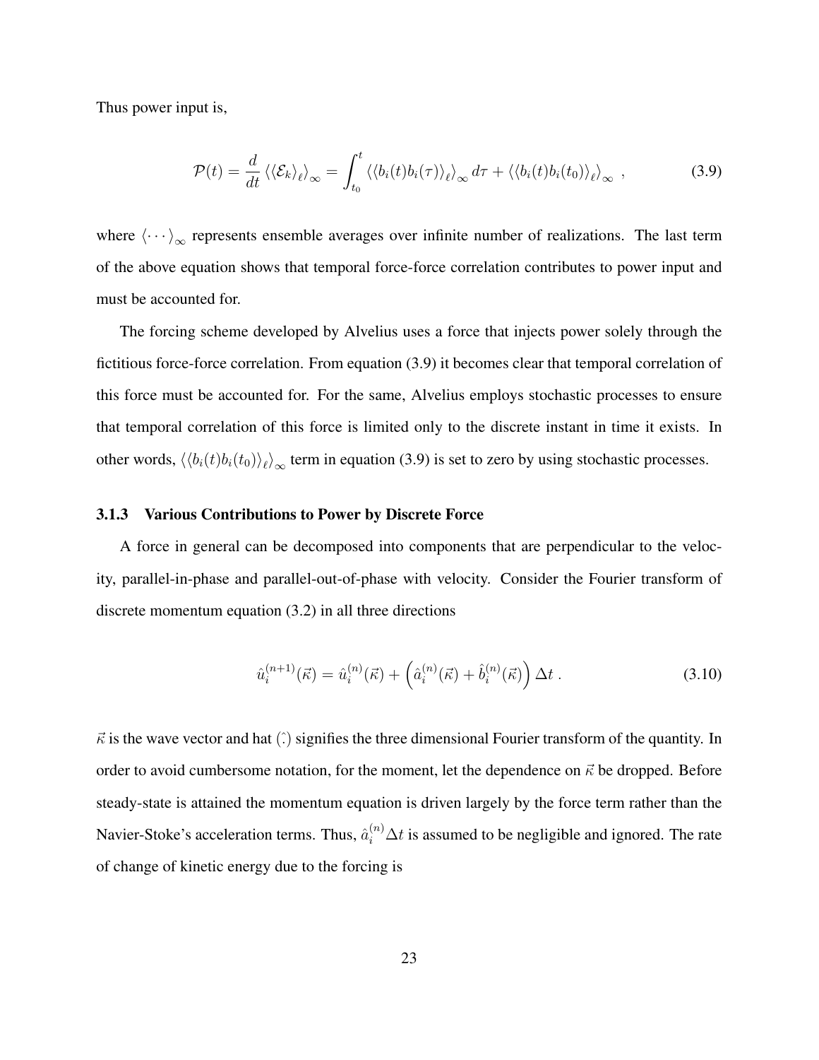Thus power input is,

$$
\mathcal{P}(t) = \frac{d}{dt} \left\langle \langle \mathcal{E}_k \rangle_\ell \right\rangle_\infty = \int_{t_0}^{t} \left\langle \langle b_i(t) b_i(\tau) \rangle_\ell \right\rangle_\infty d\tau + \left\langle \langle b_i(t) b_i(t_0) \rangle_\ell \right\rangle_\infty \ , \tag{3.9}
$$

where $\langle \cdots \rangle_\infty$ represents ensemble averages over infinite number of realizations. The last term of the above equation shows that temporal force-force correlation contributes to power input and must be accounted for.

The forcing scheme developed by Alvelius uses a force that injects power solely through the fictitious force-force correlation. From equation (3.9) it becomes clear that temporal correlation of this force must be accounted for. For the same, Alvelius employs stochastic processes to ensure that temporal correlation of this force is limited only to the discrete instant in time it exists. In other words, $\left\langle \langle b_i(t) b_i(t_0) \rangle_\ell \right\rangle_\infty$ term in equation (3.9) is set to zero by using stochastic processes.

### 3.1.3 Various Contributions to Power by Discrete Force

A force in general can be decomposed into components that are perpendicular to the velocity, parallel-in-phase and parallel-out-of-phase with velocity. Consider the Fourier transform of discrete momentum equation (3.2) in all three directions

$$
\hat{u}_i^{(n+1)}(\vec{\kappa}) = \hat{u}_i^{(n)}(\vec{\kappa}) + \left( \hat{a}_i^{(n)}(\vec{\kappa}) + \hat{b}_i^{(n)}(\vec{\kappa}) \right) \Delta t \ . \tag{3.10}
$$

$\vec{\kappa}$ is the wave vector and hat $(\hat{\cdot})$ signifies the three dimensional Fourier transform of the quantity. In order to avoid cumbersome notation, for the moment, let the dependence on $\vec{\kappa}$ be dropped. Before steady-state is attained the momentum equation is driven largely by the force term rather than the Navier-Stoke's acceleration terms. Thus, $\hat{a}_i^{(n)} \Delta t$ is assumed to be negligible and ignored. The rate of change of kinetic energy due to the forcing is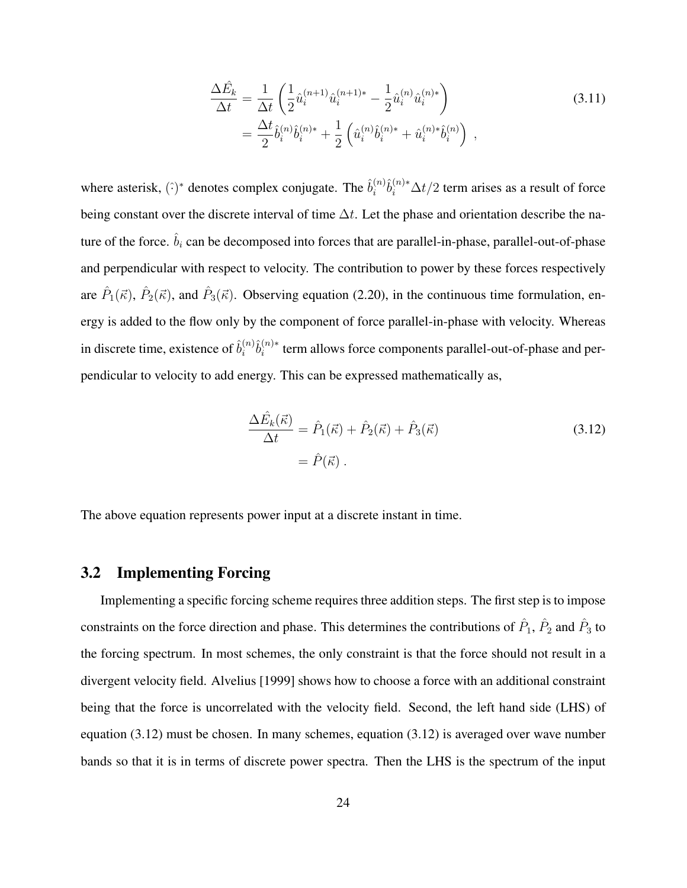$$
\begin{aligned}
\frac{\Delta \hat{E}_k}{\Delta t} &= \frac{1}{\Delta t}\left(\frac{1}{2}\hat{u}_i^{(n+1)}\hat{u}_i^{(n+1)*} - \frac{1}{2}\hat{u}_i^{(n)}\hat{u}_i^{(n)*}\right) \\
&= \frac{\Delta t}{2}\hat{b}_i^{(n)}\hat{b}_i^{(n)*} + \frac{1}{2}\left(\hat{u}_i^{(n)}\hat{b}_i^{(n)*} + \hat{u}_i^{(n)*}\hat{b}_i^{(n)}\right) \ ,
\end{aligned} \tag{3.11}
$$

where asterisk, $(\hat{\cdot})^*$ denotes complex conjugate. The $\hat{b}_i^{(n)}\hat{b}_i^{(n)*}\Delta t/2$ term arises as a result of force being constant over the discrete interval of time $\Delta t$. Let the phase and orientation describe the nature of the force. $\hat{b}_i$ can be decomposed into forces that are parallel-in-phase, parallel-out-of-phase and perpendicular with respect to velocity. The contribution to power by these forces respectively are $\hat{P}_1(\vec{\kappa})$, $\hat{P}_2(\vec{\kappa})$, and $\hat{P}_3(\vec{\kappa})$. Observing equation (2.20), in the continuous time formulation, energy is added to the flow only by the component of force parallel-in-phase with velocity. Whereas in discrete time, existence of $\hat{b}_i^{(n)}\hat{b}_i^{(n)*}$ term allows force components parallel-out-of-phase and perpendicular to velocity to add energy. This can be expressed mathematically as,

$$
\begin{aligned}
\frac{\Delta \hat{E}_k(\vec{\kappa})}{\Delta t} &= \hat{P}_1(\vec{\kappa}) + \hat{P}_2(\vec{\kappa}) + \hat{P}_3(\vec{\kappa}) \\
&= \hat{P}(\vec{\kappa}) \ .
\end{aligned} \tag{3.12}
$$

The above equation represents power input at a discrete instant in time.

## 3.2 Implementing Forcing

Implementing a specific forcing scheme requires three addition steps. The first step is to impose constraints on the force direction and phase. This determines the contributions of $\hat{P}_1$, $\hat{P}_2$ and $\hat{P}_3$ to the forcing spectrum. In most schemes, the only constraint is that the force should not result in a divergent velocity field. Alvelius [1999] shows how to choose a force with an additional constraint being that the force is uncorrelated with the velocity field. Second, the left hand side (LHS) of equation (3.12) must be chosen. In many schemes, equation (3.12) is averaged over wave number bands so that it is in terms of discrete power spectra. Then the LHS is the spectrum of the input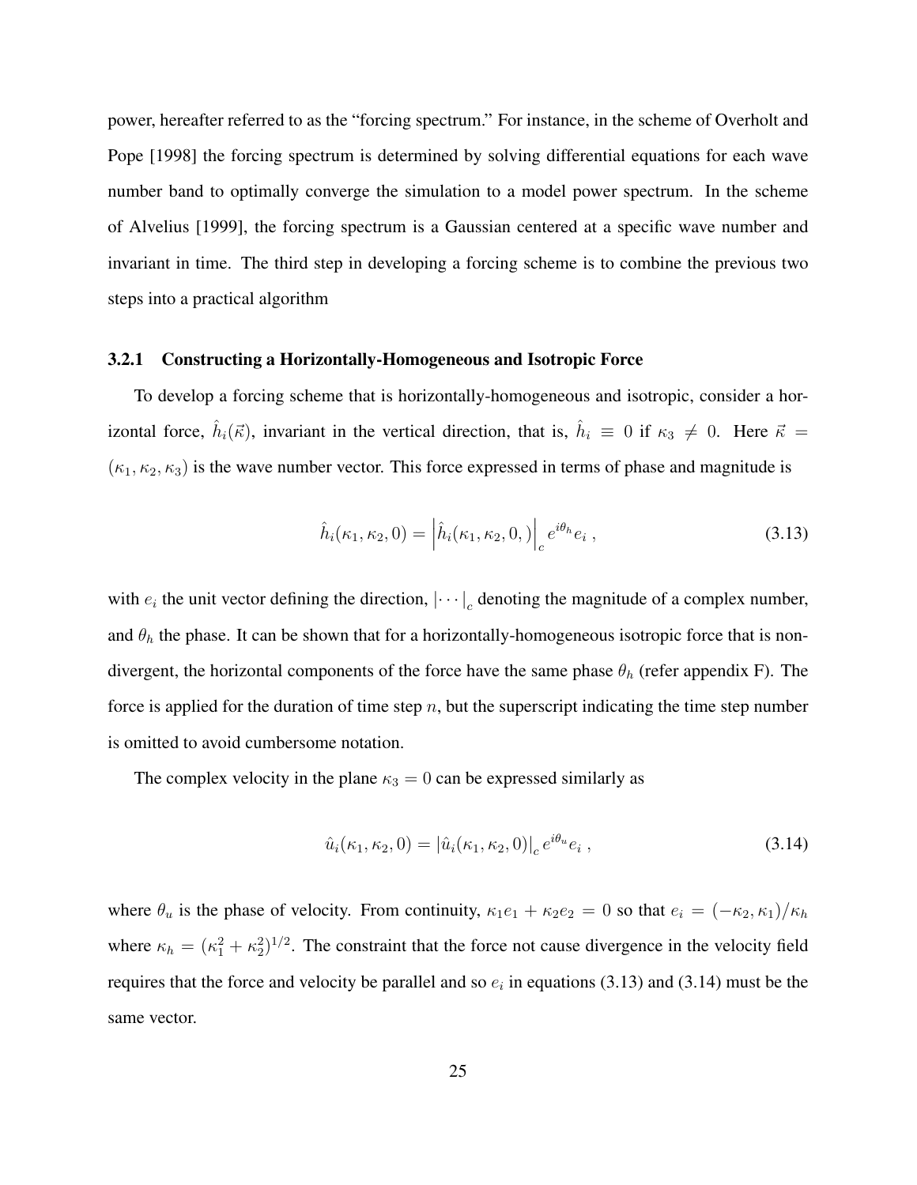power, hereafter referred to as the "forcing spectrum." For instance, in the scheme of Overholt and Pope [1998] the forcing spectrum is determined by solving differential equations for each wave number band to optimally converge the simulation to a model power spectrum. In the scheme of Alvelius [1999], the forcing spectrum is a Gaussian centered at a specific wave number and invariant in time. The third step in developing a forcing scheme is to combine the previous two steps into a practical algorithm

### 3.2.1 Constructing a Horizontally-Homogeneous and Isotropic Force

To develop a forcing scheme that is horizontally-homogeneous and isotropic, consider a horizontal force, $\hat{h}_i(\vec{\kappa})$, invariant in the vertical direction, that is, $\hat{h}_i \equiv 0$ if $\kappa_3 \neq 0$. Here $\vec{\kappa} = (\kappa_1, \kappa_2, \kappa_3)$ is the wave number vector. This force expressed in terms of phase and magnitude is

$$\hat{h}_i(\kappa_1, \kappa_2, 0) = \left|\hat{h}_i(\kappa_1, \kappa_2, 0, )\right|_c e^{i\theta_h} e_i \, , \tag{3.13}$$

with $e_i$ the unit vector defining the direction, $|\cdots|_c$ denoting the magnitude of a complex number, and $\theta_h$ the phase. It can be shown that for a horizontally-homogeneous isotropic force that is non-divergent, the horizontal components of the force have the same phase $\theta_h$ (refer appendix F). The force is applied for the duration of time step $n$, but the superscript indicating the time step number is omitted to avoid cumbersome notation.

The complex velocity in the plane $\kappa_3 = 0$ can be expressed similarly as

$$\hat{u}_i(\kappa_1, \kappa_2, 0) = |\hat{u}_i(\kappa_1, \kappa_2, 0)|_c \, e^{i\theta_u} e_i \, , \tag{3.14}$$

where $\theta_u$ is the phase of velocity. From continuity, $\kappa_1 e_1 + \kappa_2 e_2 = 0$ so that $e_i = (-\kappa_2, \kappa_1)/\kappa_h$ where $\kappa_h = (\kappa_1^2 + \kappa_2^2)^{1/2}$. The constraint that the force not cause divergence in the velocity field requires that the force and velocity be parallel and so $e_i$ in equations (3.13) and (3.14) must be the same vector.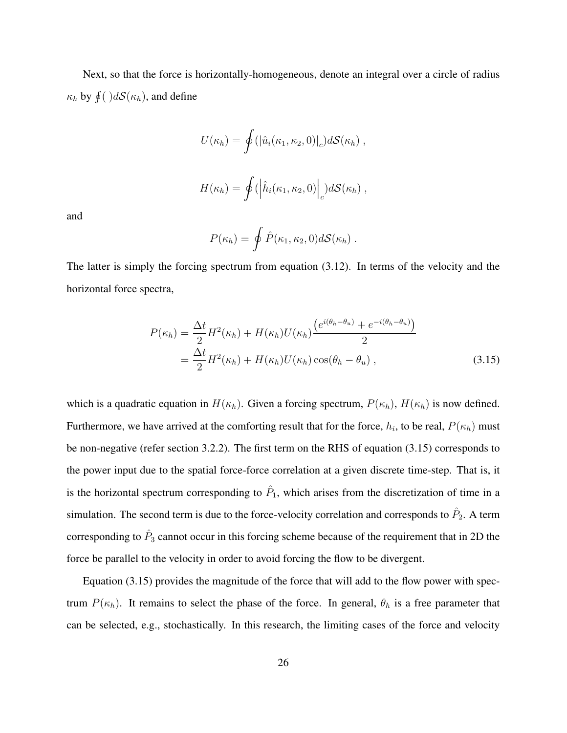Next, so that the force is horizontally-homogeneous, denote an integral over a circle of radius $\kappa_h$ by $\oint(\ )d\mathcal{S}(\kappa_h)$, and define

$$U(\kappa_h) = \oint (|\hat{u}_i(\kappa_1, \kappa_2, 0)|_c) d\mathcal{S}(\kappa_h) \ ,$$

$$H(\kappa_h) = \oint (\left|\hat{h}_i(\kappa_1, \kappa_2, 0)\right|_c) d\mathcal{S}(\kappa_h) \ ,$$

and

$$P(\kappa_h) = \oint \hat{P}(\kappa_1, \kappa_2, 0) d\mathcal{S}(\kappa_h) \ .$$

The latter is simply the forcing spectrum from equation (3.12). In terms of the velocity and the horizontal force spectra,

$$\begin{aligned} P(\kappa_h) &= \frac{\Delta t}{2} H^2(\kappa_h) + H(\kappa_h) U(\kappa_h) \frac{\left(e^{i(\theta_h - \theta_u)} + e^{-i(\theta_h - \theta_u)}\right)}{2} \\ &= \frac{\Delta t}{2} H^2(\kappa_h) + H(\kappa_h) U(\kappa_h) \cos(\theta_h - \theta_u) \ , \end{aligned} \tag{3.15}$$

which is a quadratic equation in $H(\kappa_h)$. Given a forcing spectrum, $P(\kappa_h)$, $H(\kappa_h)$ is now defined. Furthermore, we have arrived at the comforting result that for the force, $h_i$, to be real, $P(\kappa_h)$ must be non-negative (refer section 3.2.2). The first term on the RHS of equation (3.15) corresponds to the power input due to the spatial force-force correlation at a given discrete time-step. That is, it is the horizontal spectrum corresponding to $\hat{P}_1$, which arises from the discretization of time in a simulation. The second term is due to the force-velocity correlation and corresponds to $\hat{P}_2$. A term corresponding to $\hat{P}_3$ cannot occur in this forcing scheme because of the requirement that in 2D the force be parallel to the velocity in order to avoid forcing the flow to be divergent.

Equation (3.15) provides the magnitude of the force that will add to the flow power with spectrum $P(\kappa_h)$. It remains to select the phase of the force. In general, $\theta_h$ is a free parameter that can be selected, e.g., stochastically. In this research, the limiting cases of the force and velocity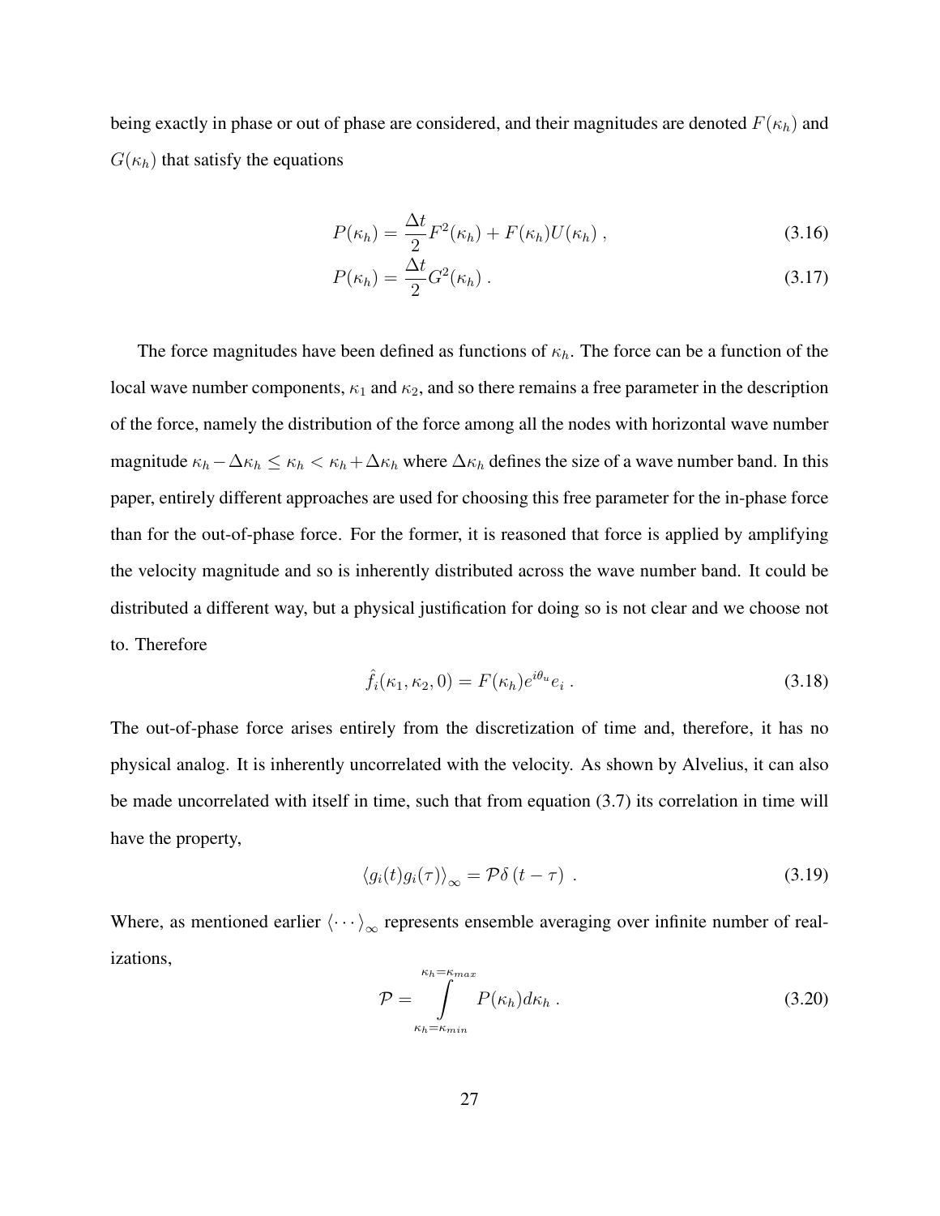being exactly in phase or out of phase are considered, and their magnitudes are denoted $F(\kappa_h)$ and $G(\kappa_h)$ that satisfy the equations

$$P(\kappa_h) = \frac{\Delta t}{2} F^2(\kappa_h) + F(\kappa_h) U(\kappa_h) \ , \tag{3.16}$$

$$P(\kappa_h) = \frac{\Delta t}{2} G^2(\kappa_h) \ . \tag{3.17}$$

The force magnitudes have been defined as functions of $\kappa_h$. The force can be a function of the local wave number components, $\kappa_1$ and $\kappa_2$, and so there remains a free parameter in the description of the force, namely the distribution of the force among all the nodes with horizontal wave number magnitude $\kappa_h - \Delta\kappa_h \leq \kappa_h < \kappa_h + \Delta\kappa_h$ where $\Delta\kappa_h$ defines the size of a wave number band. In this paper, entirely different approaches are used for choosing this free parameter for the in-phase force than for the out-of-phase force. For the former, it is reasoned that force is applied by amplifying the velocity magnitude and so is inherently distributed across the wave number band. It could be distributed a different way, but a physical justification for doing so is not clear and we choose not to. Therefore

$$\hat{f}_i(\kappa_1, \kappa_2, 0) = F(\kappa_h) e^{i\theta_u} e_i \ . \tag{3.18}$$

The out-of-phase force arises entirely from the discretization of time and, therefore, it has no physical analog. It is inherently uncorrelated with the velocity. As shown by Alvelius, it can also be made uncorrelated with itself in time, such that from equation (3.7) its correlation in time will have the property,

$$\langle g_i(t) g_i(\tau) \rangle_\infty = \mathcal{P} \delta\left(t - \tau\right) \ . \tag{3.19}$$

Where, as mentioned earlier $\langle \cdots \rangle_\infty$ represents ensemble averaging over infinite number of realizations,

$$\mathcal{P} = \int\limits_{\kappa_h = \kappa_{min}}^{\kappa_h = \kappa_{max}} P(\kappa_h) d\kappa_h \ . \tag{3.20}$$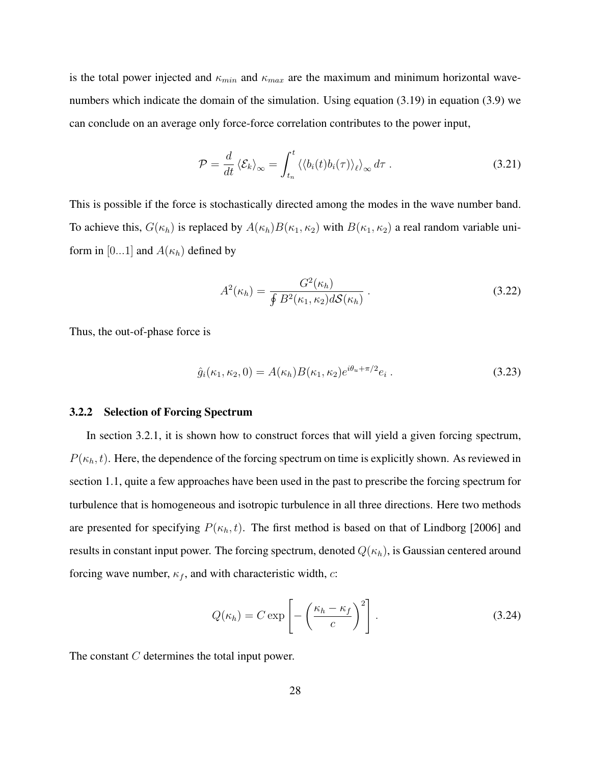is the total power injected and $\kappa_{min}$ and $\kappa_{max}$ are the maximum and minimum horizontal wavenumbers which indicate the domain of the simulation. Using equation (3.19) in equation (3.9) we can conclude on an average only force-force correlation contributes to the power input,

$$\mathcal{P} = \frac{d}{dt} \left\langle \mathcal{E}_k \right\rangle_\infty = \int_{t_n}^{t} \left\langle \left\langle b_i(t) b_i(\tau) \right\rangle_\ell \right\rangle_\infty d\tau \; . \tag{3.21}$$

This is possible if the force is stochastically directed among the modes in the wave number band. To achieve this, $G(\kappa_h)$ is replaced by $A(\kappa_h)B(\kappa_1, \kappa_2)$ with $B(\kappa_1, \kappa_2)$ a real random variable uniform in $[0...1]$ and $A(\kappa_h)$ defined by

$$A^2(\kappa_h) = \frac{G^2(\kappa_h)}{\oint B^2(\kappa_1, \kappa_2) d\mathcal{S}(\kappa_h)} \; . \tag{3.22}$$

Thus, the out-of-phase force is

$$\hat{g}_i(\kappa_1, \kappa_2, 0) = A(\kappa_h) B(\kappa_1, \kappa_2) e^{i\theta_u + \pi/2} e_i \; . \tag{3.23}$$

### 3.2.2 Selection of Forcing Spectrum

In section 3.2.1, it is shown how to construct forces that will yield a given forcing spectrum, $P(\kappa_h, t)$. Here, the dependence of the forcing spectrum on time is explicitly shown. As reviewed in section 1.1, quite a few approaches have been used in the past to prescribe the forcing spectrum for turbulence that is homogeneous and isotropic turbulence in all three directions. Here two methods are presented for specifying $P(\kappa_h, t)$. The first method is based on that of Lindborg [2006] and results in constant input power. The forcing spectrum, denoted $Q(\kappa_h)$, is Gaussian centered around forcing wave number, $\kappa_f$, and with characteristic width, $c$:

$$Q(\kappa_h) = C \exp\left[ -\left( \frac{\kappa_h - \kappa_f}{c} \right)^2 \right] . \tag{3.24}$$

The constant $C$ determines the total input power.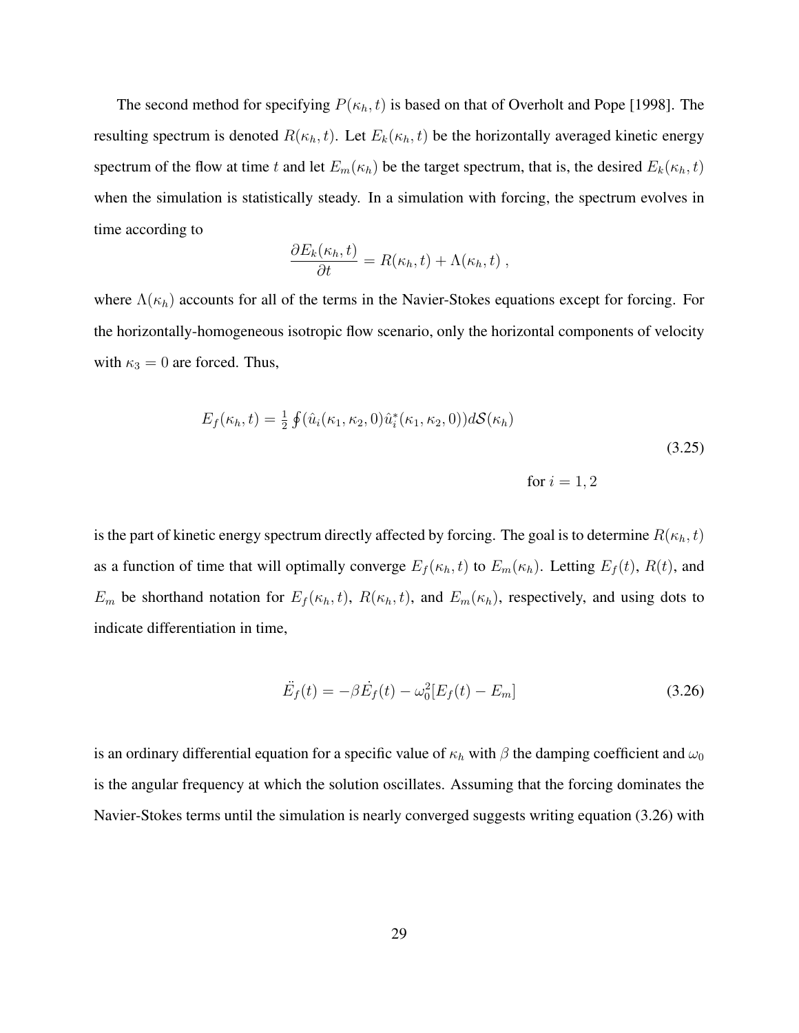The second method for specifying $P(\kappa_h, t)$ is based on that of Overholt and Pope [1998]. The resulting spectrum is denoted $R(\kappa_h, t)$. Let $E_k(\kappa_h, t)$ be the horizontally averaged kinetic energy spectrum of the flow at time $t$ and let $E_m(\kappa_h)$ be the target spectrum, that is, the desired $E_k(\kappa_h, t)$ when the simulation is statistically steady. In a simulation with forcing, the spectrum evolves in time according to

$$\frac{\partial E_k(\kappa_h, t)}{\partial t} = R(\kappa_h, t) + \Lambda(\kappa_h, t) \;,$$

where $\Lambda(\kappa_h)$ accounts for all of the terms in the Navier-Stokes equations except for forcing. For the horizontally-homogeneous isotropic flow scenario, only the horizontal components of velocity with $\kappa_3 = 0$ are forced. Thus,

$$E_f(\kappa_h, t) = \tfrac{1}{2} \oint (\hat{u}_i(\kappa_1, \kappa_2, 0)\hat{u}_i^*(\kappa_1, \kappa_2, 0))d\mathcal{S}(\kappa_h) \qquad \text{for } i = 1, 2 \tag{3.25}$$

is the part of kinetic energy spectrum directly affected by forcing. The goal is to determine $R(\kappa_h, t)$ as a function of time that will optimally converge $E_f(\kappa_h, t)$ to $E_m(\kappa_h)$. Letting $E_f(t)$, $R(t)$, and $E_m$ be shorthand notation for $E_f(\kappa_h, t)$, $R(\kappa_h, t)$, and $E_m(\kappa_h)$, respectively, and using dots to indicate differentiation in time,

$$\ddot{E}_f(t) = -\beta \dot{E}_f(t) - \omega_0^2[E_f(t) - E_m] \tag{3.26}$$

is an ordinary differential equation for a specific value of $\kappa_h$ with $\beta$ the damping coefficient and $\omega_0$ is the angular frequency at which the solution oscillates. Assuming that the forcing dominates the Navier-Stokes terms until the simulation is nearly converged suggests writing equation (3.26) with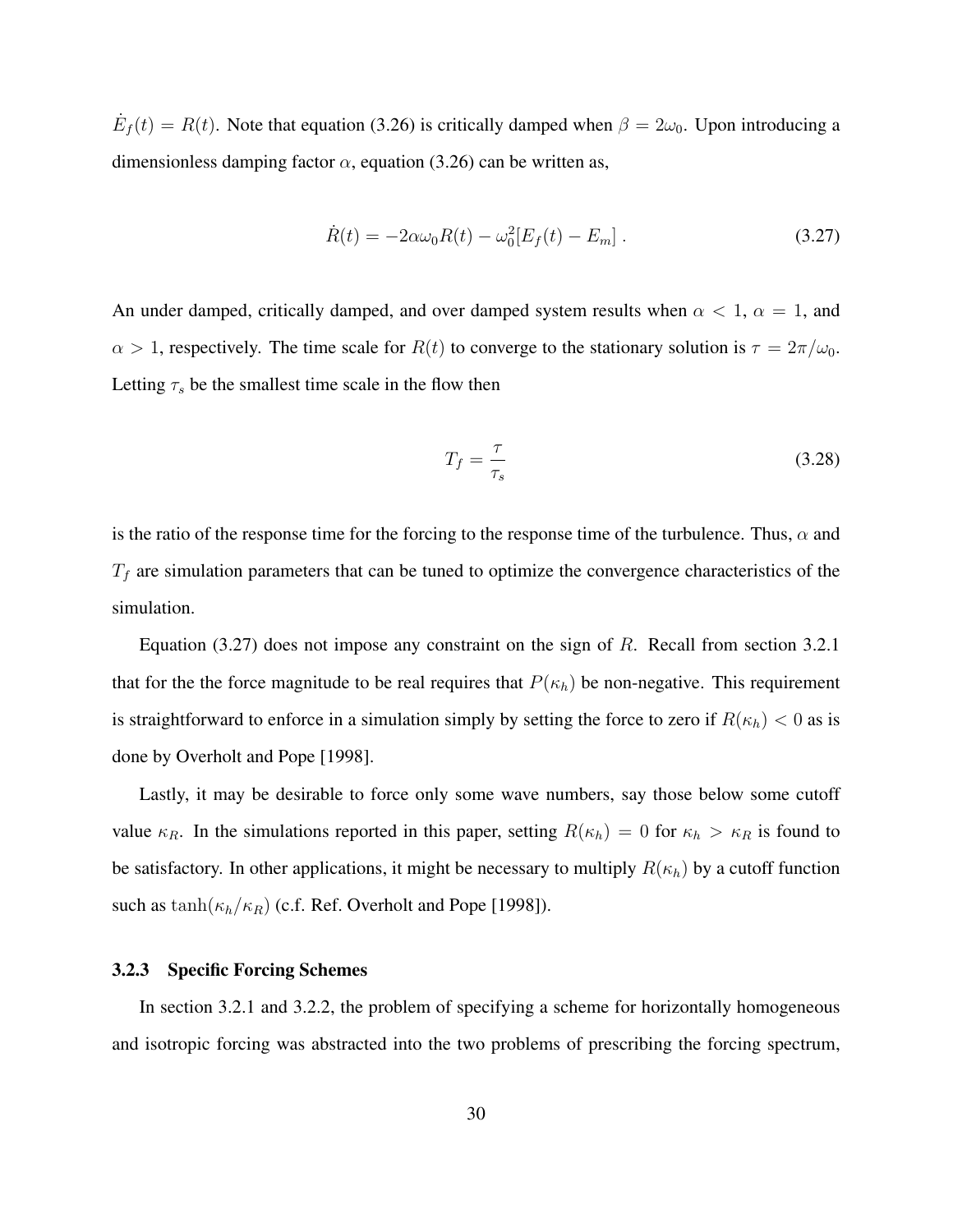$\dot{E}_f(t) = R(t)$. Note that equation (3.26) is critically damped when $\beta = 2\omega_0$. Upon introducing a dimensionless damping factor $\alpha$, equation (3.26) can be written as,

$$\dot{R}(t) = -2\alpha\omega_0 R(t) - \omega_0^2[E_f(t) - E_m] \, . \tag{3.27}$$

An under damped, critically damped, and over damped system results when $\alpha < 1$, $\alpha = 1$, and $\alpha > 1$, respectively. The time scale for $R(t)$ to converge to the stationary solution is $\tau = 2\pi/\omega_0$. Letting $\tau_s$ be the smallest time scale in the flow then

$$T_f = \frac{\tau}{\tau_s} \tag{3.28}$$

is the ratio of the response time for the forcing to the response time of the turbulence. Thus, $\alpha$ and $T_f$ are simulation parameters that can be tuned to optimize the convergence characteristics of the simulation.

Equation (3.27) does not impose any constraint on the sign of $R$. Recall from section 3.2.1 that for the the force magnitude to be real requires that $P(\kappa_h)$ be non-negative. This requirement is straightforward to enforce in a simulation simply by setting the force to zero if $R(\kappa_h) < 0$ as is done by Overholt and Pope [1998].

Lastly, it may be desirable to force only some wave numbers, say those below some cutoff value $\kappa_R$. In the simulations reported in this paper, setting $R(\kappa_h) = 0$ for $\kappa_h > \kappa_R$ is found to be satisfactory. In other applications, it might be necessary to multiply $R(\kappa_h)$ by a cutoff function such as $\tanh(\kappa_h/\kappa_R)$ (c.f. Ref. Overholt and Pope [1998]).

### 3.2.3 Specific Forcing Schemes

In section 3.2.1 and 3.2.2, the problem of specifying a scheme for horizontally homogeneous and isotropic forcing was abstracted into the two problems of prescribing the forcing spectrum,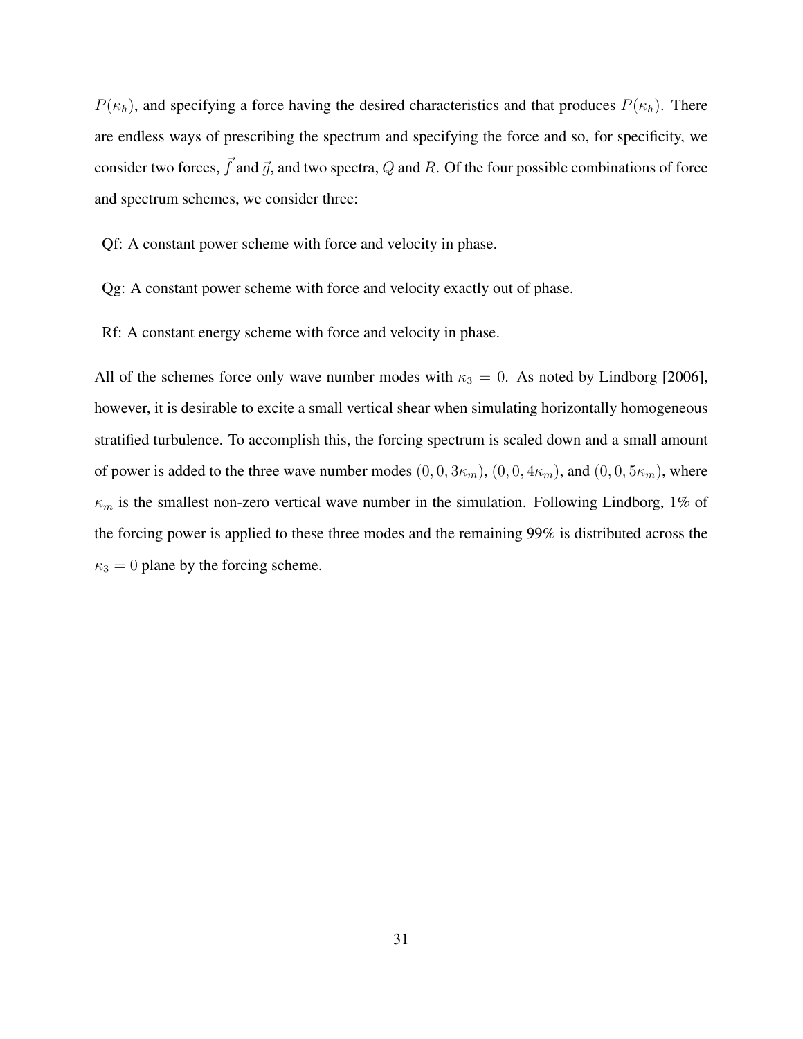$P(\kappa_h)$, and specifying a force having the desired characteristics and that produces $P(\kappa_h)$. There are endless ways of prescribing the spectrum and specifying the force and so, for specificity, we consider two forces, $\vec{f}$ and $\vec{g}$, and two spectra, $Q$ and $R$. Of the four possible combinations of force and spectrum schemes, we consider three:

Qf: A constant power scheme with force and velocity in phase.

Qg: A constant power scheme with force and velocity exactly out of phase.

Rf: A constant energy scheme with force and velocity in phase.

All of the schemes force only wave number modes with $\kappa_3 = 0$. As noted by Lindborg [2006], however, it is desirable to excite a small vertical shear when simulating horizontally homogeneous stratified turbulence. To accomplish this, the forcing spectrum is scaled down and a small amount of power is added to the three wave number modes $(0, 0, 3\kappa_m)$, $(0, 0, 4\kappa_m)$, and $(0, 0, 5\kappa_m)$, where $\kappa_m$ is the smallest non-zero vertical wave number in the simulation. Following Lindborg, 1% of the forcing power is applied to these three modes and the remaining 99% is distributed across the $\kappa_3 = 0$ plane by the forcing scheme.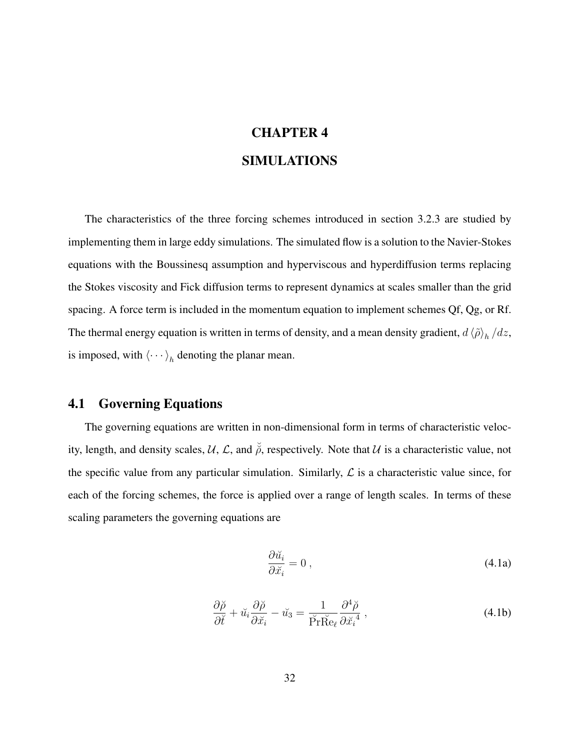# CHAPTER 4

# SIMULATIONS

The characteristics of the three forcing schemes introduced in section 3.2.3 are studied by implementing them in large eddy simulations. The simulated flow is a solution to the Navier-Stokes equations with the Boussinesq assumption and hyperviscous and hyperdiffusion terms replacing the Stokes viscosity and Fick diffusion terms to represent dynamics at scales smaller than the grid spacing. A force term is included in the momentum equation to implement schemes Qf, Qg, or Rf. The thermal energy equation is written in terms of density, and a mean density gradient, $d\left\langle\tilde{\rho}\right\rangle_h/dz$, is imposed, with $\left\langle\cdots\right\rangle_h$ denoting the planar mean.

## 4.1 Governing Equations

The governing equations are written in non-dimensional form in terms of characteristic velocity, length, and density scales, $\mathcal{U}$, $\mathcal{L}$, and $\breve{\tilde{\rho}}$, respectively. Note that $\mathcal{U}$ is a characteristic value, not the specific value from any particular simulation. Similarly, $\mathcal{L}$ is a characteristic value since, for each of the forcing schemes, the force is applied over a range of length scales. In terms of these scaling parameters the governing equations are

$$\frac{\partial \breve{u}_i}{\partial \breve{x}_i} = 0 \, , \tag{4.1a}$$

$$\frac{\partial \breve{\rho}}{\partial \breve{t}} + \breve{u}_i \frac{\partial \breve{\rho}}{\partial \breve{x}_i} - \breve{u}_3 = \frac{1}{\breve{\mathrm{Pr}}\breve{\mathrm{Re}}_\ell} \frac{\partial^4 \breve{\rho}}{\partial {\breve{x}_i}^4} \, , \tag{4.1b}$$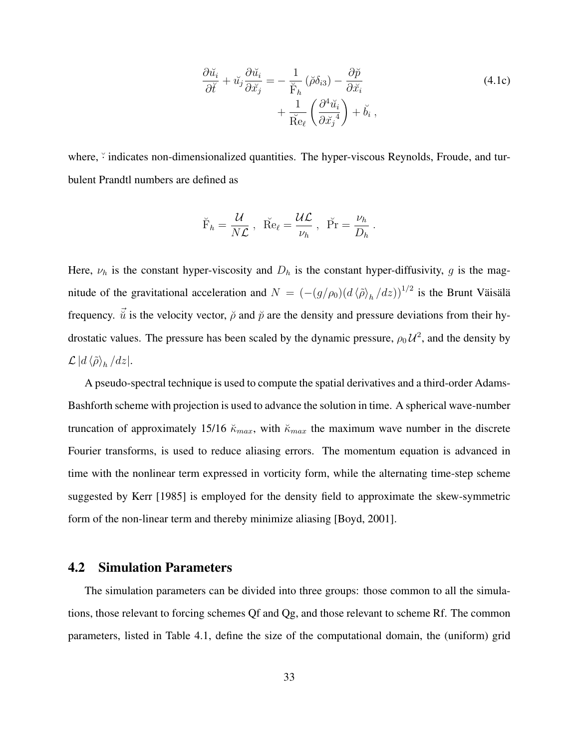$$
\begin{aligned}
\frac{\partial \breve{u}_i}{\partial \breve{t}} + \breve{u}_j \frac{\partial \breve{u}_i}{\partial \breve{x}_j} = & -\frac{1}{\breve{\mathrm{F}}_h} \left(\breve{\rho} \delta_{i3}\right) - \frac{\partial \breve{p}}{\partial \breve{x}_i} \\
& + \frac{1}{\breve{\mathrm{Re}}_\ell} \left( \frac{\partial^4 \breve{u}_i}{\partial {\breve{x}_j}^4} \right) + \breve{b}_i \, ,
\end{aligned} \tag{4.1c}
$$

where, $\breve{\cdot}$ indicates non-dimensionalized quantities. The hyper-viscous Reynolds, Froude, and turbulent Prandtl numbers are defined as

$$
\breve{\mathrm{F}}_h = \frac{\mathcal{U}}{N \mathcal{L}} \; , \;\; \breve{\mathrm{Re}}_\ell = \frac{\mathcal{U} \mathcal{L}}{\nu_h} \; , \;\; \breve{\mathrm{Pr}} = \frac{\nu_h}{D_h} \; .
$$

Here, $\nu_h$ is the constant hyper-viscosity and $D_h$ is the constant hyper-diffusivity, $g$ is the magnitude of the gravitational acceleration and $N = (-(g/\rho_0)(d \langle \tilde{\rho} \rangle_h / dz))^{1/2}$ is the Brunt Väisälä frequency. $\vec{\breve{u}}$ is the velocity vector, $\breve{\rho}$ and $\breve{p}$ are the density and pressure deviations from their hydrostatic values. The pressure has been scaled by the dynamic pressure, $\rho_0 \mathcal{U}^2$, and the density by $\mathcal{L} \, |d \langle \tilde{\rho} \rangle_h / dz|$.

A pseudo-spectral technique is used to compute the spatial derivatives and a third-order Adams-Bashforth scheme with projection is used to advance the solution in time. A spherical wave-number truncation of approximately 15/16 $\breve{\kappa}_{max}$, with $\breve{\kappa}_{max}$ the maximum wave number in the discrete Fourier transforms, is used to reduce aliasing errors. The momentum equation is advanced in time with the nonlinear term expressed in vorticity form, while the alternating time-step scheme suggested by Kerr [1985] is employed for the density field to approximate the skew-symmetric form of the non-linear term and thereby minimize aliasing [Boyd, 2001].

## 4.2 Simulation Parameters

The simulation parameters can be divided into three groups: those common to all the simulations, those relevant to forcing schemes Qf and Qg, and those relevant to scheme Rf. The common parameters, listed in Table 4.1, define the size of the computational domain, the (uniform) grid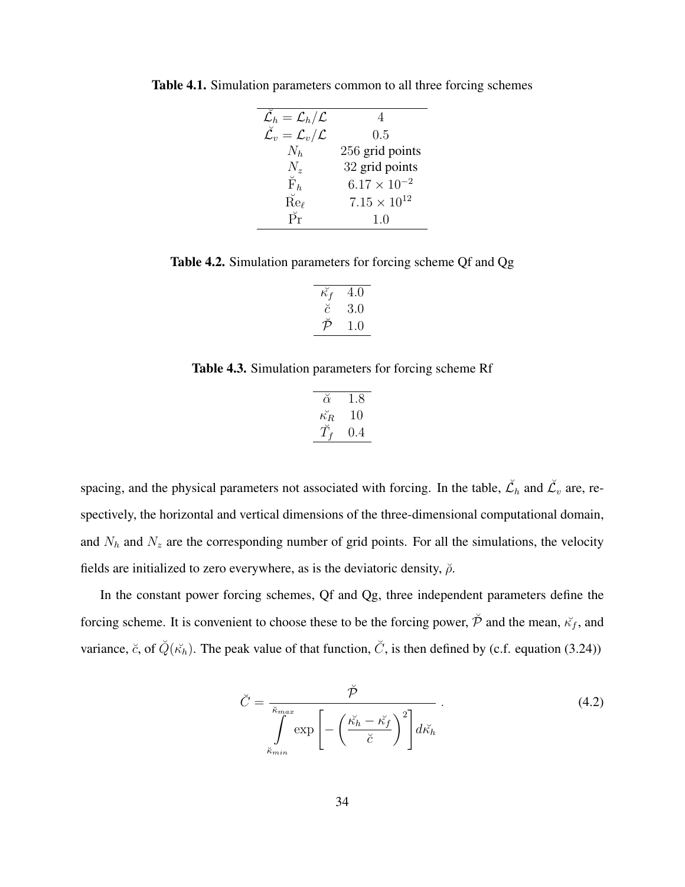**Table 4.1.** Simulation parameters common to all three forcing schemes

| | |
|---|---|
| $\breve{\mathcal{L}}_h = \mathcal{L}_h/\mathcal{L}$ | $4$ |
| $\breve{\mathcal{L}}_v = \mathcal{L}_v/\mathcal{L}$ | $0.5$ |
| $N_h$ | 256 grid points |
| $N_z$ | 32 grid points |
| $\breve{\mathrm{F}}_h$ | $6.17 \times 10^{-2}$ |
| $\breve{\mathrm{Re}}_\ell$ | $7.15 \times 10^{12}$ |
| $\breve{\mathrm{Pr}}$ | $1.0$ |

**Table 4.2.** Simulation parameters for forcing scheme Qf and Qg

| | |
|---|---|
| $\breve{\kappa}_f$ | $4.0$ |
| $\breve{c}$ | $3.0$ |
| $\breve{\mathcal{P}}$ | $1.0$ |

**Table 4.3.** Simulation parameters for forcing scheme Rf

| | |
|---|---|
| $\breve{\alpha}$ | $1.8$ |
| $\breve{\kappa}_R$ | $10$ |
| $\breve{T}_f$ | $0.4$ |

spacing, and the physical parameters not associated with forcing. In the table, $\breve{\mathcal{L}}_h$ and $\breve{\mathcal{L}}_v$ are, respectively, the horizontal and vertical dimensions of the three-dimensional computational domain, and $N_h$ and $N_z$ are the corresponding number of grid points. For all the simulations, the velocity fields are initialized to zero everywhere, as is the deviatoric density, $\breve{\rho}$.

In the constant power forcing schemes, Qf and Qg, three independent parameters define the forcing scheme. It is convenient to choose these to be the forcing power, $\breve{\mathcal{P}}$ and the mean, $\breve{\kappa}_f$, and variance, $\breve{c}$, of $\breve{Q}(\breve{\kappa}_h)$. The peak value of that function, $\breve{C}$, is then defined by (c.f. equation (3.24))

$$\breve{C} = \frac{\breve{\mathcal{P}}}{\displaystyle\int_{\breve{\kappa}_{min}}^{\breve{\kappa}_{max}} \exp\left[-\left(\frac{\breve{\kappa}_h - \breve{\kappa}_f}{\breve{c}}\right)^2\right] d\breve{\kappa}_h} \,. \tag{4.2}$$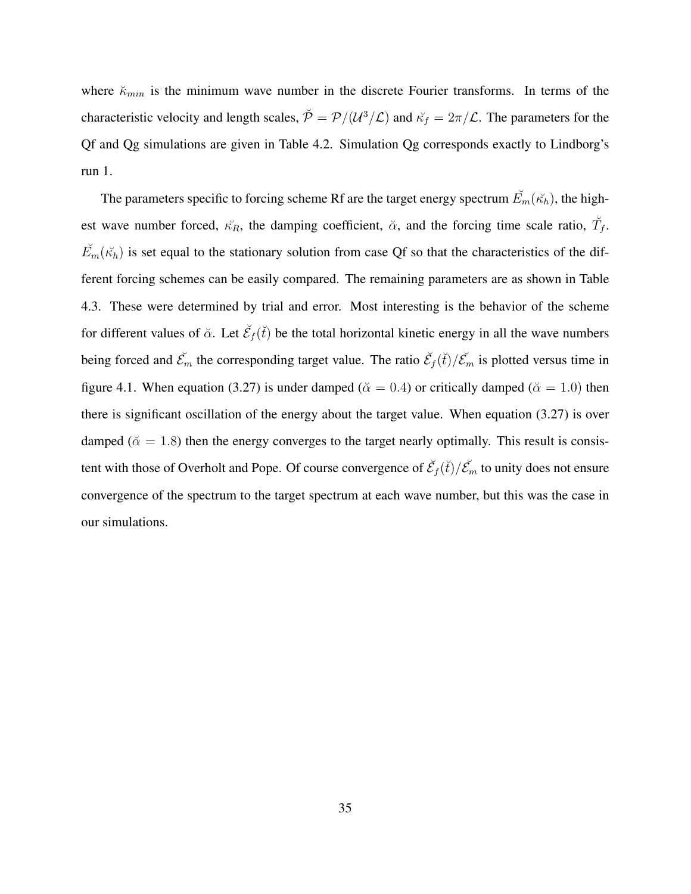where $\breve{\kappa}_{min}$ is the minimum wave number in the discrete Fourier transforms. In terms of the characteristic velocity and length scales, $\breve{\mathcal{P}} = \mathcal{P}/(\mathcal{U}^3/\mathcal{L})$ and $\breve{\kappa_f} = 2\pi/\mathcal{L}$. The parameters for the Qf and Qg simulations are given in Table 4.2. Simulation Qg corresponds exactly to Lindborg's run 1.

The parameters specific to forcing scheme Rf are the target energy spectrum $\breve{E_m}(\breve{\kappa_h})$, the highest wave number forced, $\breve{\kappa_R}$, the damping coefficient, $\breve{\alpha}$, and the forcing time scale ratio, $\breve{T_f}$. $\breve{E_m}(\breve{\kappa_h})$ is set equal to the stationary solution from case Qf so that the characteristics of the different forcing schemes can be easily compared. The remaining parameters are as shown in Table 4.3. These were determined by trial and error. Most interesting is the behavior of the scheme for different values of $\breve{\alpha}$. Let $\breve{\mathcal{E}}_f(\breve{t})$ be the total horizontal kinetic energy in all the wave numbers being forced and $\breve{\mathcal{E}_m}$ the corresponding target value. The ratio $\breve{\mathcal{E}}_f(\breve{t})/\breve{\mathcal{E}_m}$ is plotted versus time in figure 4.1. When equation (3.27) is under damped ($\breve{\alpha} = 0.4$) or critically damped ($\breve{\alpha} = 1.0$) then there is significant oscillation of the energy about the target value. When equation (3.27) is over damped ($\breve{\alpha} = 1.8$) then the energy converges to the target nearly optimally. This result is consistent with those of Overholt and Pope. Of course convergence of $\breve{\mathcal{E}}_f(\breve{t})/\breve{\mathcal{E}_m}$ to unity does not ensure convergence of the spectrum to the target spectrum at each wave number, but this was the case in our simulations.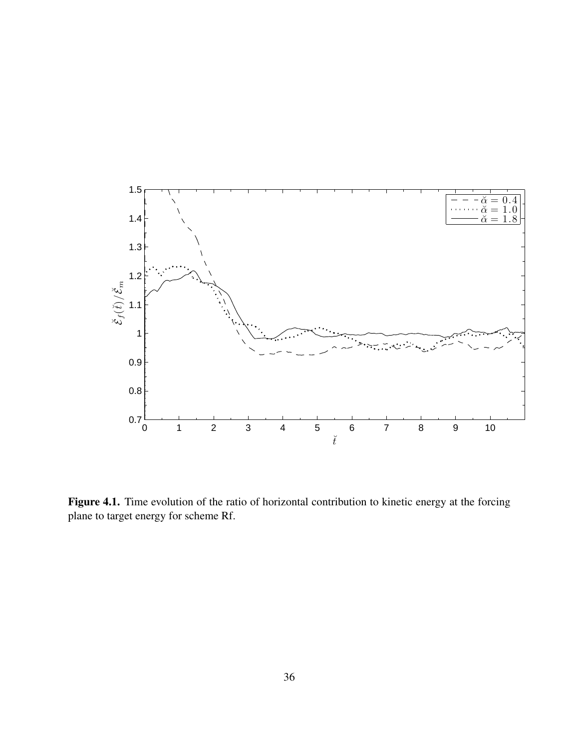**Figure 4.1.** Time evolution of the ratio of horizontal contribution to kinetic energy at the forcing plane to target energy for scheme Rf.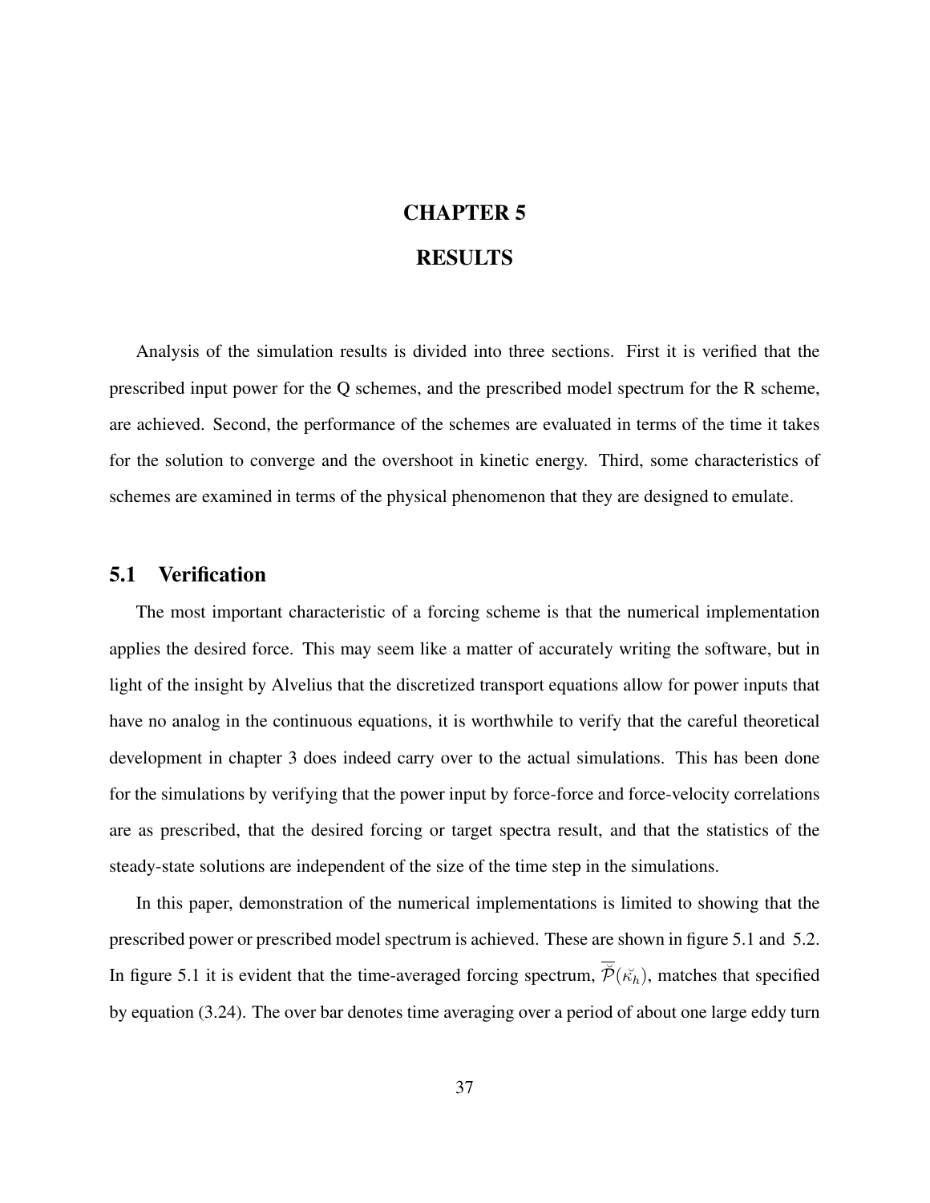# CHAPTER 5

# RESULTS

Analysis of the simulation results is divided into three sections. First it is verified that the prescribed input power for the Q schemes, and the prescribed model spectrum for the R scheme, are achieved. Second, the performance of the schemes are evaluated in terms of the time it takes for the solution to converge and the overshoot in kinetic energy. Third, some characteristics of schemes are examined in terms of the physical phenomenon that they are designed to emulate.

## 5.1 Verification

The most important characteristic of a forcing scheme is that the numerical implementation applies the desired force. This may seem like a matter of accurately writing the software, but in light of the insight by Alvelius that the discretized transport equations allow for power inputs that have no analog in the continuous equations, it is worthwhile to verify that the careful theoretical development in chapter 3 does indeed carry over to the actual simulations. This has been done for the simulations by verifying that the power input by force-force and force-velocity correlations are as prescribed, that the desired forcing or target spectra result, and that the statistics of the steady-state solutions are independent of the size of the time step in the simulations.

In this paper, demonstration of the numerical implementations is limited to showing that the prescribed power or prescribed model spectrum is achieved. These are shown in figure 5.1 and 5.2. In figure 5.1 it is evident that the time-averaged forcing spectrum, $\overline{\breve{\mathcal{P}}}(\breve{\kappa}_h)$, matches that specified by equation (3.24). The over bar denotes time averaging over a period of about one large eddy turn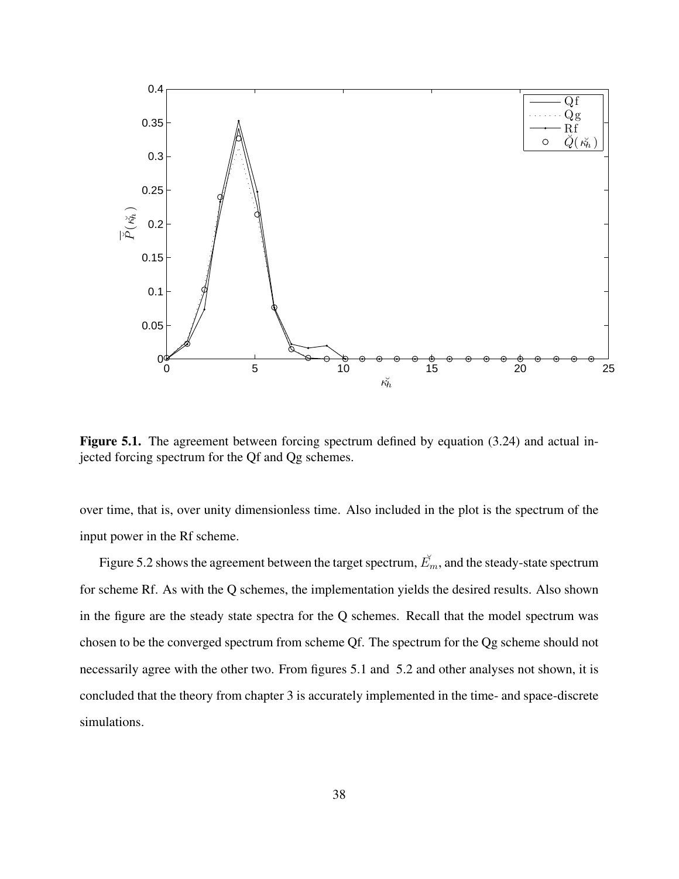**Figure 5.1.** The agreement between forcing spectrum defined by equation (3.24) and actual injected forcing spectrum for the Qf and Qg schemes.

over time, that is, over unity dimensionless time. Also included in the plot is the spectrum of the input power in the Rf scheme.

Figure 5.2 shows the agreement between the target spectrum, $\breve{E}_m$, and the steady-state spectrum for scheme Rf. As with the Q schemes, the implementation yields the desired results. Also shown in the figure are the steady state spectra for the Q schemes. Recall that the model spectrum was chosen to be the converged spectrum from scheme Qf. The spectrum for the Qg scheme should not necessarily agree with the other two. From figures 5.1 and 5.2 and other analyses not shown, it is concluded that the theory from chapter 3 is accurately implemented in the time- and space-discrete simulations.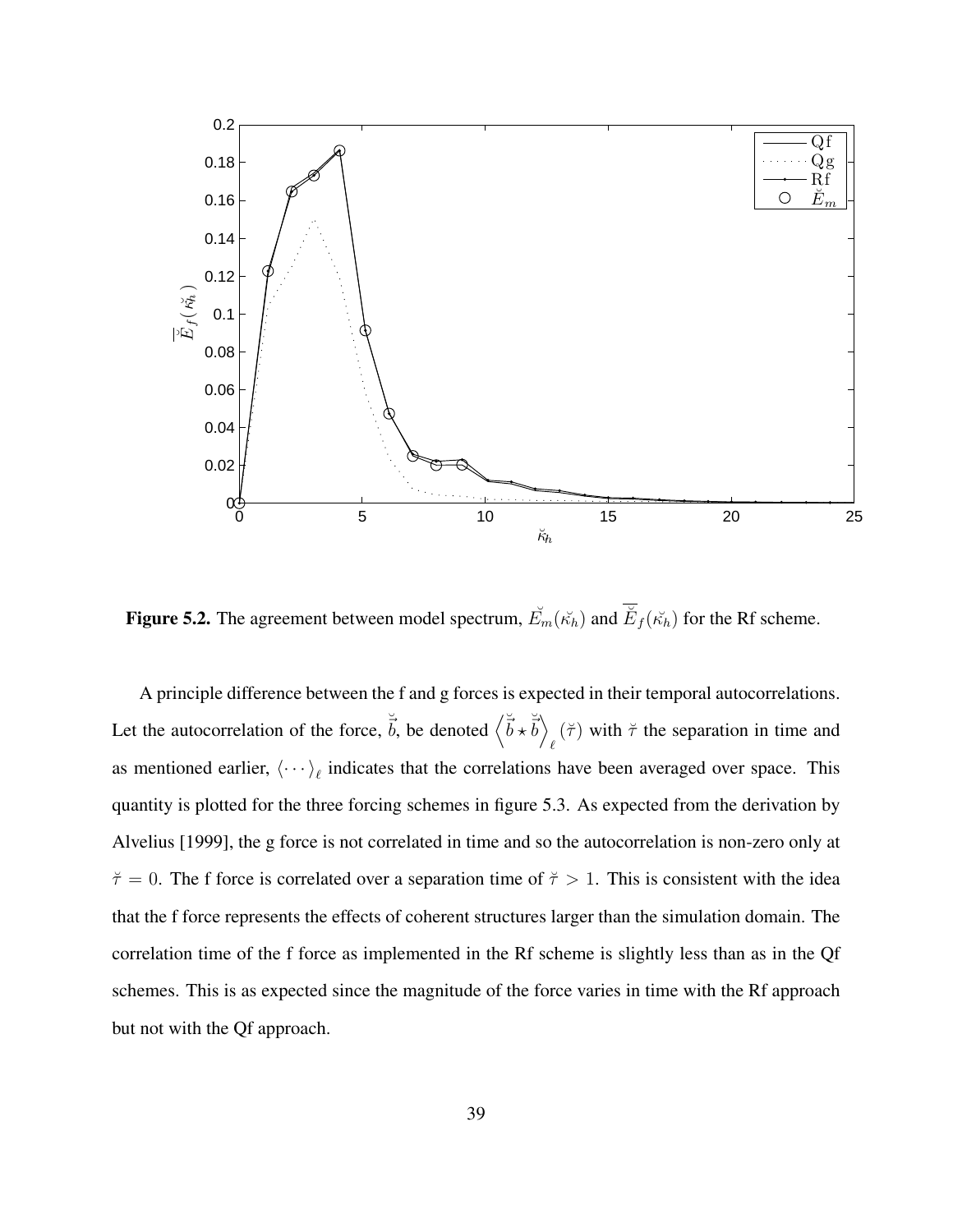**Figure 5.2.** The agreement between model spectrum, $\breve{E}_m(\breve{\kappa}_h)$ and $\overline{\breve{E}}_f(\breve{\kappa}_h)$ for the Rf scheme.

A principle difference between the f and g forces is expected in their temporal autocorrelations. Let the autocorrelation of the force, $\breve{\vec{b}}$, be denoted $\left\langle \breve{\vec{b}} \star \breve{\vec{b}} \right\rangle_\ell (\breve{\tau})$ with $\breve{\tau}$ the separation in time and as mentioned earlier, $\langle \cdots \rangle_\ell$ indicates that the correlations have been averaged over space. This quantity is plotted for the three forcing schemes in figure 5.3. As expected from the derivation by Alvelius [1999], the g force is not correlated in time and so the autocorrelation is non-zero only at $\breve{\tau} = 0$. The f force is correlated over a separation time of $\breve{\tau} > 1$. This is consistent with the idea that the f force represents the effects of coherent structures larger than the simulation domain. The correlation time of the f force as implemented in the Rf scheme is slightly less than as in the Qf schemes. This is as expected since the magnitude of the force varies in time with the Rf approach but not with the Qf approach.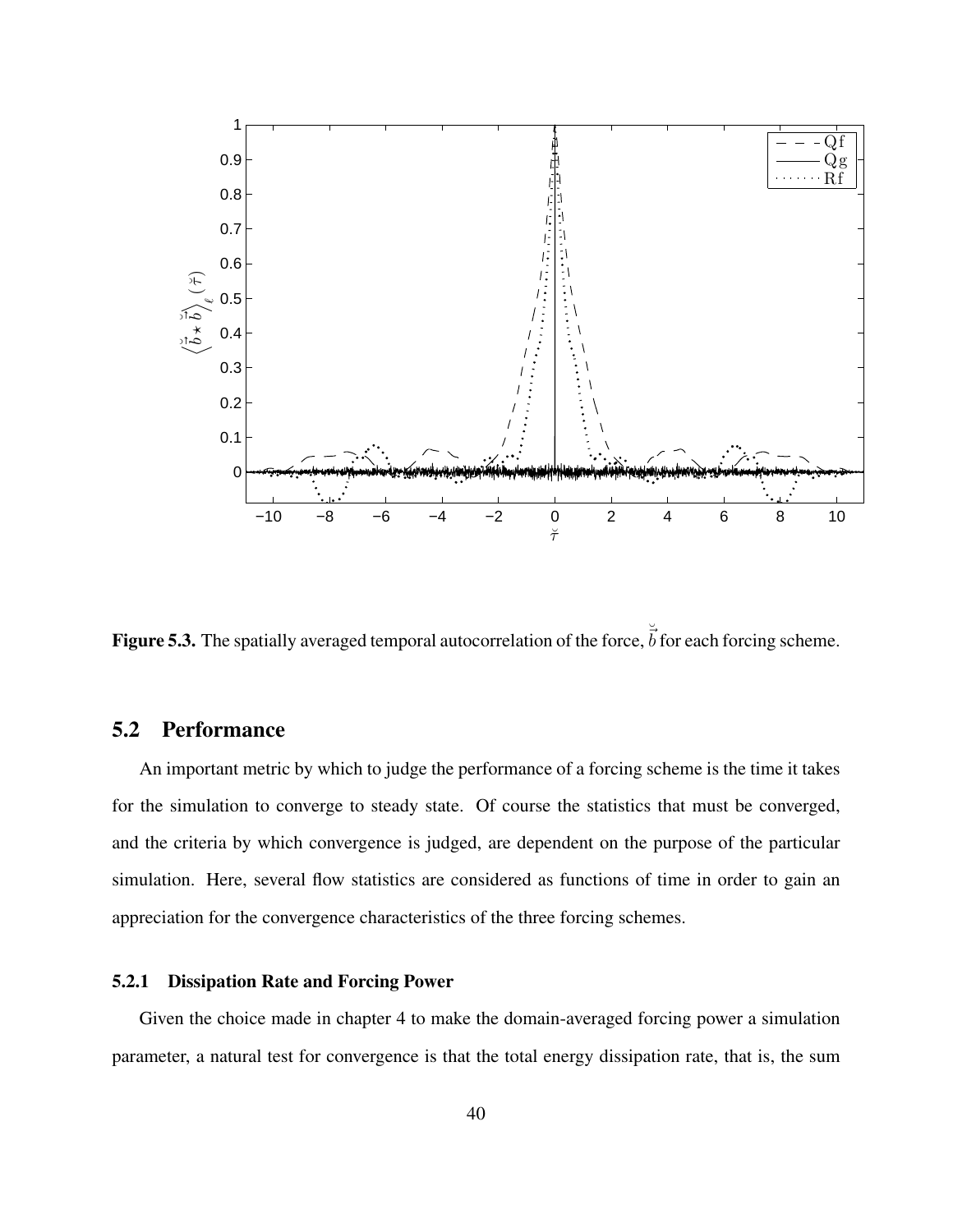**Figure 5.3.** The spatially averaged temporal autocorrelation of the force, $\breve{\vec{b}}$ for each forcing scheme.

## 5.2 Performance

An important metric by which to judge the performance of a forcing scheme is the time it takes for the simulation to converge to steady state. Of course the statistics that must be converged, and the criteria by which convergence is judged, are dependent on the purpose of the particular simulation. Here, several flow statistics are considered as functions of time in order to gain an appreciation for the convergence characteristics of the three forcing schemes.

### 5.2.1 Dissipation Rate and Forcing Power

Given the choice made in chapter 4 to make the domain-averaged forcing power a simulation parameter, a natural test for convergence is that the total energy dissipation rate, that is, the sum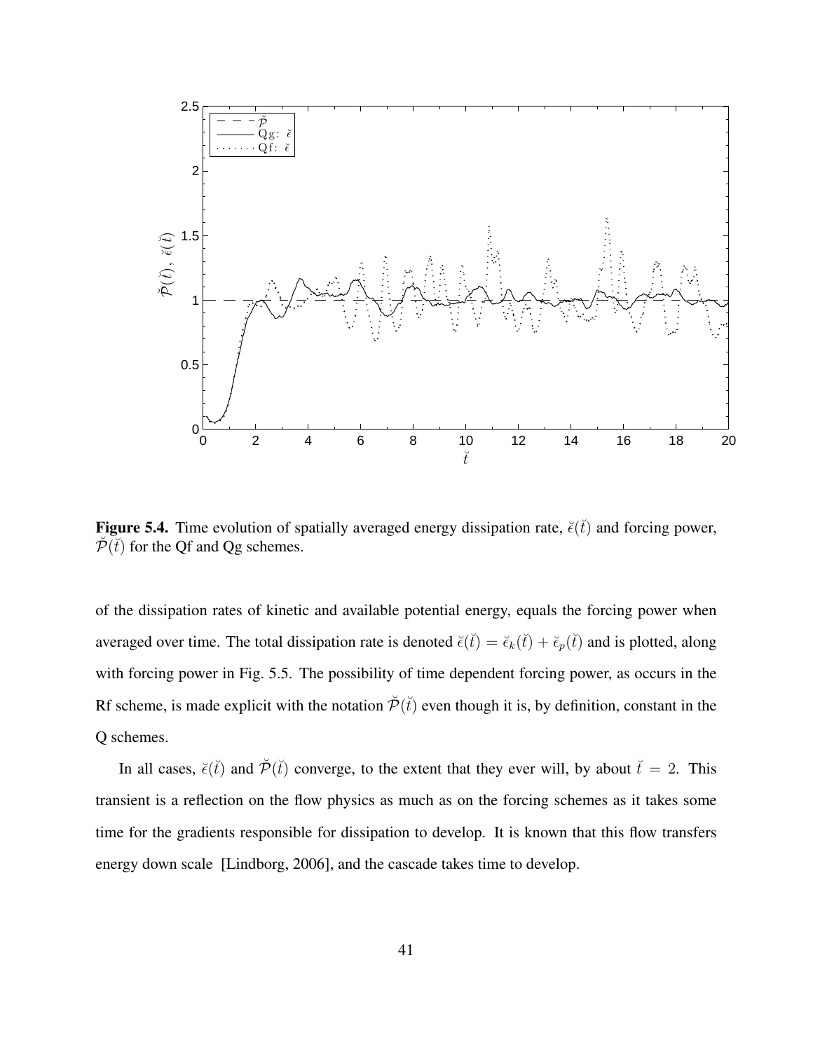**Figure 5.4.** Time evolution of spatially averaged energy dissipation rate, $\breve{\epsilon}(\breve{t})$ and forcing power, $\breve{\mathcal{P}}(\breve{t})$ for the Qf and Qg schemes.

of the dissipation rates of kinetic and available potential energy, equals the forcing power when averaged over time. The total dissipation rate is denoted $\breve{\epsilon}(\breve{t}) = \breve{\epsilon}_k(\breve{t}) + \breve{\epsilon}_p(\breve{t})$ and is plotted, along with forcing power in Fig. 5.5. The possibility of time dependent forcing power, as occurs in the Rf scheme, is made explicit with the notation $\breve{\mathcal{P}}(\breve{t})$ even though it is, by definition, constant in the Q schemes.

In all cases, $\breve{\epsilon}(\breve{t})$ and $\breve{\mathcal{P}}(\breve{t})$ converge, to the extent that they ever will, by about $\breve{t} = 2$. This transient is a reflection on the flow physics as much as on the forcing schemes as it takes some time for the gradients responsible for dissipation to develop. It is known that this flow transfers energy down scale [Lindborg, 2006], and the cascade takes time to develop.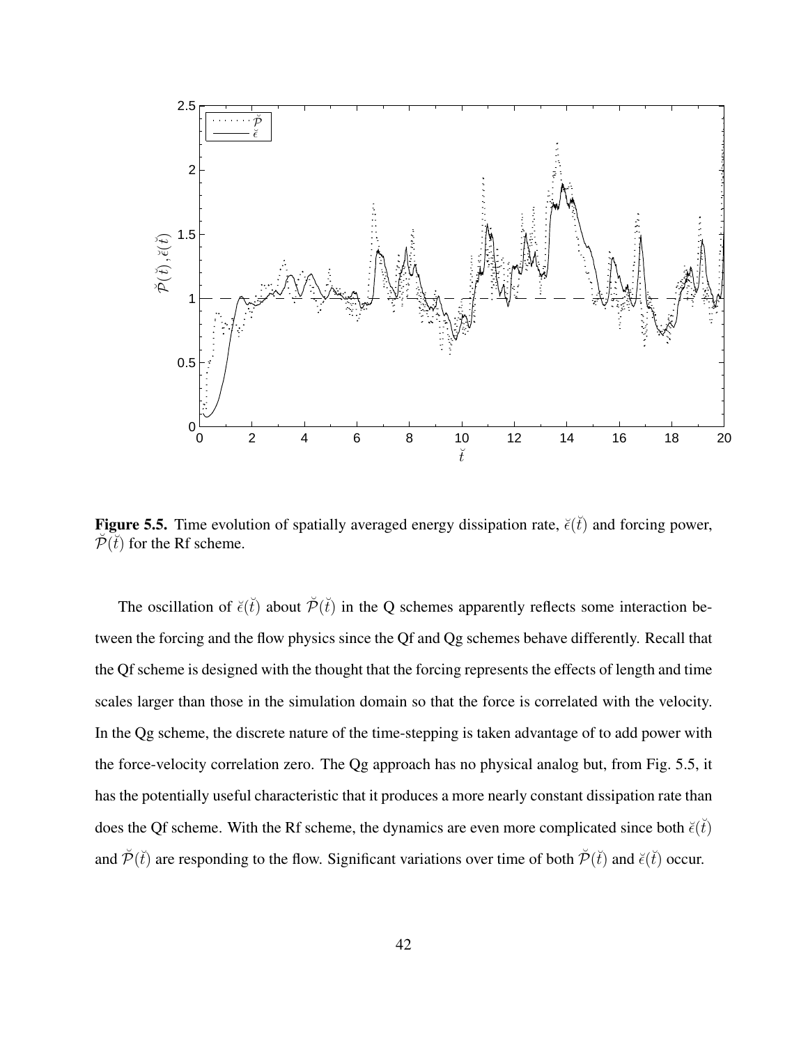**Figure 5.5.** Time evolution of spatially averaged energy dissipation rate, $\breve{\epsilon}(\breve{t})$ and forcing power, $\breve{\mathcal{P}}(\breve{t})$ for the Rf scheme.

The oscillation of $\breve{\epsilon}(\breve{t})$ about $\breve{\mathcal{P}}(\breve{t})$ in the Q schemes apparently reflects some interaction between the forcing and the flow physics since the Qf and Qg schemes behave differently. Recall that the Qf scheme is designed with the thought that the forcing represents the effects of length and time scales larger than those in the simulation domain so that the force is correlated with the velocity. In the Qg scheme, the discrete nature of the time-stepping is taken advantage of to add power with the force-velocity correlation zero. The Qg approach has no physical analog but, from Fig. 5.5, it has the potentially useful characteristic that it produces a more nearly constant dissipation rate than does the Qf scheme. With the Rf scheme, the dynamics are even more complicated since both $\breve{\epsilon}(\breve{t})$ and $\breve{\mathcal{P}}(\breve{t})$ are responding to the flow. Significant variations over time of both $\breve{\mathcal{P}}(\breve{t})$ and $\breve{\epsilon}(\breve{t})$ occur.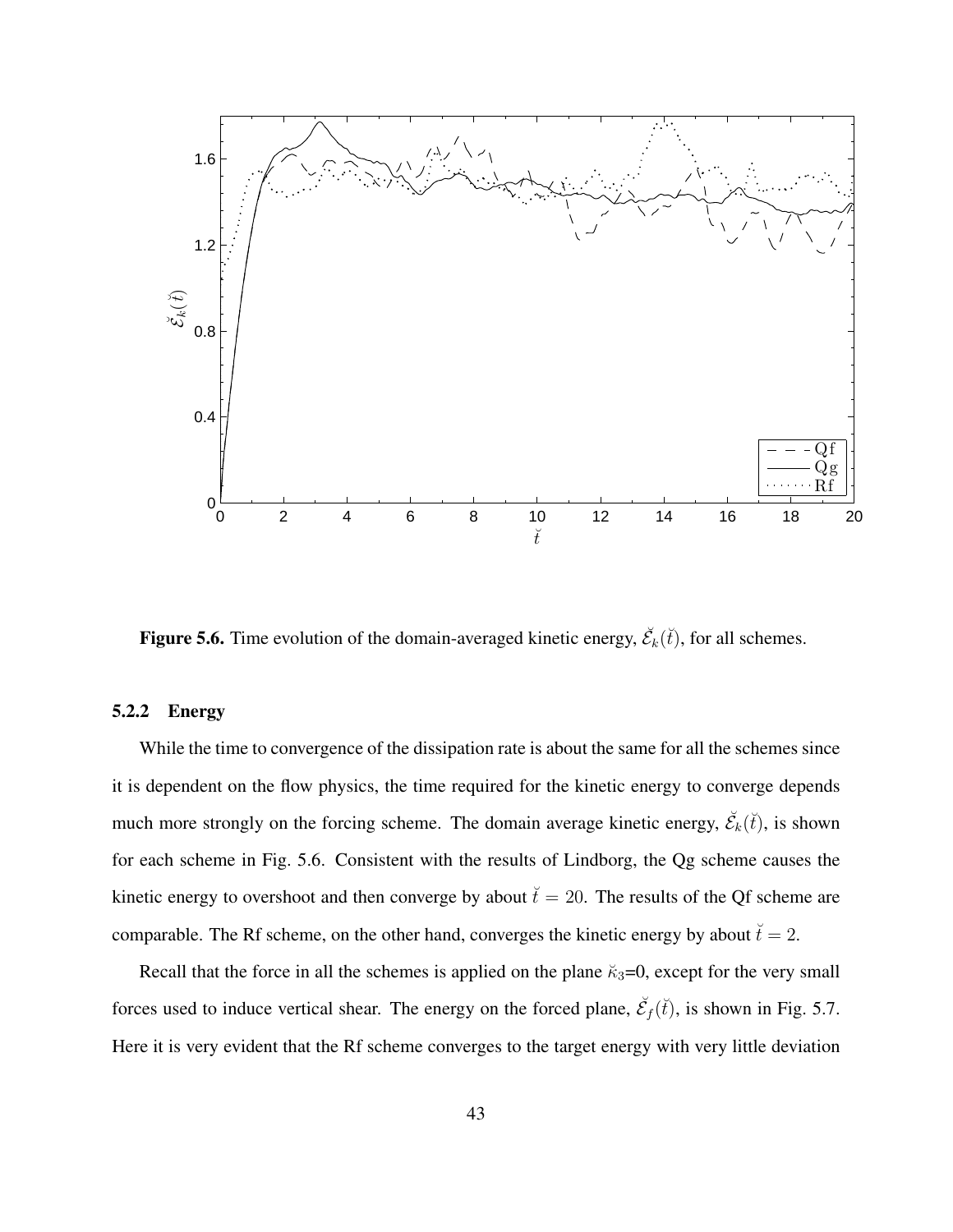**Figure 5.6.** Time evolution of the domain-averaged kinetic energy, $\breve{\mathcal{E}}_k(\breve{t})$, for all schemes.

### 5.2.2 Energy

While the time to convergence of the dissipation rate is about the same for all the schemes since it is dependent on the flow physics, the time required for the kinetic energy to converge depends much more strongly on the forcing scheme. The domain average kinetic energy, $\breve{\mathcal{E}}_k(\breve{t})$, is shown for each scheme in Fig. 5.6. Consistent with the results of Lindborg, the Qg scheme causes the kinetic energy to overshoot and then converge by about $\breve{t} = 20$. The results of the Qf scheme are comparable. The Rf scheme, on the other hand, converges the kinetic energy by about $\breve{t} = 2$.

Recall that the force in all the schemes is applied on the plane $\breve{\kappa}_3$=0, except for the very small forces used to induce vertical shear. The energy on the forced plane, $\breve{\mathcal{E}}_f(\breve{t})$, is shown in Fig. 5.7. Here it is very evident that the Rf scheme converges to the target energy with very little deviation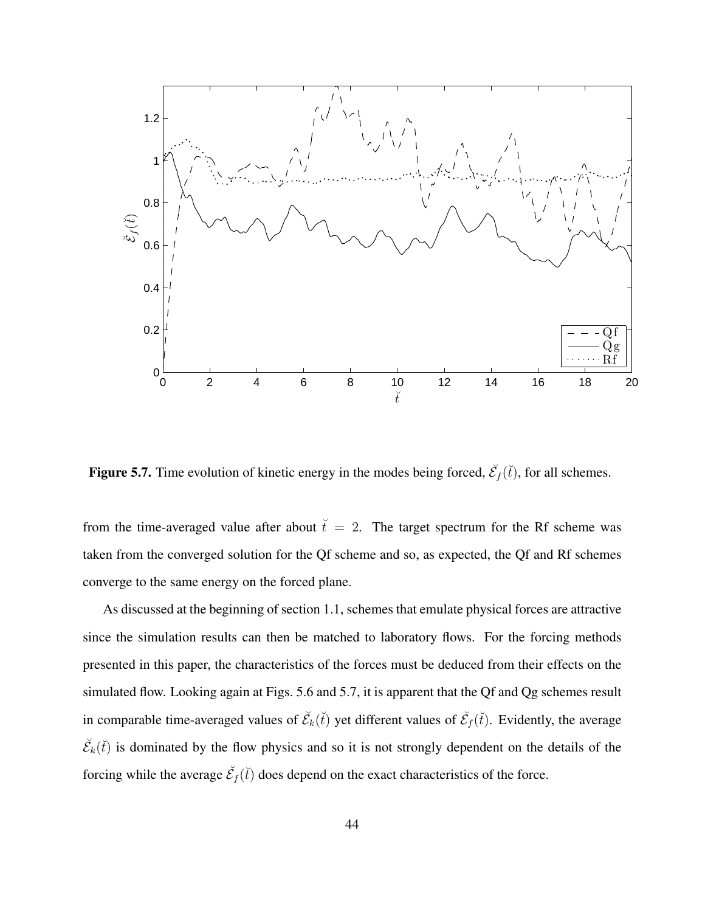**Figure 5.7.** Time evolution of kinetic energy in the modes being forced, $\breve{\mathcal{E}}_f(\breve{t})$, for all schemes.

from the time-averaged value after about $\breve{t} = 2$. The target spectrum for the Rf scheme was taken from the converged solution for the Qf scheme and so, as expected, the Qf and Rf schemes converge to the same energy on the forced plane.

As discussed at the beginning of section 1.1, schemes that emulate physical forces are attractive since the simulation results can then be matched to laboratory flows. For the forcing methods presented in this paper, the characteristics of the forces must be deduced from their effects on the simulated flow. Looking again at Figs. 5.6 and 5.7, it is apparent that the Qf and Qg schemes result in comparable time-averaged values of $\breve{\mathcal{E}}_k(\breve{t})$ yet different values of $\breve{\mathcal{E}}_f(\breve{t})$. Evidently, the average $\breve{\mathcal{E}}_k(\breve{t})$ is dominated by the flow physics and so it is not strongly dependent on the details of the forcing while the average $\breve{\mathcal{E}}_f(\breve{t})$ does depend on the exact characteristics of the force.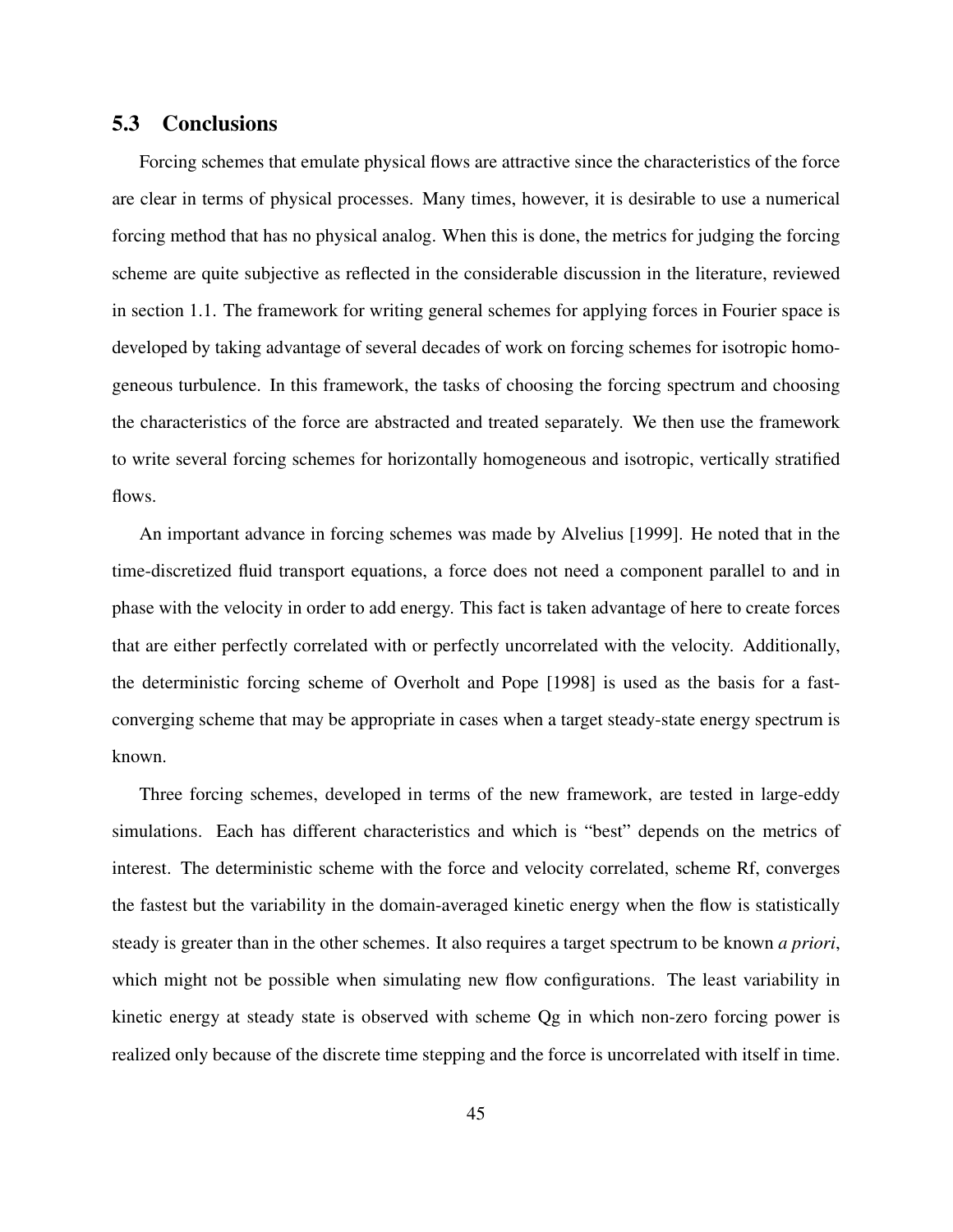## 5.3 Conclusions

Forcing schemes that emulate physical flows are attractive since the characteristics of the force are clear in terms of physical processes. Many times, however, it is desirable to use a numerical forcing method that has no physical analog. When this is done, the metrics for judging the forcing scheme are quite subjective as reflected in the considerable discussion in the literature, reviewed in section 1.1. The framework for writing general schemes for applying forces in Fourier space is developed by taking advantage of several decades of work on forcing schemes for isotropic homogeneous turbulence. In this framework, the tasks of choosing the forcing spectrum and choosing the characteristics of the force are abstracted and treated separately. We then use the framework to write several forcing schemes for horizontally homogeneous and isotropic, vertically stratified flows.

An important advance in forcing schemes was made by Alvelius [1999]. He noted that in the time-discretized fluid transport equations, a force does not need a component parallel to and in phase with the velocity in order to add energy. This fact is taken advantage of here to create forces that are either perfectly correlated with or perfectly uncorrelated with the velocity. Additionally, the deterministic forcing scheme of Overholt and Pope [1998] is used as the basis for a fast-converging scheme that may be appropriate in cases when a target steady-state energy spectrum is known.

Three forcing schemes, developed in terms of the new framework, are tested in large-eddy simulations. Each has different characteristics and which is "best" depends on the metrics of interest. The deterministic scheme with the force and velocity correlated, scheme Rf, converges the fastest but the variability in the domain-averaged kinetic energy when the flow is statistically steady is greater than in the other schemes. It also requires a target spectrum to be known *a priori*, which might not be possible when simulating new flow configurations. The least variability in kinetic energy at steady state is observed with scheme Qg in which non-zero forcing power is realized only because of the discrete time stepping and the force is uncorrelated with itself in time.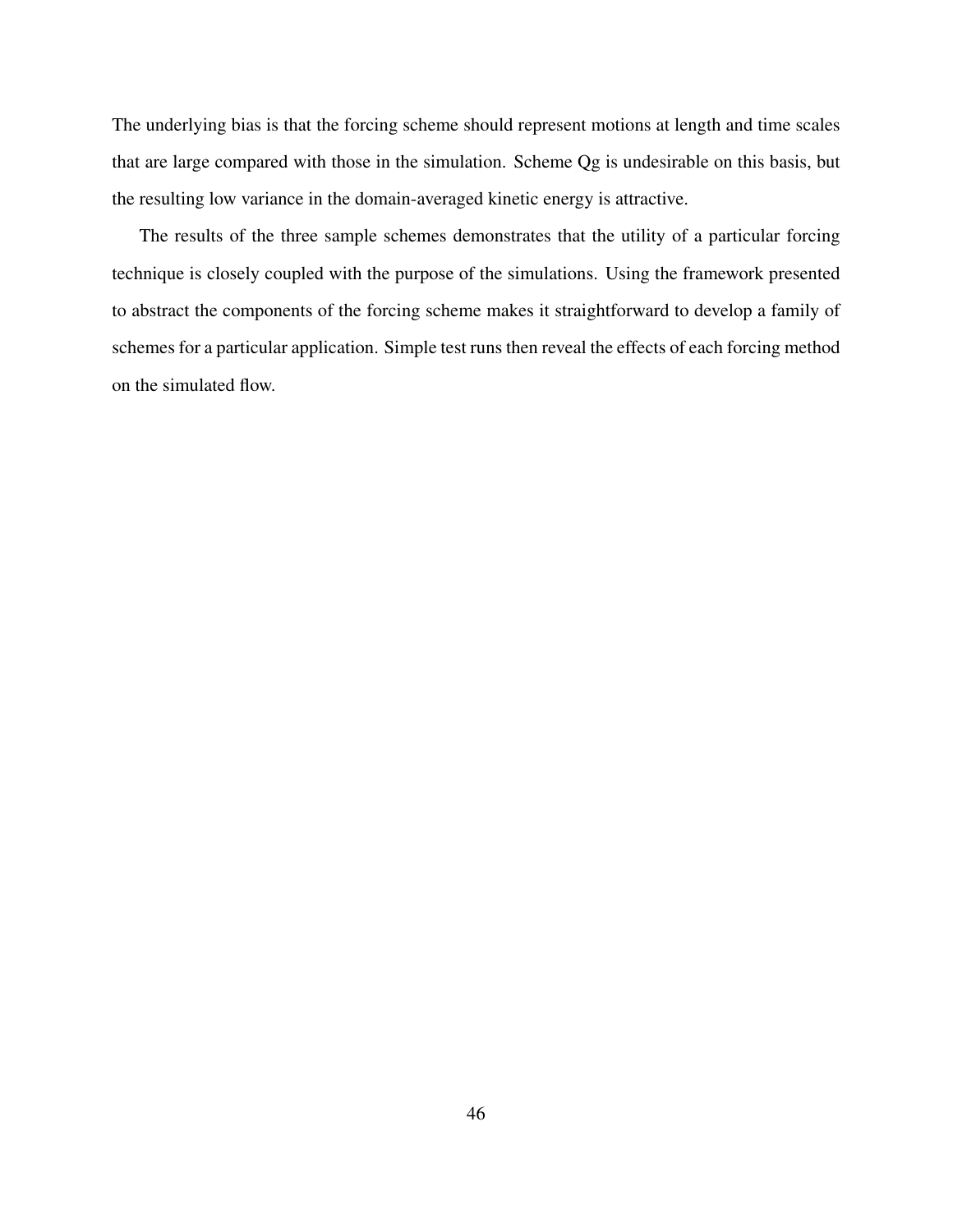The underlying bias is that the forcing scheme should represent motions at length and time scales that are large compared with those in the simulation. Scheme Qg is undesirable on this basis, but the resulting low variance in the domain-averaged kinetic energy is attractive.

The results of the three sample schemes demonstrates that the utility of a particular forcing technique is closely coupled with the purpose of the simulations. Using the framework presented to abstract the components of the forcing scheme makes it straightforward to develop a family of schemes for a particular application. Simple test runs then reveal the effects of each forcing method on the simulated flow.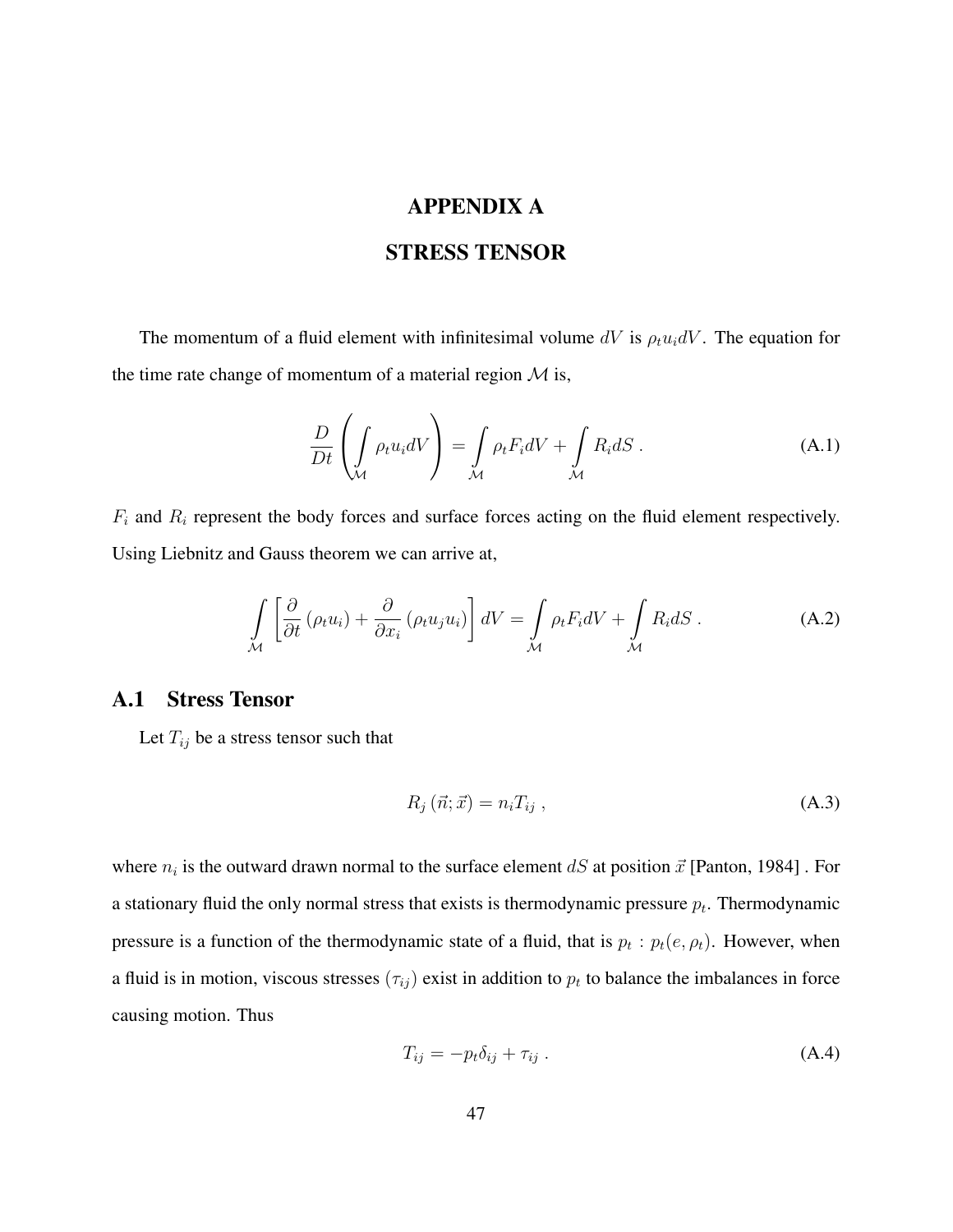# APPENDIX A

# STRESS TENSOR

The momentum of a fluid element with infinitesimal volume $dV$ is $\rho_t u_i dV$. The equation for the time rate change of momentum of a material region $\mathcal{M}$ is,

$$\frac{D}{Dt}\left(\int\limits_{\mathcal{M}} \rho_t u_i dV\right) = \int\limits_{\mathcal{M}} \rho_t F_i dV + \int\limits_{\mathcal{M}} R_i dS \; . \tag{A.1}$$

$F_i$ and $R_i$ represent the body forces and surface forces acting on the fluid element respectively. Using Liebnitz and Gauss theorem we can arrive at,

$$\int\limits_{\mathcal{M}} \left[\frac{\partial}{\partial t}\left(\rho_t u_i\right) + \frac{\partial}{\partial x_i}\left(\rho_t u_j u_i\right)\right] dV = \int\limits_{\mathcal{M}} \rho_t F_i dV + \int\limits_{\mathcal{M}} R_i dS \; . \tag{A.2}$$

## A.1 Stress Tensor

Let $T_{ij}$ be a stress tensor such that

$$R_j\left(\vec{n};\vec{x}\right) = n_i T_{ij} \; , \tag{A.3}$$

where $n_i$ is the outward drawn normal to the surface element $dS$ at position $\vec{x}$ [Panton, 1984] . For a stationary fluid the only normal stress that exists is thermodynamic pressure $p_t$. Thermodynamic pressure is a function of the thermodynamic state of a fluid, that is $p_t : p_t(e, \rho_t)$. However, when a fluid is in motion, viscous stresses ($\tau_{ij}$) exist in addition to $p_t$ to balance the imbalances in force causing motion. Thus

$$T_{ij} = -p_t \delta_{ij} + \tau_{ij} \; . \tag{A.4}$$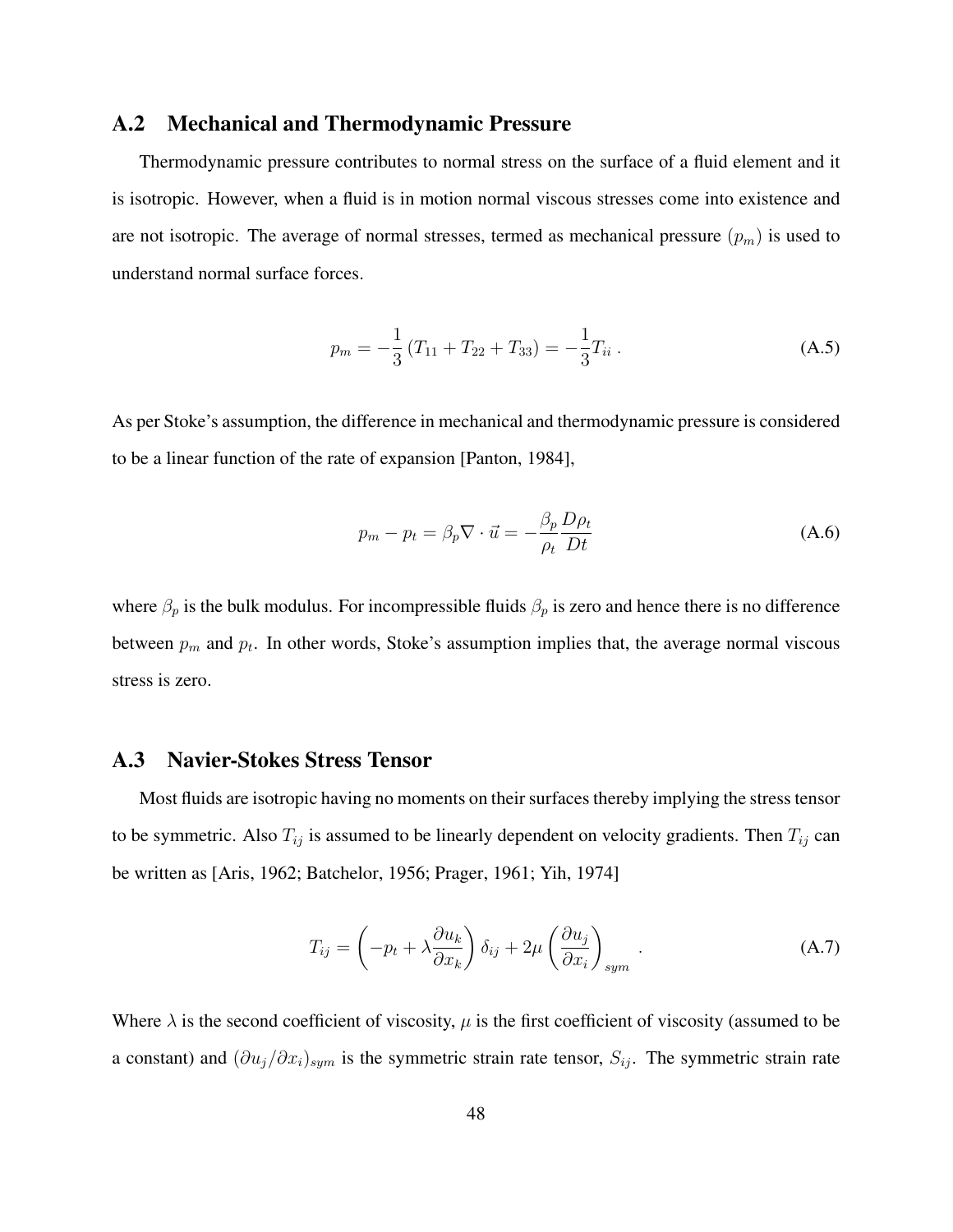## A.2 Mechanical and Thermodynamic Pressure

Thermodynamic pressure contributes to normal stress on the surface of a fluid element and it is isotropic. However, when a fluid is in motion normal viscous stresses come into existence and are not isotropic. The average of normal stresses, termed as mechanical pressure ($p_m$) is used to understand normal surface forces.

$$p_m = -\frac{1}{3}\left(T_{11} + T_{22} + T_{33}\right) = -\frac{1}{3}T_{ii} \; . \tag{A.5}$$

As per Stoke's assumption, the difference in mechanical and thermodynamic pressure is considered to be a linear function of the rate of expansion [Panton, 1984],

$$p_m - p_t = \beta_p \nabla \cdot \vec{u} = -\frac{\beta_p}{\rho_t}\frac{D\rho_t}{Dt} \tag{A.6}$$

where $\beta_p$ is the bulk modulus. For incompressible fluids $\beta_p$ is zero and hence there is no difference between $p_m$ and $p_t$. In other words, Stoke's assumption implies that, the average normal viscous stress is zero.

## A.3 Navier-Stokes Stress Tensor

Most fluids are isotropic having no moments on their surfaces thereby implying the stress tensor to be symmetric. Also $T_{ij}$ is assumed to be linearly dependent on velocity gradients. Then $T_{ij}$ can be written as [Aris, 1962; Batchelor, 1956; Prager, 1961; Yih, 1974]

$$T_{ij} = \left(-p_t + \lambda\frac{\partial u_k}{\partial x_k}\right)\delta_{ij} + 2\mu\left(\frac{\partial u_j}{\partial x_i}\right)_{sym} \; . \tag{A.7}$$

Where $\lambda$ is the second coefficient of viscosity, $\mu$ is the first coefficient of viscosity (assumed to be a constant) and $(\partial u_j/\partial x_i)_{sym}$ is the symmetric strain rate tensor, $S_{ij}$. The symmetric strain rate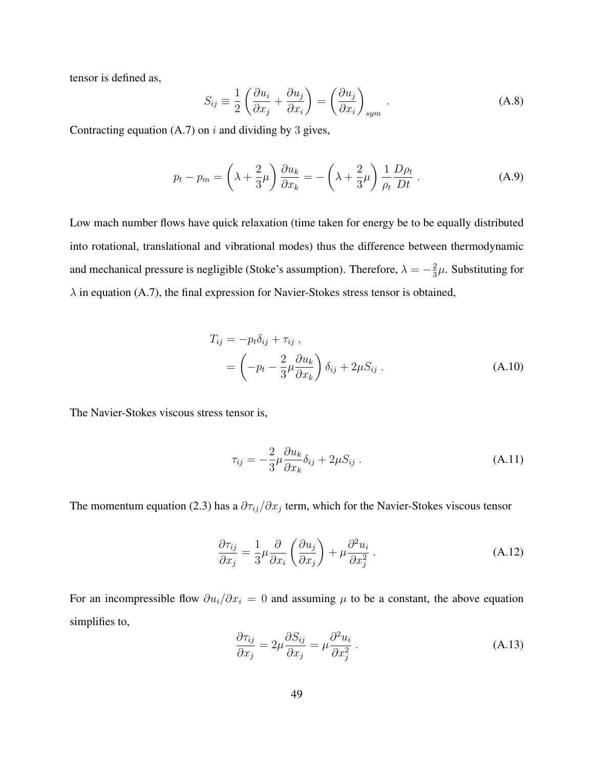tensor is defined as,

$$S_{ij} \equiv \frac{1}{2}\left(\frac{\partial u_i}{\partial x_j} + \frac{\partial u_j}{\partial x_i}\right) = \left(\frac{\partial u_j}{\partial x_i}\right)_{sym} . \tag{A.8}$$

Contracting equation (A.7) on $i$ and dividing by 3 gives,

$$p_t - p_m = \left(\lambda + \frac{2}{3}\mu\right)\frac{\partial u_k}{\partial x_k} = -\left(\lambda + \frac{2}{3}\mu\right)\frac{1}{\rho_t}\frac{D\rho_t}{Dt} . \tag{A.9}$$

Low mach number flows have quick relaxation (time taken for energy be to be equally distributed into rotational, translational and vibrational modes) thus the difference between thermodynamic and mechanical pressure is negligible (Stoke's assumption). Therefore, $\lambda = -\frac{2}{3}\mu$. Substituting for $\lambda$ in equation (A.7), the final expression for Navier-Stokes stress tensor is obtained,

$$\begin{aligned} T_{ij} &= -p_t\delta_{ij} + \tau_{ij} , \\ &= \left(-p_t - \frac{2}{3}\mu\frac{\partial u_k}{\partial x_k}\right)\delta_{ij} + 2\mu S_{ij} . \end{aligned} \tag{A.10}$$

The Navier-Stokes viscous stress tensor is,

$$\tau_{ij} = -\frac{2}{3}\mu\frac{\partial u_k}{\partial x_k}\delta_{ij} + 2\mu S_{ij} . \tag{A.11}$$

The momentum equation (2.3) has a $\partial \tau_{ij}/\partial x_j$ term, which for the Navier-Stokes viscous tensor

$$\frac{\partial \tau_{ij}}{\partial x_j} = \frac{1}{3}\mu\frac{\partial}{\partial x_i}\left(\frac{\partial u_j}{\partial x_j}\right) + \mu\frac{\partial^2 u_i}{\partial x_j^2} . \tag{A.12}$$

For an incompressible flow $\partial u_i/\partial x_i = 0$ and assuming $\mu$ to be a constant, the above equation simplifies to,

$$\frac{\partial \tau_{ij}}{\partial x_j} = 2\mu\frac{\partial S_{ij}}{\partial x_j} = \mu\frac{\partial^2 u_i}{\partial x_j^2} . \tag{A.13}$$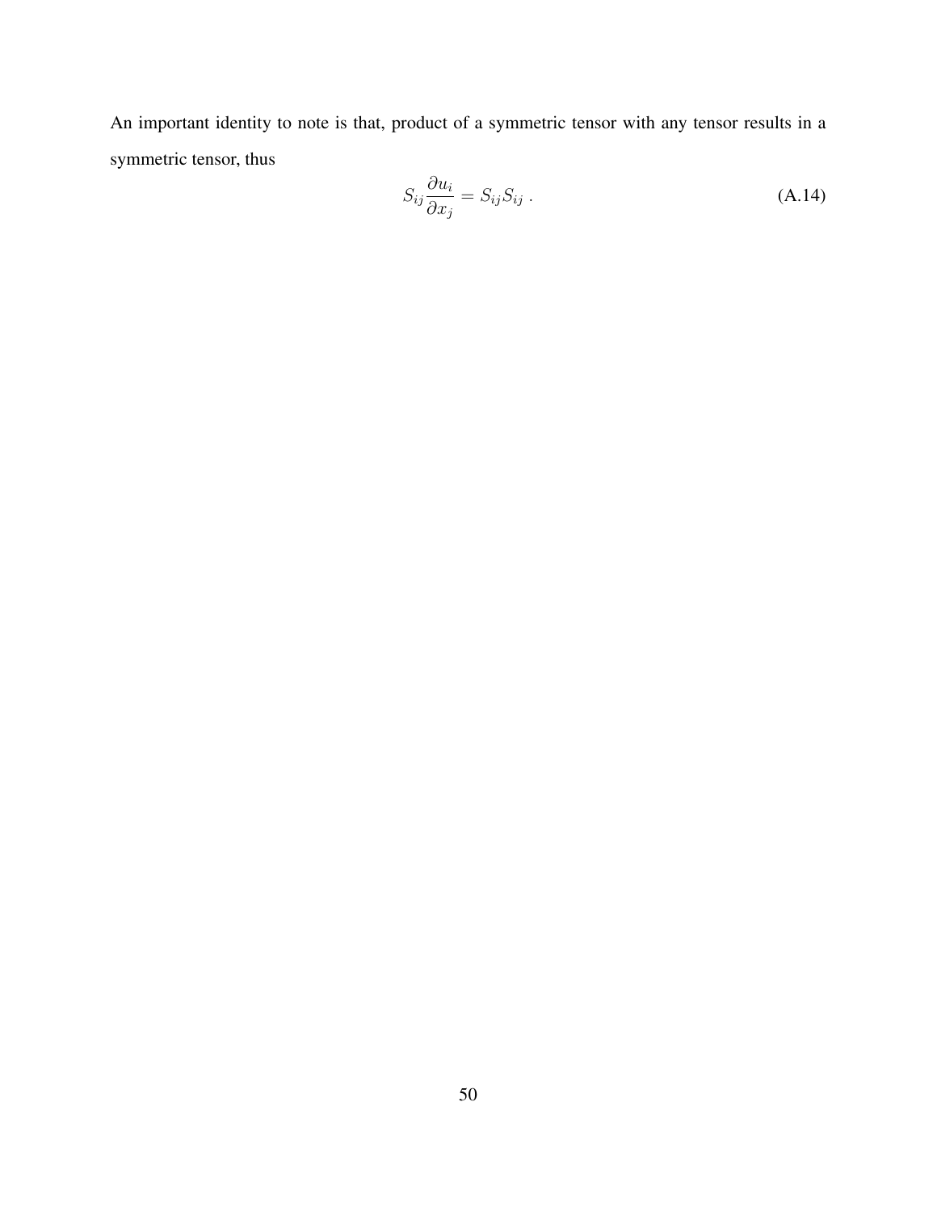An important identity to note is that, product of a symmetric tensor with any tensor results in a symmetric tensor, thus

$$S_{ij}\frac{\partial u_i}{\partial x_j} = S_{ij}S_{ij} \; . \tag{A.14}$$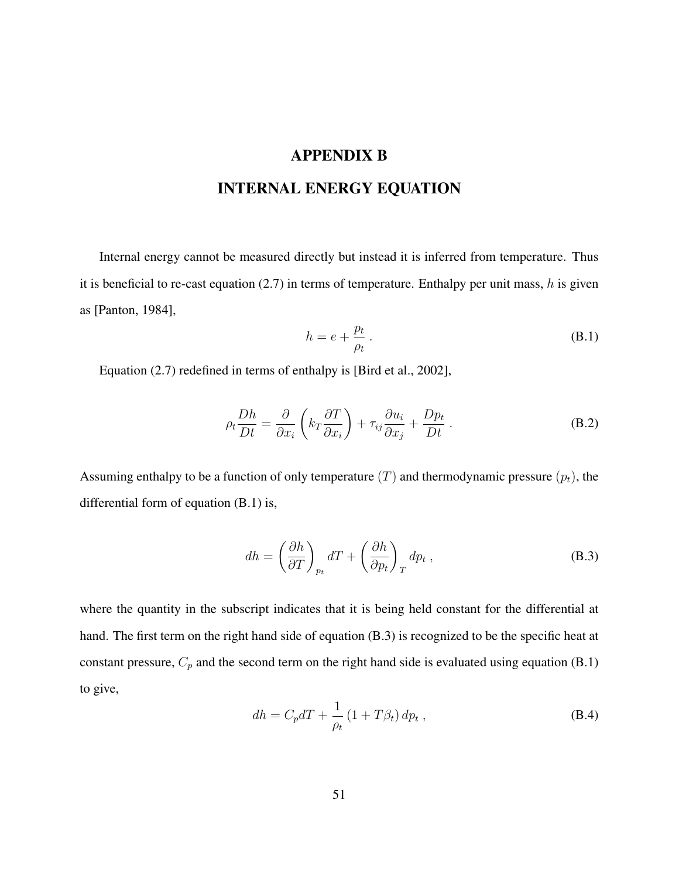# APPENDIX B

# INTERNAL ENERGY EQUATION

Internal energy cannot be measured directly but instead it is inferred from temperature. Thus it is beneficial to re-cast equation (2.7) in terms of temperature. Enthalpy per unit mass, $h$ is given as [Panton, 1984],

$$h = e + \frac{p_t}{\rho_t} \; . \tag{B.1}$$

Equation (2.7) redefined in terms of enthalpy is [Bird et al., 2002],

$$\rho_t \frac{Dh}{Dt} = \frac{\partial}{\partial x_i}\left(k_T \frac{\partial T}{\partial x_i}\right) + \tau_{ij}\frac{\partial u_i}{\partial x_j} + \frac{Dp_t}{Dt} \; . \tag{B.2}$$

Assuming enthalpy to be a function of only temperature $(T)$ and thermodynamic pressure $(p_t)$, the differential form of equation (B.1) is,

$$dh = \left(\frac{\partial h}{\partial T}\right)_{p_t} dT + \left(\frac{\partial h}{\partial p_t}\right)_T dp_t \; , \tag{B.3}$$

where the quantity in the subscript indicates that it is being held constant for the differential at hand. The first term on the right hand side of equation (B.3) is recognized to be the specific heat at constant pressure, $C_p$ and the second term on the right hand side is evaluated using equation (B.1) to give,

$$dh = C_p dT + \frac{1}{\rho_t}\left(1 + T\beta_t\right) dp_t \; , \tag{B.4}$$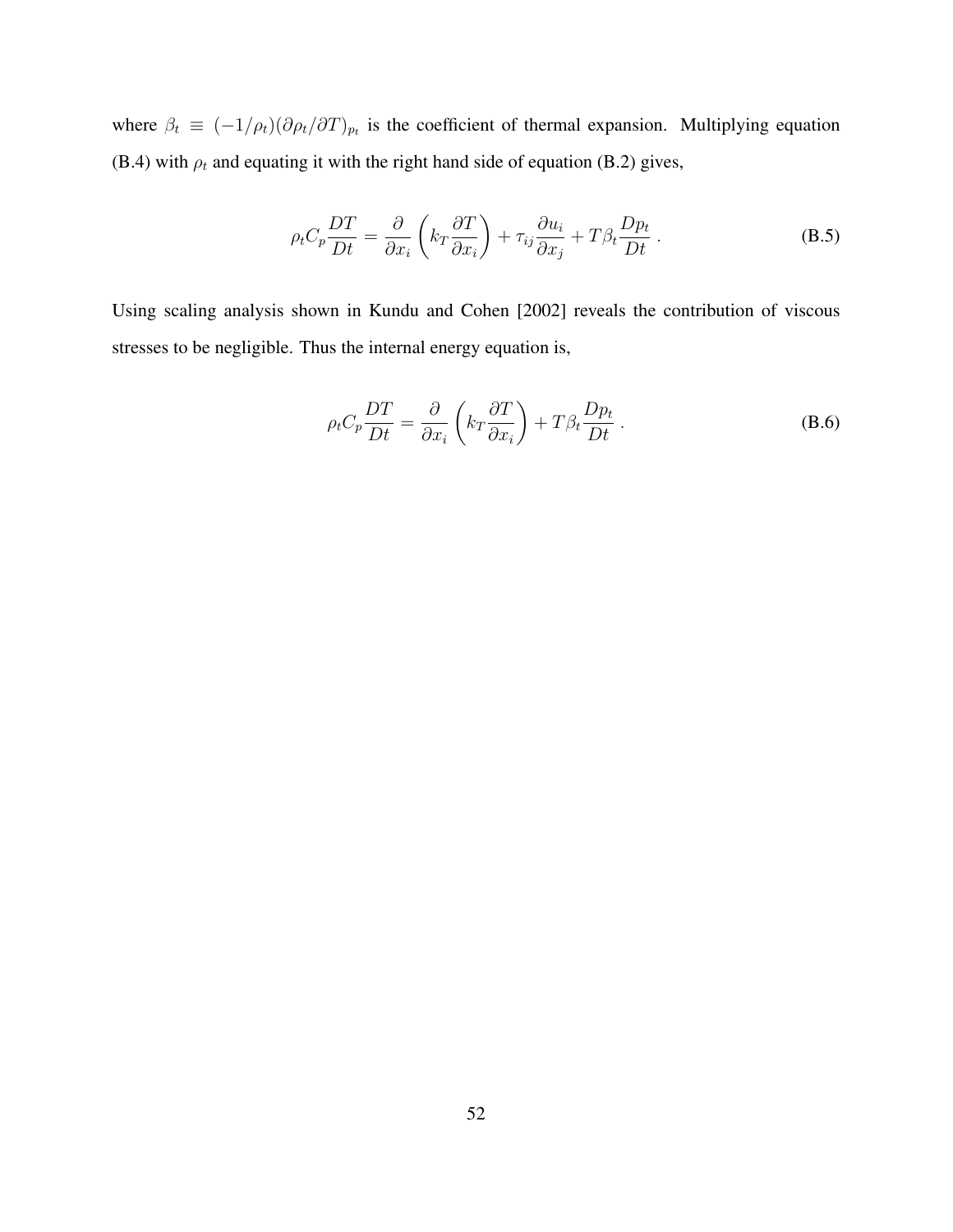where $\beta_t \equiv (-1/\rho_t)(\partial \rho_t / \partial T)_{p_t}$ is the coefficient of thermal expansion. Multiplying equation (B.4) with $\rho_t$ and equating it with the right hand side of equation (B.2) gives,

$$\rho_t C_p \frac{DT}{Dt} = \frac{\partial}{\partial x_i}\left(k_T \frac{\partial T}{\partial x_i}\right) + \tau_{ij}\frac{\partial u_i}{\partial x_j} + T\beta_t \frac{Dp_t}{Dt} \ . \tag{B.5}$$

Using scaling analysis shown in Kundu and Cohen [2002] reveals the contribution of viscous stresses to be negligible. Thus the internal energy equation is,

$$\rho_t C_p \frac{DT}{Dt} = \frac{\partial}{\partial x_i}\left(k_T \frac{\partial T}{\partial x_i}\right) + T\beta_t \frac{Dp_t}{Dt} \ . \tag{B.6}$$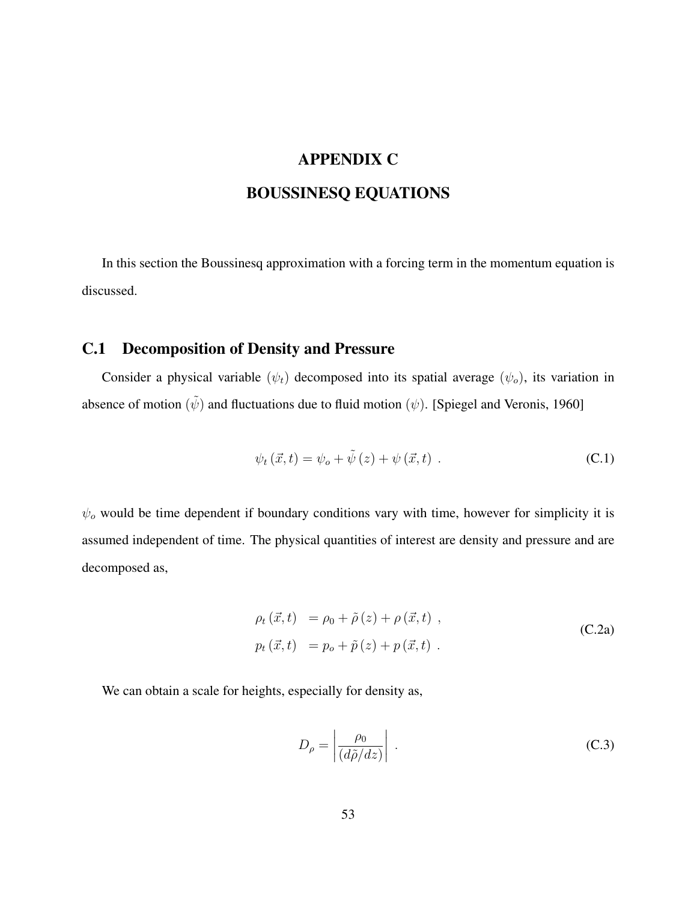# APPENDIX C

# BOUSSINESQ EQUATIONS

In this section the Boussinesq approximation with a forcing term in the momentum equation is discussed.

## C.1 Decomposition of Density and Pressure

Consider a physical variable ($\psi_t$) decomposed into its spatial average ($\psi_o$), its variation in absence of motion ($\tilde{\psi}$) and fluctuations due to fluid motion ($\psi$). [Spiegel and Veronis, 1960]

$$\psi_t\left(\vec{x},t\right) = \psi_o + \tilde{\psi}\left(z\right) + \psi\left(\vec{x},t\right) \ . \tag{C.1}$$

$\psi_o$ would be time dependent if boundary conditions vary with time, however for simplicity it is assumed independent of time. The physical quantities of interest are density and pressure and are decomposed as,

$$\begin{aligned} \rho_t\left(\vec{x},t\right) &= \rho_0 + \tilde{\rho}\left(z\right) + \rho\left(\vec{x},t\right) \ , \\ p_t\left(\vec{x},t\right) &= p_o + \tilde{p}\left(z\right) + p\left(\vec{x},t\right) \ . \end{aligned} \tag{C.2a}$$

We can obtain a scale for heights, especially for density as,

$$D_\rho = \left| \frac{\rho_0}{\left(d\tilde{\rho}/dz\right)} \right| \ . \tag{C.3}$$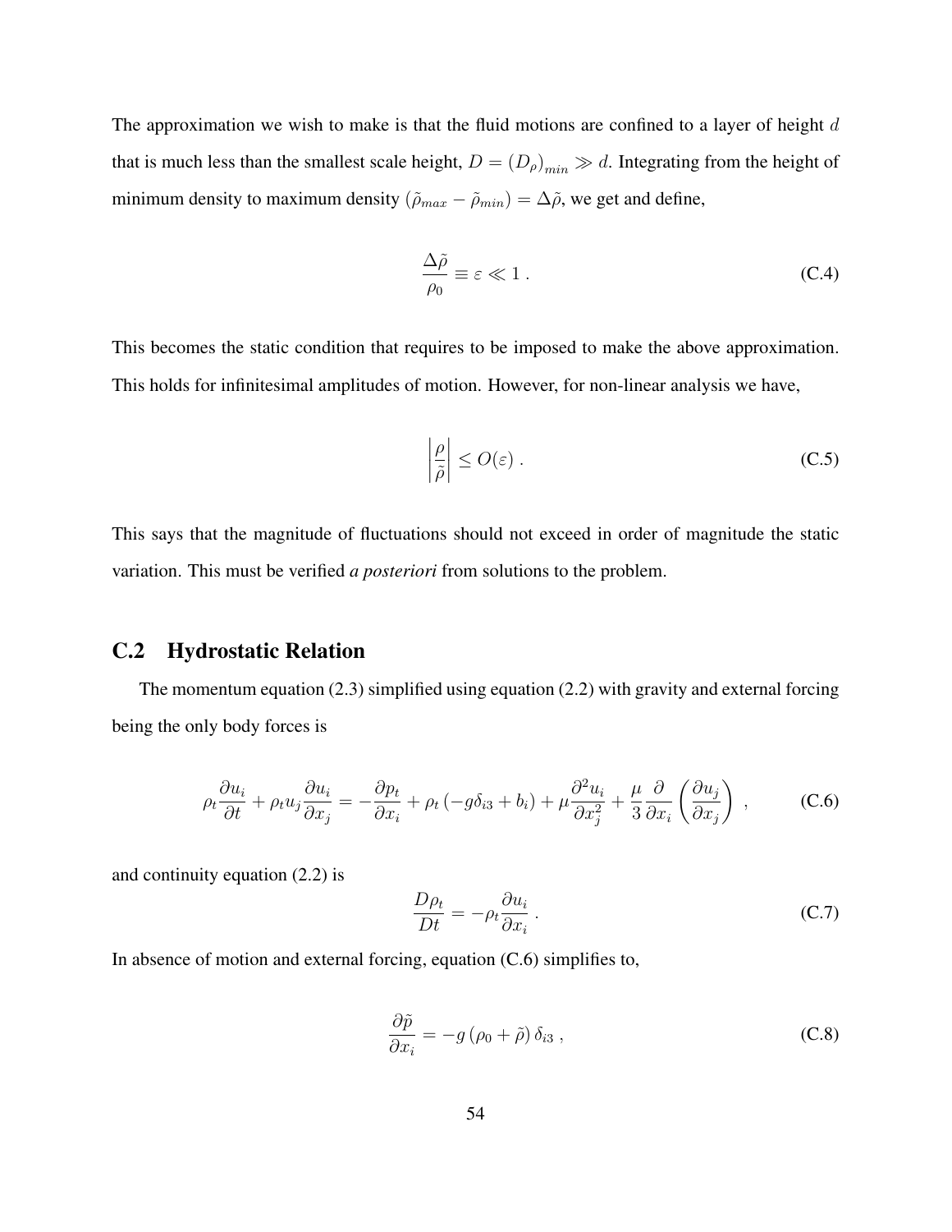The approximation we wish to make is that the fluid motions are confined to a layer of height $d$ that is much less than the smallest scale height, $D = (D_\rho)_{min} \gg d$. Integrating from the height of minimum density to maximum density $(\tilde{\rho}_{max} - \tilde{\rho}_{min}) = \Delta\tilde{\rho}$, we get and define,

$$\frac{\Delta\tilde{\rho}}{\rho_0} \equiv \varepsilon \ll 1 \; . \tag{C.4}$$

This becomes the static condition that requires to be imposed to make the above approximation. This holds for infinitesimal amplitudes of motion. However, for non-linear analysis we have,

$$\left|\frac{\rho}{\tilde{\rho}}\right| \leq O(\varepsilon) \; . \tag{C.5}$$

This says that the magnitude of fluctuations should not exceed in order of magnitude the static variation. This must be verified *a posteriori* from solutions to the problem.

## C.2 Hydrostatic Relation

The momentum equation (2.3) simplified using equation (2.2) with gravity and external forcing being the only body forces is

$$\rho_t \frac{\partial u_i}{\partial t} + \rho_t u_j \frac{\partial u_i}{\partial x_j} = -\frac{\partial p_t}{\partial x_i} + \rho_t \left(-g\delta_{i3} + b_i\right) + \mu \frac{\partial^2 u_i}{\partial x_j^2} + \frac{\mu}{3}\frac{\partial}{\partial x_i}\left(\frac{\partial u_j}{\partial x_j}\right) \; , \tag{C.6}$$

and continuity equation (2.2) is

$$\frac{D\rho_t}{Dt} = -\rho_t \frac{\partial u_i}{\partial x_i} \; . \tag{C.7}$$

In absence of motion and external forcing, equation (C.6) simplifies to,

$$\frac{\partial \tilde{p}}{\partial x_i} = -g\left(\rho_0 + \tilde{\rho}\right)\delta_{i3} \; , \tag{C.8}$$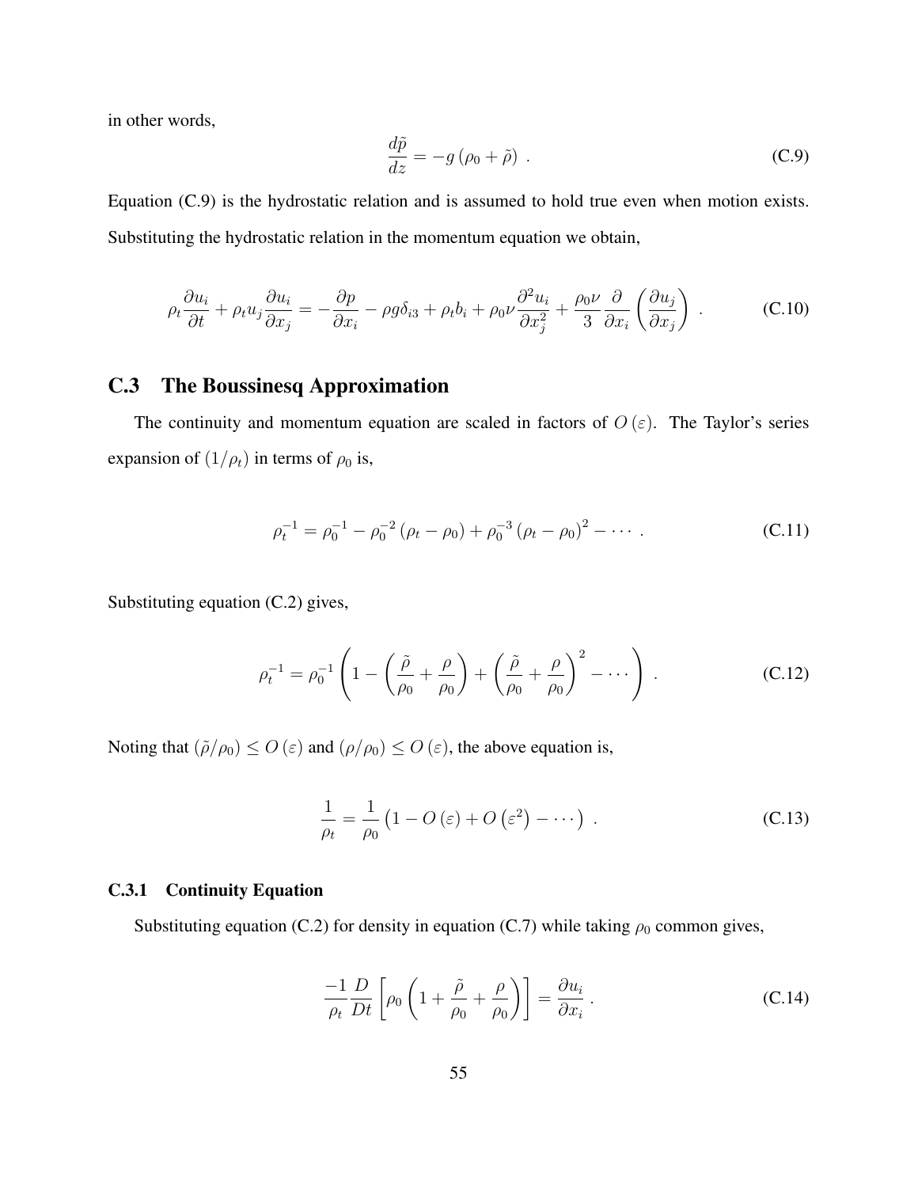in other words,

$$\frac{d\tilde{p}}{dz} = -g\left(\rho_0 + \tilde{\rho}\right) \ . \tag{C.9}$$

Equation (C.9) is the hydrostatic relation and is assumed to hold true even when motion exists. Substituting the hydrostatic relation in the momentum equation we obtain,

$$\rho_t \frac{\partial u_i}{\partial t} + \rho_t u_j \frac{\partial u_i}{\partial x_j} = -\frac{\partial p}{\partial x_i} - \rho g \delta_{i3} + \rho_t b_i + \rho_0 \nu \frac{\partial^2 u_i}{\partial x_j^2} + \frac{\rho_0 \nu}{3} \frac{\partial}{\partial x_i}\left(\frac{\partial u_j}{\partial x_j}\right) \ . \tag{C.10}$$

## C.3 The Boussinesq Approximation

The continuity and momentum equation are scaled in factors of $O(\varepsilon)$. The Taylor's series expansion of $(1/\rho_t)$ in terms of $\rho_0$ is,

$$\rho_t^{-1} = \rho_0^{-1} - \rho_0^{-2}\left(\rho_t - \rho_0\right) + \rho_0^{-3}\left(\rho_t - \rho_0\right)^2 - \cdots \ . \tag{C.11}$$

Substituting equation (C.2) gives,

$$\rho_t^{-1} = \rho_0^{-1}\left(1 - \left(\frac{\tilde{\rho}}{\rho_0} + \frac{\rho}{\rho_0}\right) + \left(\frac{\tilde{\rho}}{\rho_0} + \frac{\rho}{\rho_0}\right)^2 - \cdots\right) \ . \tag{C.12}$$

Noting that $(\tilde{\rho}/\rho_0) \leq O(\varepsilon)$ and $(\rho/\rho_0) \leq O(\varepsilon)$, the above equation is,

$$\frac{1}{\rho_t} = \frac{1}{\rho_0}\left(1 - O(\varepsilon) + O\left(\varepsilon^2\right) - \cdots\right) \ . \tag{C.13}$$

### C.3.1 Continuity Equation

Substituting equation (C.2) for density in equation (C.7) while taking $\rho_0$ common gives,

$$\frac{-1}{\rho_t}\frac{D}{Dt}\left[\rho_0\left(1 + \frac{\tilde{\rho}}{\rho_0} + \frac{\rho}{\rho_0}\right)\right] = \frac{\partial u_i}{\partial x_i} \ . \tag{C.14}$$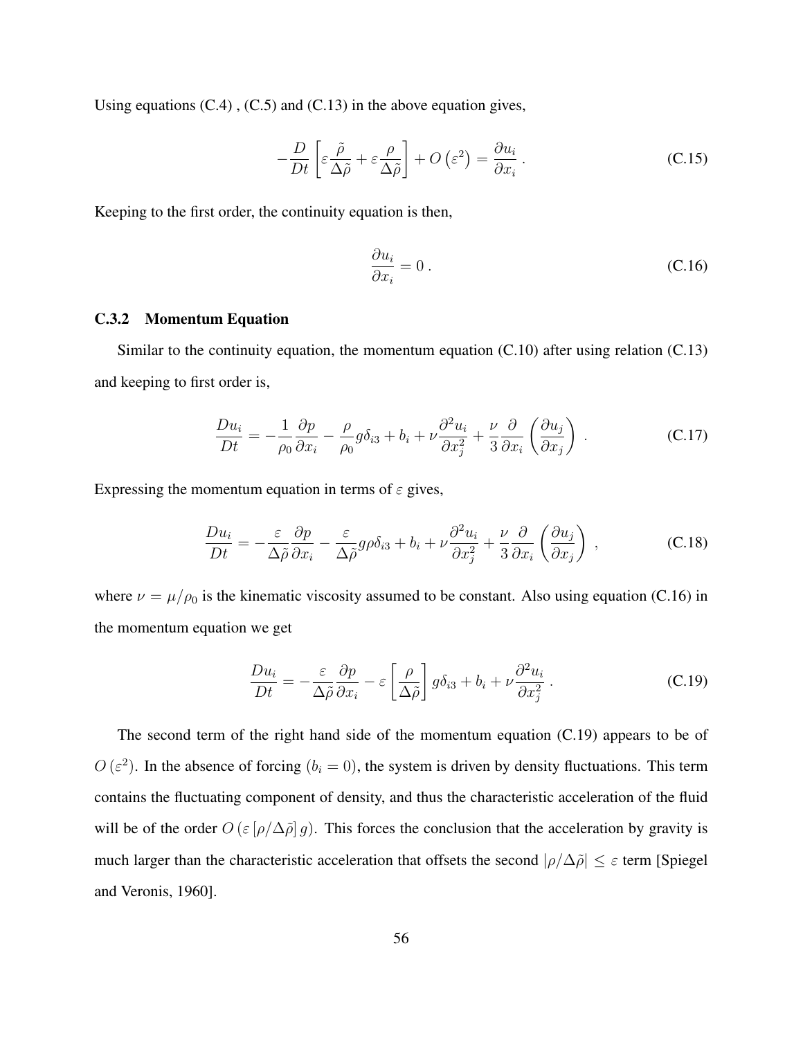Using equations (C.4) , (C.5) and (C.13) in the above equation gives,

$$-\frac{D}{Dt}\left[\varepsilon\frac{\tilde{\rho}}{\Delta\tilde{\rho}}+\varepsilon\frac{\rho}{\Delta\tilde{\rho}}\right]+O\left(\varepsilon^2\right)=\frac{\partial u_i}{\partial x_i}\,. \tag{C.15}$$

Keeping to the first order, the continuity equation is then,

$$\frac{\partial u_i}{\partial x_i}=0\,. \tag{C.16}$$

### C.3.2 Momentum Equation

Similar to the continuity equation, the momentum equation (C.10) after using relation (C.13) and keeping to first order is,

$$\frac{Du_i}{Dt}=-\frac{1}{\rho_0}\frac{\partial p}{\partial x_i}-\frac{\rho}{\rho_0}g\delta_{i3}+b_i+\nu\frac{\partial^2 u_i}{\partial x_j^2}+\frac{\nu}{3}\frac{\partial}{\partial x_i}\left(\frac{\partial u_j}{\partial x_j}\right)\,. \tag{C.17}$$

Expressing the momentum equation in terms of $\varepsilon$ gives,

$$\frac{Du_i}{Dt}=-\frac{\varepsilon}{\Delta\tilde{\rho}}\frac{\partial p}{\partial x_i}-\frac{\varepsilon}{\Delta\tilde{\rho}}g\rho\delta_{i3}+b_i+\nu\frac{\partial^2 u_i}{\partial x_j^2}+\frac{\nu}{3}\frac{\partial}{\partial x_i}\left(\frac{\partial u_j}{\partial x_j}\right)\,, \tag{C.18}$$

where $\nu=\mu/\rho_0$ is the kinematic viscosity assumed to be constant. Also using equation (C.16) in the momentum equation we get

$$\frac{Du_i}{Dt}=-\frac{\varepsilon}{\Delta\tilde{\rho}}\frac{\partial p}{\partial x_i}-\varepsilon\left[\frac{\rho}{\Delta\tilde{\rho}}\right]g\delta_{i3}+b_i+\nu\frac{\partial^2 u_i}{\partial x_j^2}\,. \tag{C.19}$$

The second term of the right hand side of the momentum equation (C.19) appears to be of $O\left(\varepsilon^2\right)$. In the absence of forcing ($b_i=0$), the system is driven by density fluctuations. This term contains the fluctuating component of density, and thus the characteristic acceleration of the fluid will be of the order $O\left(\varepsilon\left[\rho/\Delta\tilde{\rho}\right]g\right)$. This forces the conclusion that the acceleration by gravity is much larger than the characteristic acceleration that offsets the second $|\rho/\Delta\tilde{\rho}|\leq\varepsilon$ term [Spiegel and Veronis, 1960].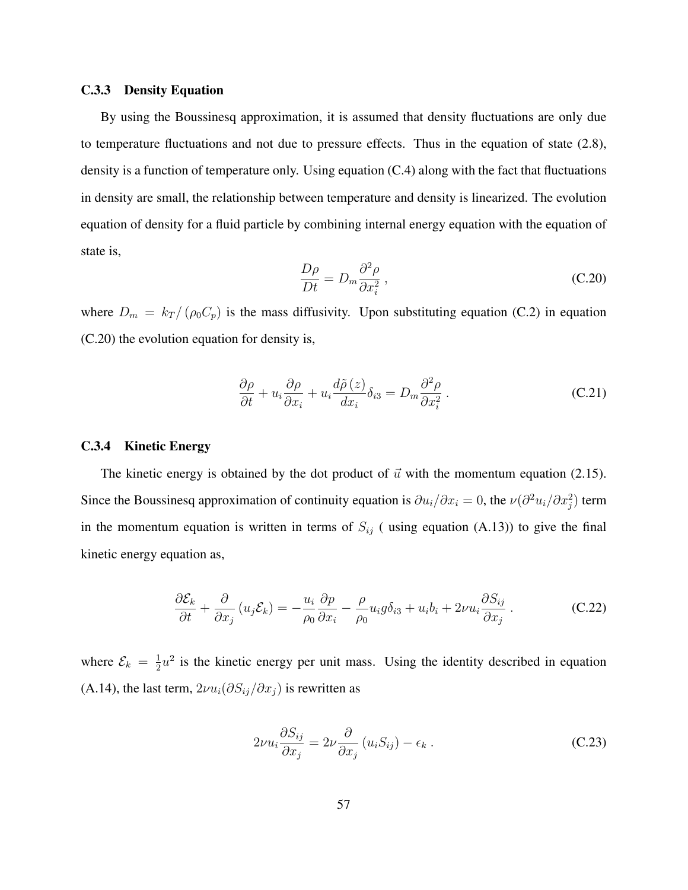### C.3.3 Density Equation

By using the Boussinesq approximation, it is assumed that density fluctuations are only due to temperature fluctuations and not due to pressure effects. Thus in the equation of state (2.8), density is a function of temperature only. Using equation (C.4) along with the fact that fluctuations in density are small, the relationship between temperature and density is linearized. The evolution equation of density for a fluid particle by combining internal energy equation with the equation of state is,

$$\frac{D\rho}{Dt} = D_m \frac{\partial^2 \rho}{\partial x_i^2} \, , \tag{C.20}$$

where $D_m = k_T / (\rho_0 C_p)$ is the mass diffusivity. Upon substituting equation (C.2) in equation (C.20) the evolution equation for density is,

$$\frac{\partial \rho}{\partial t} + u_i \frac{\partial \rho}{\partial x_i} + u_i \frac{d\tilde{\rho}\,(z)}{dx_i} \delta_{i3} = D_m \frac{\partial^2 \rho}{\partial x_i^2} \, . \tag{C.21}$$

### C.3.4 Kinetic Energy

The kinetic energy is obtained by the dot product of $\vec{u}$ with the momentum equation (2.15). Since the Boussinesq approximation of continuity equation is $\partial u_i / \partial x_i = 0$, the $\nu(\partial^2 u_i / \partial x_j^2)$ term in the momentum equation is written in terms of $S_{ij}$ ( using equation (A.13)) to give the final kinetic energy equation as,

$$\frac{\partial \mathcal{E}_k}{\partial t} + \frac{\partial}{\partial x_j} \left( u_j \mathcal{E}_k \right) = -\frac{u_i}{\rho_0} \frac{\partial p}{\partial x_i} - \frac{\rho}{\rho_0} u_i g \delta_{i3} + u_i b_i + 2\nu u_i \frac{\partial S_{ij}}{\partial x_j} \, . \tag{C.22}$$

where $\mathcal{E}_k = \frac{1}{2} u^2$ is the kinetic energy per unit mass. Using the identity described in equation (A.14), the last term, $2\nu u_i (\partial S_{ij} / \partial x_j)$ is rewritten as

$$2\nu u_i \frac{\partial S_{ij}}{\partial x_j} = 2\nu \frac{\partial}{\partial x_j} \left( u_i S_{ij} \right) - \epsilon_k \, . \tag{C.23}$$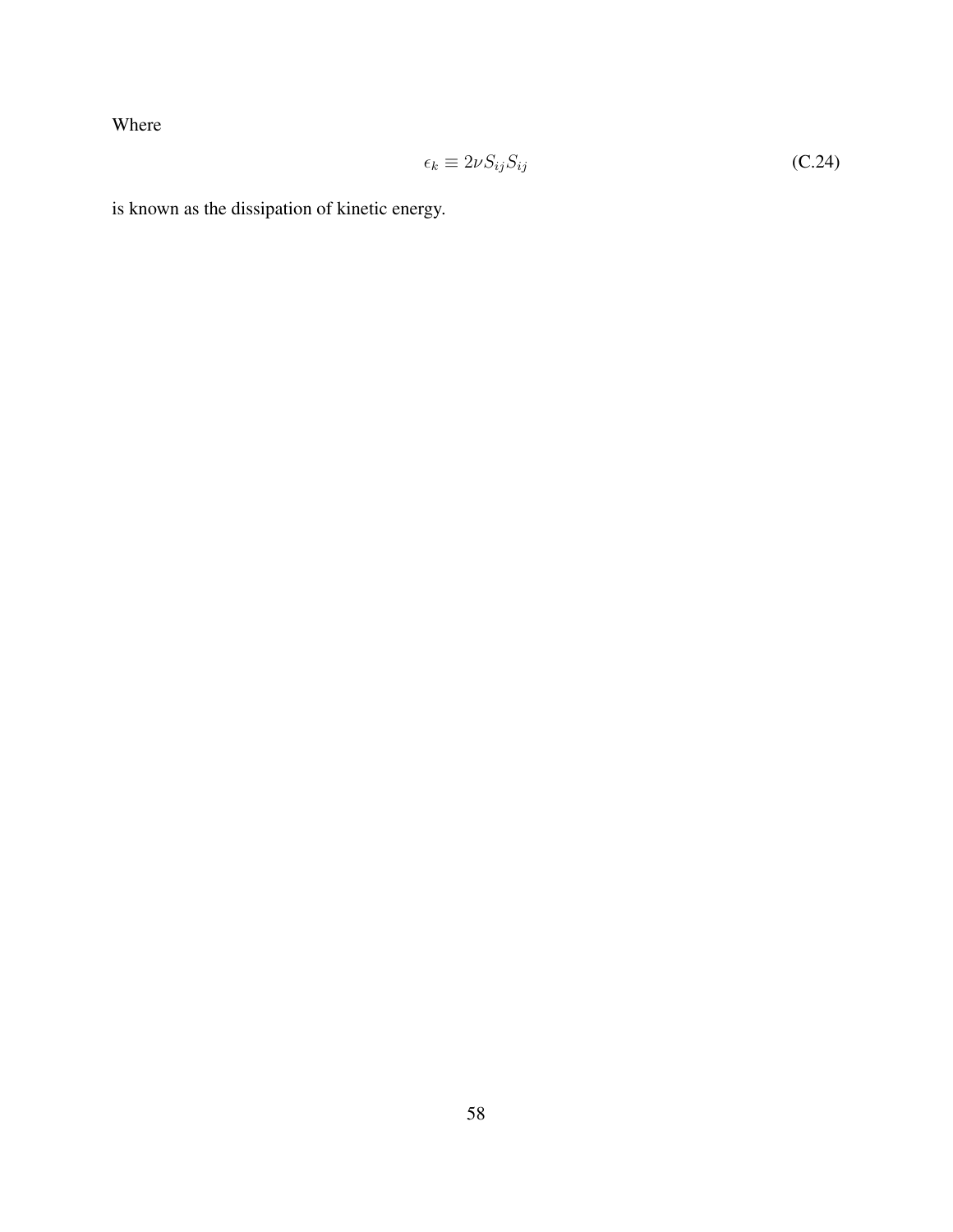Where

$$\epsilon_k \equiv 2\nu S_{ij} S_{ij} \tag{C.24}$$

is known as the dissipation of kinetic energy.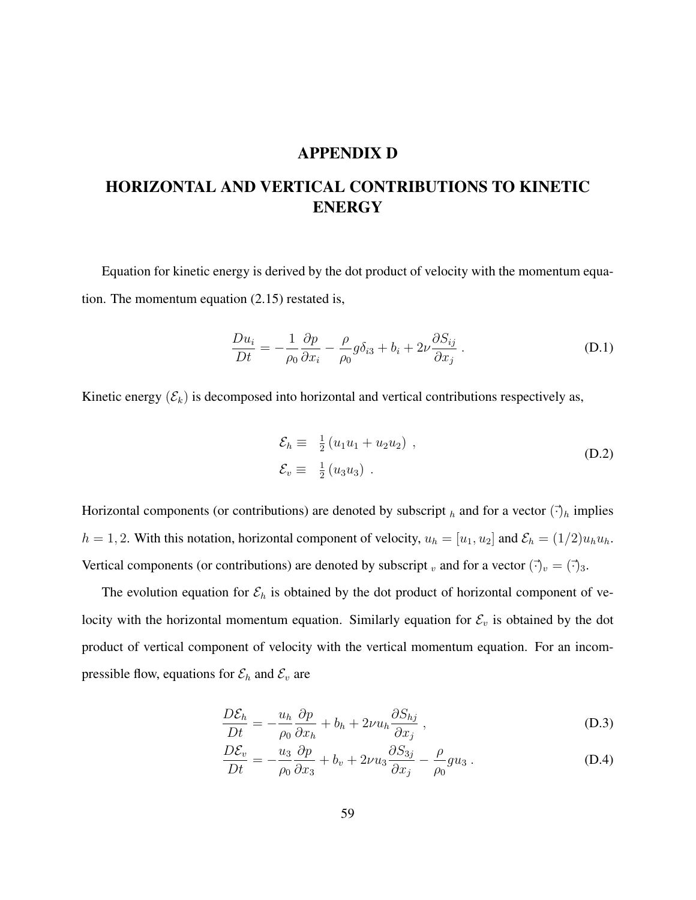# APPENDIX D

# HORIZONTAL AND VERTICAL CONTRIBUTIONS TO KINETIC ENERGY

Equation for kinetic energy is derived by the dot product of velocity with the momentum equation. The momentum equation (2.15) restated is,

$$\frac{Du_i}{Dt} = -\frac{1}{\rho_0}\frac{\partial p}{\partial x_i} - \frac{\rho}{\rho_0} g\delta_{i3} + b_i + 2\nu \frac{\partial S_{ij}}{\partial x_j} \; . \tag{D.1}$$

Kinetic energy ($\mathcal{E}_k$) is decomposed into horizontal and vertical contributions respectively as,

$$\begin{aligned} \mathcal{E}_h &\equiv \tfrac{1}{2}\left(u_1 u_1 + u_2 u_2\right) \; , \\ \mathcal{E}_v &\equiv \tfrac{1}{2}\left(u_3 u_3\right) \; . \end{aligned} \tag{D.2}$$

Horizontal components (or contributions) are denoted by subscript $_h$ and for a vector $(\vec{\cdot})_h$ implies $h = 1, 2$. With this notation, horizontal component of velocity, $u_h = [u_1, u_2]$ and $\mathcal{E}_h = (1/2)u_h u_h$. Vertical components (or contributions) are denoted by subscript $_v$ and for a vector $(\vec{\cdot})_v = (\vec{\cdot})_3$.

The evolution equation for $\mathcal{E}_h$ is obtained by the dot product of horizontal component of velocity with the horizontal momentum equation. Similarly equation for $\mathcal{E}_v$ is obtained by the dot product of vertical component of velocity with the vertical momentum equation. For an incompressible flow, equations for $\mathcal{E}_h$ and $\mathcal{E}_v$ are

$$\frac{D\mathcal{E}_h}{Dt} = -\frac{u_h}{\rho_0}\frac{\partial p}{\partial x_h} + b_h + 2\nu u_h \frac{\partial S_{hj}}{\partial x_j} \; , \tag{D.3}$$

$$\frac{D\mathcal{E}_v}{Dt} = -\frac{u_3}{\rho_0}\frac{\partial p}{\partial x_3} + b_v + 2\nu u_3 \frac{\partial S_{3j}}{\partial x_j} - \frac{\rho}{\rho_0} g u_3 \; . \tag{D.4}$$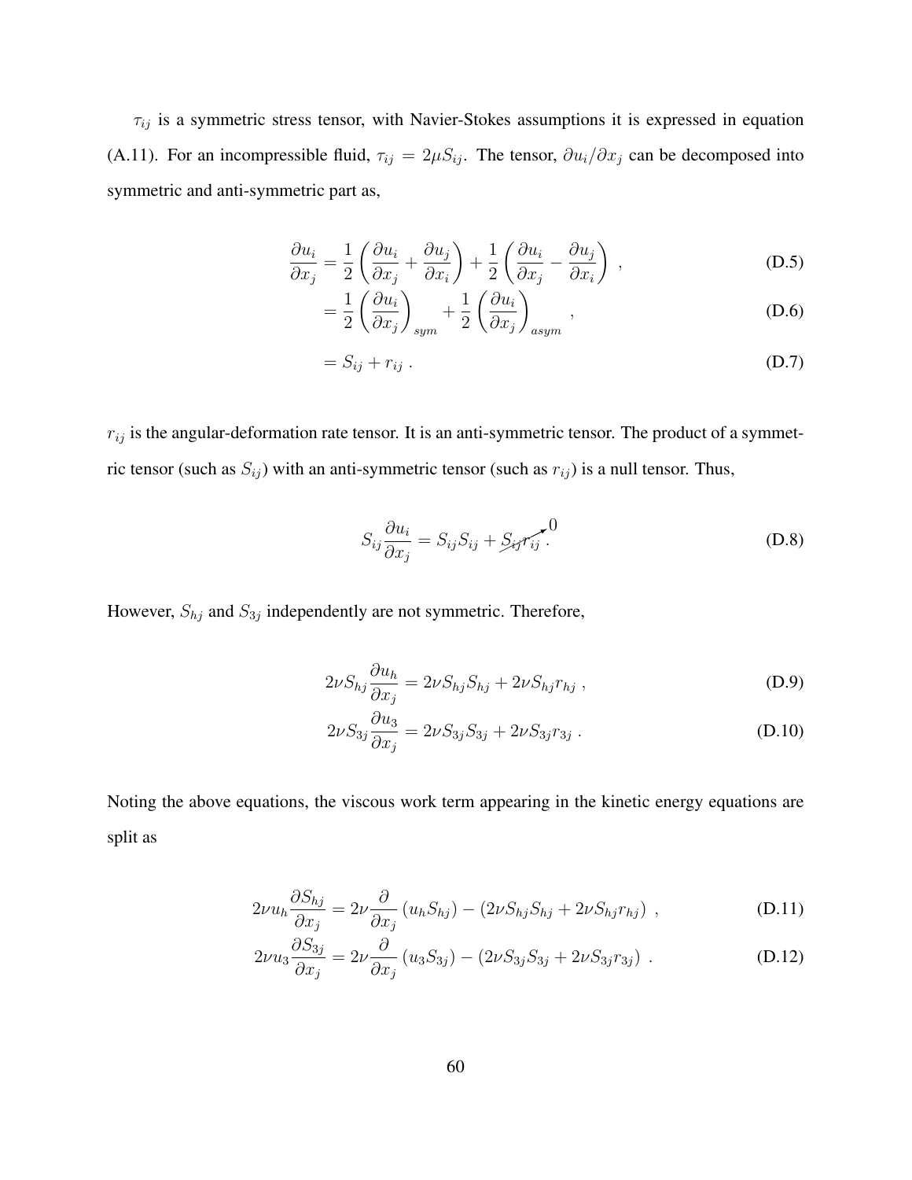$\tau_{ij}$ is a symmetric stress tensor, with Navier-Stokes assumptions it is expressed in equation (A.11). For an incompressible fluid, $\tau_{ij} = 2\mu S_{ij}$. The tensor, $\partial u_i/\partial x_j$ can be decomposed into symmetric and anti-symmetric part as,

$$\frac{\partial u_i}{\partial x_j} = \frac{1}{2}\left(\frac{\partial u_i}{\partial x_j} + \frac{\partial u_j}{\partial x_i}\right) + \frac{1}{2}\left(\frac{\partial u_i}{\partial x_j} - \frac{\partial u_j}{\partial x_i}\right) \ , \tag{D.5}$$

$$= \frac{1}{2}\left(\frac{\partial u_i}{\partial x_j}\right)_{sym} + \frac{1}{2}\left(\frac{\partial u_i}{\partial x_j}\right)_{asym} \ , \tag{D.6}$$

$$= S_{ij} + r_{ij} \ . \tag{D.7}$$

$r_{ij}$ is the angular-deformation rate tensor. It is an anti-symmetric tensor. The product of a symmetric tensor (such as $S_{ij}$) with an anti-symmetric tensor (such as $r_{ij}$) is a null tensor. Thus,

$$S_{ij}\frac{\partial u_i}{\partial x_j} = S_{ij}S_{ij} + \cancelto{0}{S_{ij}r_{ij}} \ . \tag{D.8}$$

However, $S_{hj}$ and $S_{3j}$ independently are not symmetric. Therefore,

$$2\nu S_{hj}\frac{\partial u_h}{\partial x_j} = 2\nu S_{hj}S_{hj} + 2\nu S_{hj}r_{hj} \ , \tag{D.9}$$

$$2\nu S_{3j}\frac{\partial u_3}{\partial x_j} = 2\nu S_{3j}S_{3j} + 2\nu S_{3j}r_{3j} \ . \tag{D.10}$$

Noting the above equations, the viscous work term appearing in the kinetic energy equations are split as

$$2\nu u_h\frac{\partial S_{hj}}{\partial x_j} = 2\nu\frac{\partial}{\partial x_j}\left(u_h S_{hj}\right) - \left(2\nu S_{hj}S_{hj} + 2\nu S_{hj}r_{hj}\right) \ , \tag{D.11}$$

$$2\nu u_3\frac{\partial S_{3j}}{\partial x_j} = 2\nu\frac{\partial}{\partial x_j}\left(u_3 S_{3j}\right) - \left(2\nu S_{3j}S_{3j} + 2\nu S_{3j}r_{3j}\right) \ . \tag{D.12}$$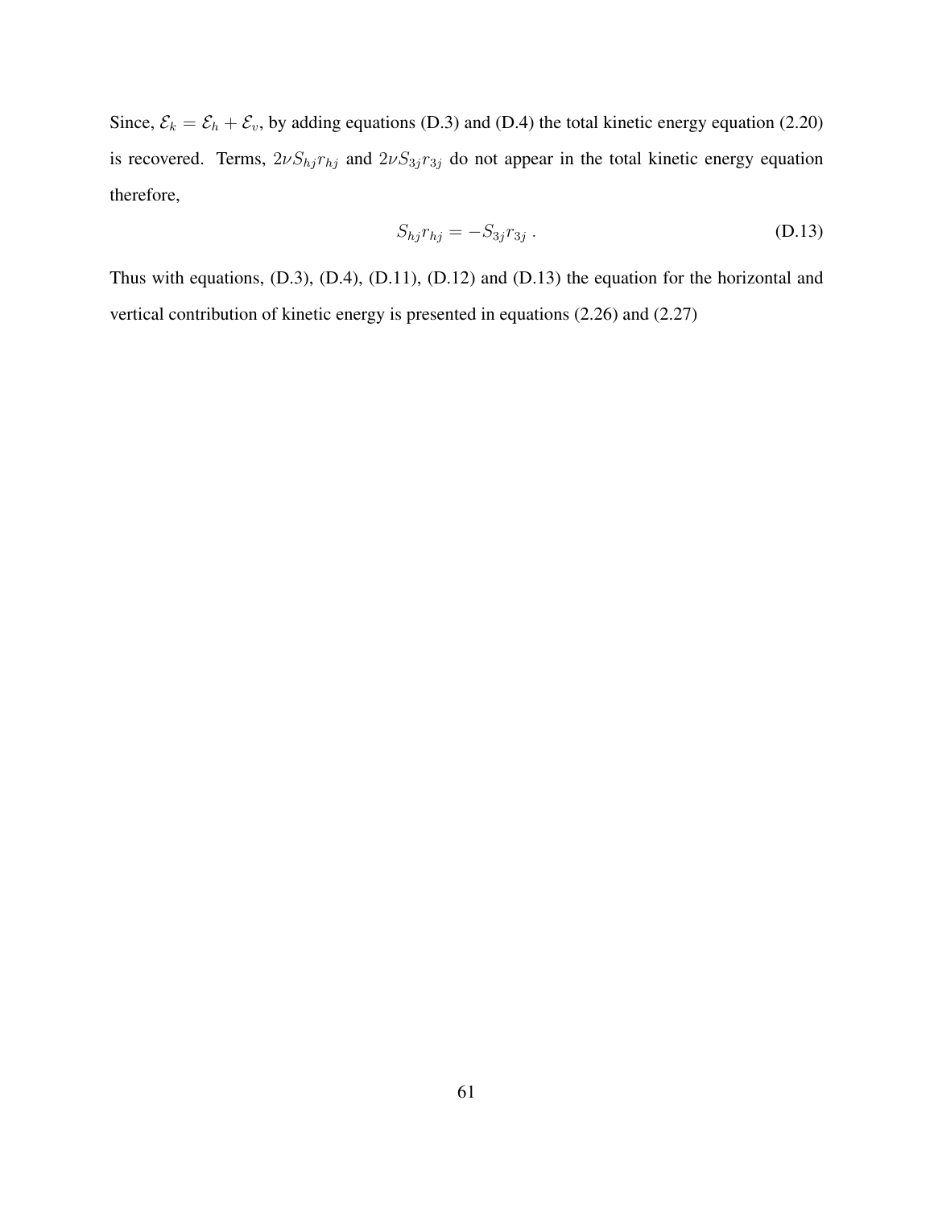Since, $\mathcal{E}_k = \mathcal{E}_h + \mathcal{E}_v$, by adding equations (D.3) and (D.4) the total kinetic energy equation (2.20) is recovered. Terms, $2\nu S_{hj} r_{hj}$ and $2\nu S_{3j} r_{3j}$ do not appear in the total kinetic energy equation therefore,

$$S_{hj} r_{hj} = -S_{3j} r_{3j} \; . \tag{D.13}$$

Thus with equations, (D.3), (D.4), (D.11), (D.12) and (D.13) the equation for the horizontal and vertical contribution of kinetic energy is presented in equations (2.26) and (2.27)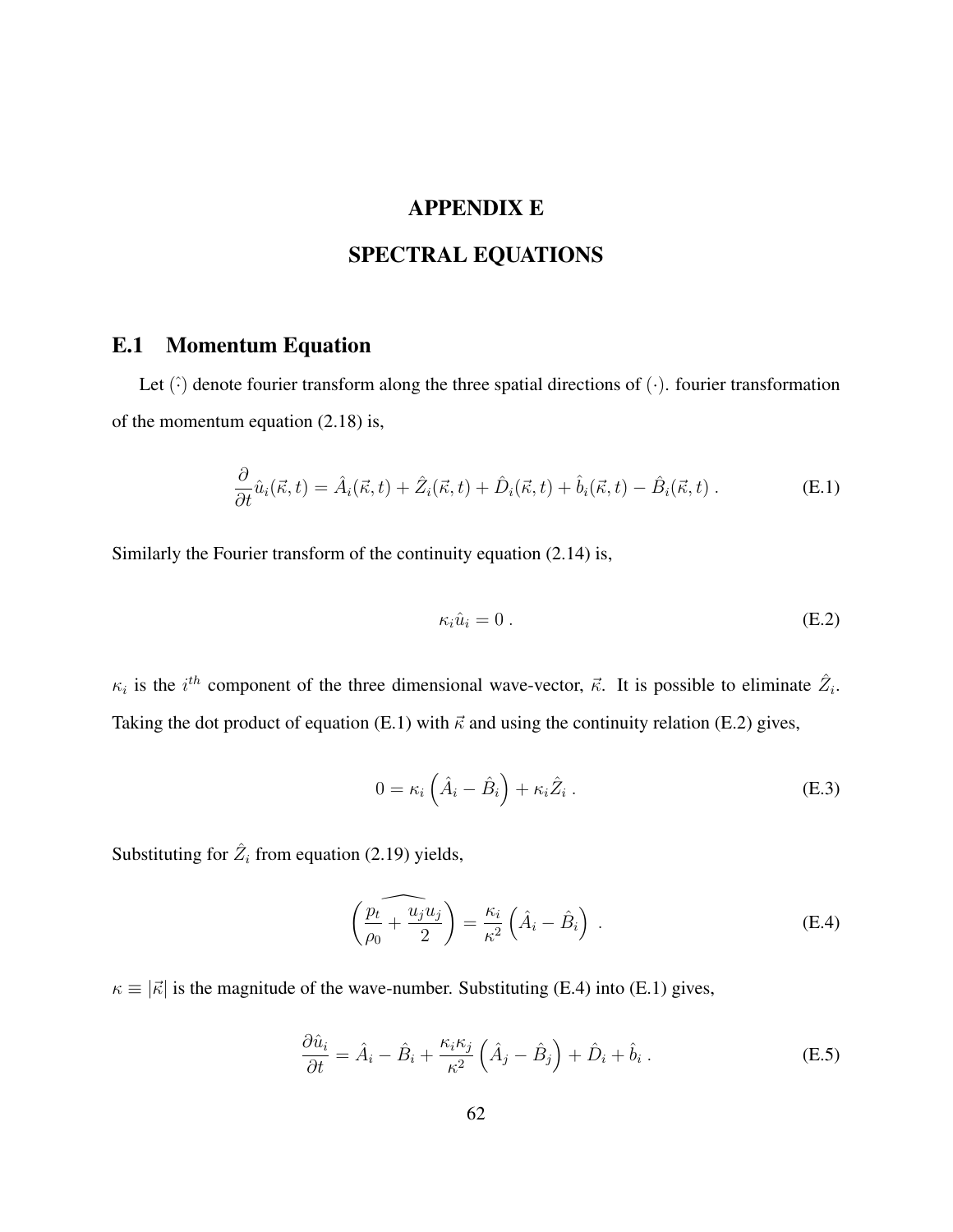# APPENDIX E

# SPECTRAL EQUATIONS

## E.1 Momentum Equation

Let $\hat{(\cdot)}$ denote fourier transform along the three spatial directions of $(\cdot)$. fourier transformation of the momentum equation (2.18) is,

$$\frac{\partial}{\partial t}\hat{u}_i(\vec{\kappa},t) = \hat{A}_i(\vec{\kappa},t) + \hat{Z}_i(\vec{\kappa},t) + \hat{D}_i(\vec{\kappa},t) + \hat{b}_i(\vec{\kappa},t) - \hat{B}_i(\vec{\kappa},t)\ . \tag{E.1}$$

Similarly the Fourier transform of the continuity equation (2.14) is,

$$\kappa_i \hat{u}_i = 0\ . \tag{E.2}$$

$\kappa_i$ is the $i^{th}$ component of the three dimensional wave-vector, $\vec{\kappa}$. It is possible to eliminate $\hat{Z}_i$. Taking the dot product of equation (E.1) with $\vec{\kappa}$ and using the continuity relation (E.2) gives,

$$0 = \kappa_i\left(\hat{A}_i - \hat{B}_i\right) + \kappa_i \hat{Z}_i\ . \tag{E.3}$$

Substituting for $\hat{Z}_i$ from equation (2.19) yields,

$$\left(\widehat{\frac{p_t}{\rho_0} + \frac{u_j u_j}{2}}\right) = \frac{\kappa_i}{\kappa^2}\left(\hat{A}_i - \hat{B}_i\right)\ . \tag{E.4}$$

$\kappa \equiv |\vec{\kappa}|$ is the magnitude of the wave-number. Substituting (E.4) into (E.1) gives,

$$\frac{\partial \hat{u}_i}{\partial t} = \hat{A}_i - \hat{B}_i + \frac{\kappa_i \kappa_j}{\kappa^2}\left(\hat{A}_j - \hat{B}_j\right) + \hat{D}_i + \hat{b}_i\ . \tag{E.5}$$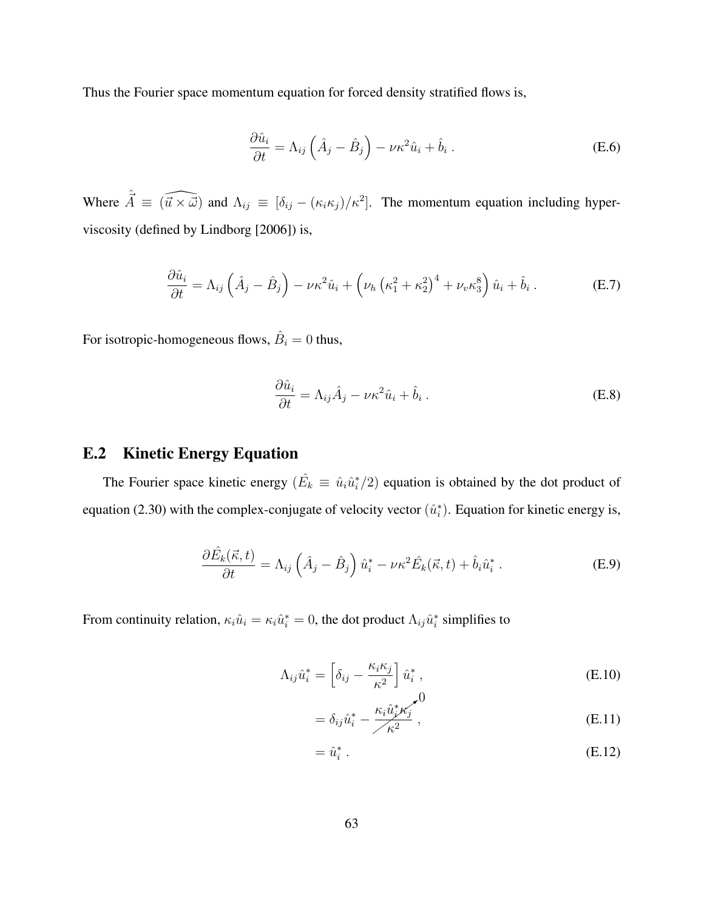Thus the Fourier space momentum equation for forced density stratified flows is,

$$\frac{\partial \hat{u}_i}{\partial t} = \Lambda_{ij}\left(\hat{A}_j - \hat{B}_j\right) - \nu\kappa^2\hat{u}_i + \hat{b}_i \; . \tag{E.6}$$

Where $\hat{\vec{A}} \equiv \widehat{(\vec{u} \times \vec{\omega})}$ and $\Lambda_{ij} \equiv [\delta_{ij} - (\kappa_i \kappa_j)/\kappa^2]$. The momentum equation including hyper-viscosity (defined by Lindborg [2006]) is,

$$\frac{\partial \hat{u}_i}{\partial t} = \Lambda_{ij}\left(\hat{A}_j - \hat{B}_j\right) - \nu\kappa^2\hat{u}_i + \left(\nu_h\left(\kappa_1^2 + \kappa_2^2\right)^4 + \nu_v\kappa_3^8\right)\hat{u}_i + \hat{b}_i \; . \tag{E.7}$$

For isotropic-homogeneous flows, $\hat{B}_i = 0$ thus,

$$\frac{\partial \hat{u}_i}{\partial t} = \Lambda_{ij}\hat{A}_j - \nu\kappa^2\hat{u}_i + \hat{b}_i \; . \tag{E.8}$$

## E.2 Kinetic Energy Equation

The Fourier space kinetic energy ($\hat{E}_k \equiv \hat{u}_i\hat{u}_i^*/2$) equation is obtained by the dot product of equation (2.30) with the complex-conjugate of velocity vector ($\hat{u}_i^*$). Equation for kinetic energy is,

$$\frac{\partial \hat{E}_k(\vec{\kappa}, t)}{\partial t} = \Lambda_{ij}\left(\hat{A}_j - \hat{B}_j\right)\hat{u}_i^* - \nu\kappa^2\hat{E}_k(\vec{\kappa}, t) + \hat{b}_i\hat{u}_i^* \; . \tag{E.9}$$

From continuity relation, $\kappa_i\hat{u}_i = \kappa_i\hat{u}_i^* = 0$, the dot product $\Lambda_{ij}\hat{u}_i^*$ simplifies to

$$\Lambda_{ij}\hat{u}_i^* = \left[\delta_{ij} - \frac{\kappa_i\kappa_j}{\kappa^2}\right]\hat{u}_i^* \; , \tag{E.10}$$

$$= \delta_{ij}\hat{u}_i^* - \cancelto{0}{\frac{\kappa_i\hat{u}_i^*\kappa_j}{\kappa^2}} \; , \tag{E.11}$$

$$= \hat{u}_i^* \; . \tag{E.12}$$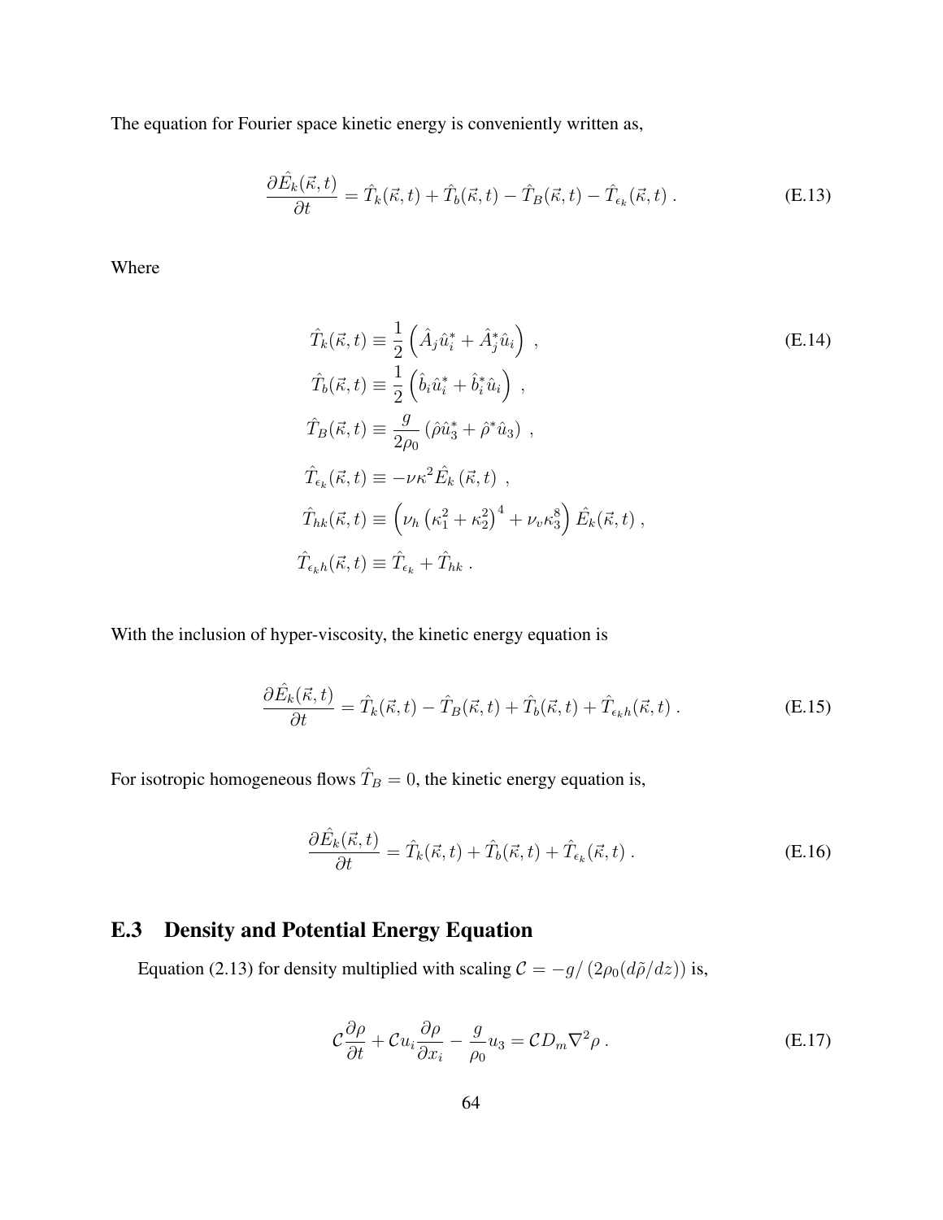The equation for Fourier space kinetic energy is conveniently written as,

$$
\frac{\partial \hat{E}_k(\vec{\kappa},t)}{\partial t} = \hat{T}_k(\vec{\kappa},t) + \hat{T}_b(\vec{\kappa},t) - \hat{T}_B(\vec{\kappa},t) - \hat{T}_{\epsilon_k}(\vec{\kappa},t)\,. \tag{E.13}
$$

Where

$$
\begin{aligned}
\hat{T}_k(\vec{\kappa},t) &\equiv \frac{1}{2}\left(\hat{A}_j\hat{u}_i^* + \hat{A}_j^*\hat{u}_i\right)\,, \\
\hat{T}_b(\vec{\kappa},t) &\equiv \frac{1}{2}\left(\hat{b}_i\hat{u}_i^* + \hat{b}_i^*\hat{u}_i\right)\,, \\
\hat{T}_B(\vec{\kappa},t) &\equiv \frac{g}{2\rho_0}\left(\hat{\rho}\hat{u}_3^* + \hat{\rho}^*\hat{u}_3\right)\,, \\
\hat{T}_{\epsilon_k}(\vec{\kappa},t) &\equiv -\nu\kappa^2\hat{E}_k\left(\vec{\kappa},t\right)\,, \\
\hat{T}_{hk}(\vec{\kappa},t) &\equiv \left(\nu_h\left(\kappa_1^2+\kappa_2^2\right)^4 + \nu_v\kappa_3^8\right)\hat{E}_k(\vec{\kappa},t)\,, \\
\hat{T}_{\epsilon_k h}(\vec{\kappa},t) &\equiv \hat{T}_{\epsilon_k} + \hat{T}_{hk}\,.
\end{aligned} \tag{E.14}
$$

With the inclusion of hyper-viscosity, the kinetic energy equation is

$$
\frac{\partial \hat{E}_k(\vec{\kappa},t)}{\partial t} = \hat{T}_k(\vec{\kappa},t) - \hat{T}_B(\vec{\kappa},t) + \hat{T}_b(\vec{\kappa},t) + \hat{T}_{\epsilon_k h}(\vec{\kappa},t)\,. \tag{E.15}
$$

For isotropic homogeneous flows $\hat{T}_B = 0$, the kinetic energy equation is,

$$
\frac{\partial \hat{E}_k(\vec{\kappa},t)}{\partial t} = \hat{T}_k(\vec{\kappa},t) + \hat{T}_b(\vec{\kappa},t) + \hat{T}_{\epsilon_k}(\vec{\kappa},t)\,. \tag{E.16}
$$

## E.3 Density and Potential Energy Equation

Equation (2.13) for density multiplied with scaling $\mathcal{C} = -g/\left(2\rho_0(d\tilde{\rho}/dz)\right)$ is,

$$
\mathcal{C}\frac{\partial \rho}{\partial t} + \mathcal{C}u_i\frac{\partial \rho}{\partial x_i} - \frac{g}{\rho_0}u_3 = \mathcal{C}D_m\nabla^2\rho\,. \tag{E.17}
$$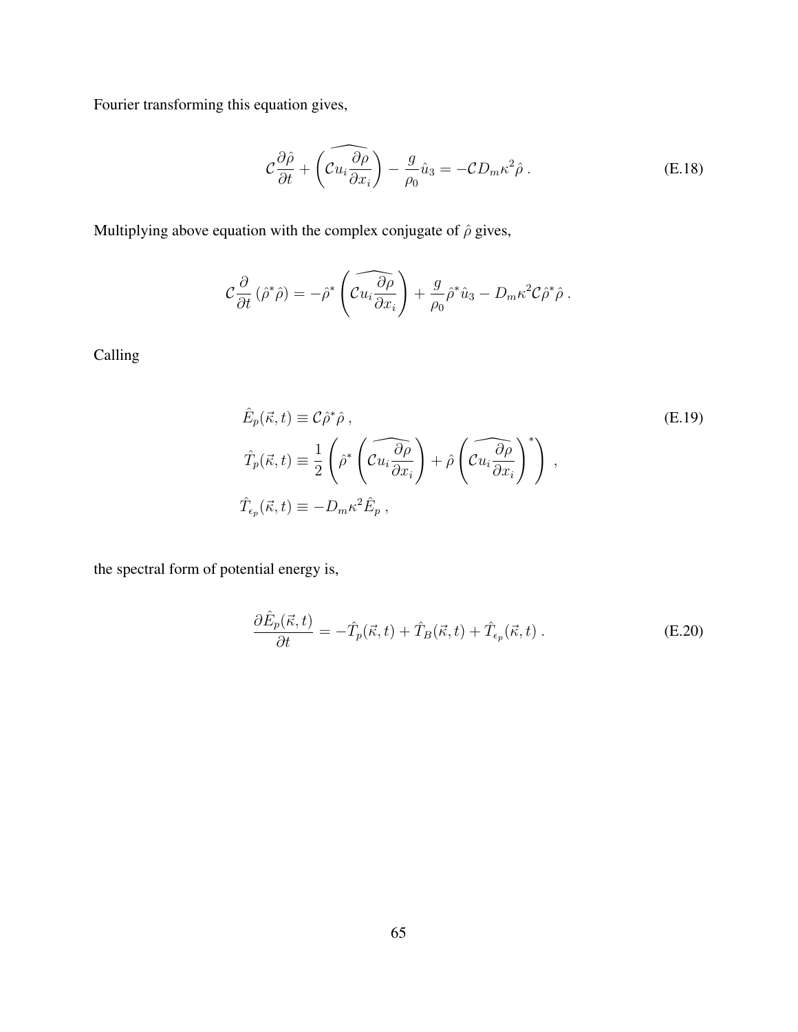Fourier transforming this equation gives,

$$\mathcal{C}\frac{\partial \hat{\rho}}{\partial t} + \left(\widehat{\mathcal{C}u_i \frac{\partial \rho}{\partial x_i}}\right) - \frac{g}{\rho_0}\hat{u}_3 = -\mathcal{C}D_m\kappa^2\hat{\rho}\,. \tag{E.18}$$

Multiplying above equation with the complex conjugate of $\hat{\rho}$ gives,

$$\mathcal{C}\frac{\partial}{\partial t}\left(\hat{\rho}^*\hat{\rho}\right) = -\hat{\rho}^*\left(\widehat{\mathcal{C}u_i \frac{\partial \rho}{\partial x_i}}\right) + \frac{g}{\rho_0}\hat{\rho}^*\hat{u}_3 - D_m\kappa^2\mathcal{C}\hat{\rho}^*\hat{\rho}\,.$$

Calling

$$\begin{aligned}
&\hat{E}_p(\vec{\kappa},t) \equiv \mathcal{C}\hat{\rho}^*\hat{\rho}\,, \\
&\hat{T}_p(\vec{\kappa},t) \equiv \frac{1}{2}\left(\hat{\rho}^*\left(\widehat{\mathcal{C}u_i \frac{\partial \rho}{\partial x_i}}\right) + \hat{\rho}\left(\widehat{\mathcal{C}u_i \frac{\partial \rho}{\partial x_i}}\right)^*\right)\,, \\
&\hat{T}_{\epsilon_p}(\vec{\kappa},t) \equiv -D_m\kappa^2\hat{E}_p\,,
\end{aligned} \tag{E.19}$$

the spectral form of potential energy is,

$$\frac{\partial \hat{E}_p(\vec{\kappa},t)}{\partial t} = -\hat{T}_p(\vec{\kappa},t) + \hat{T}_B(\vec{\kappa},t) + \hat{T}_{\epsilon_p}(\vec{\kappa},t)\,. \tag{E.20}$$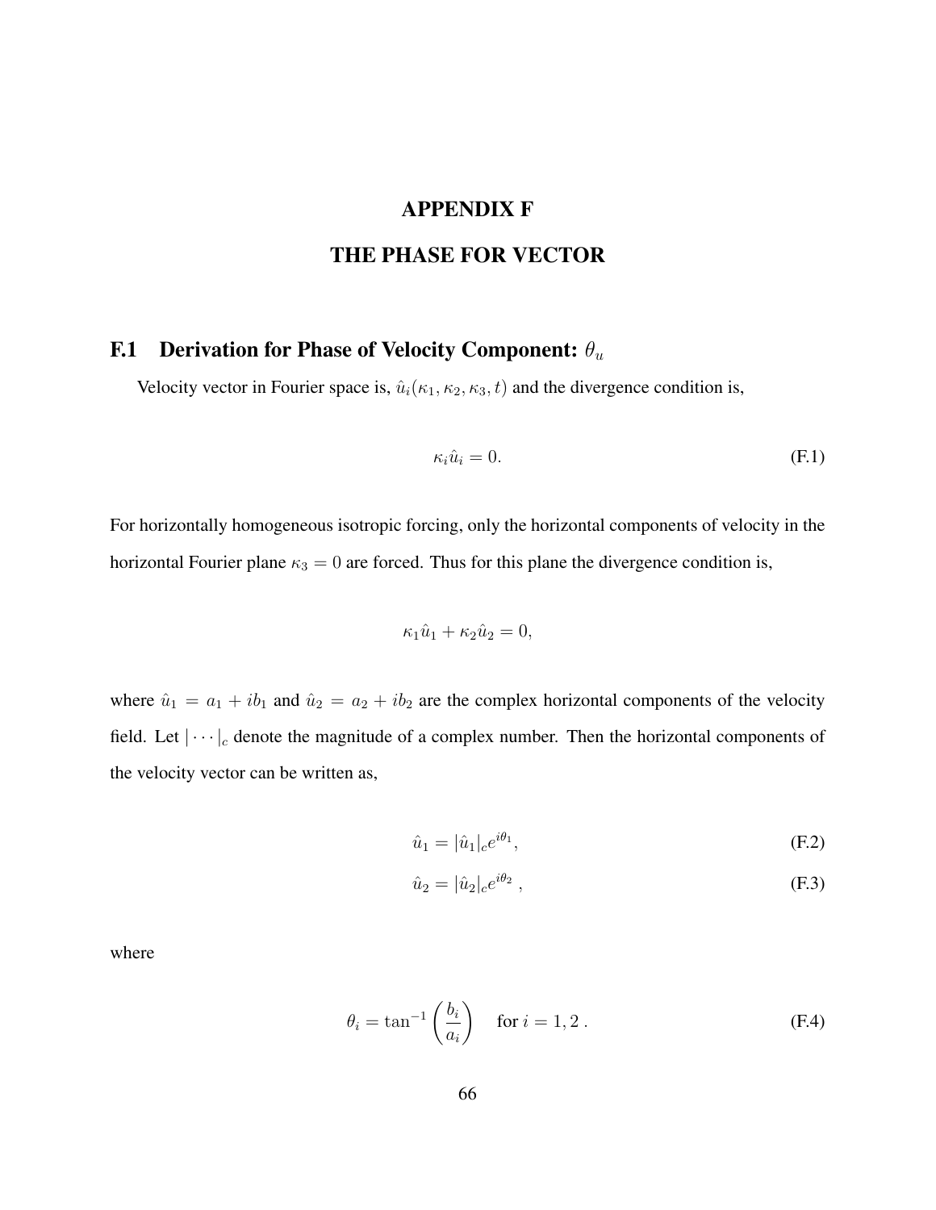# APPENDIX F

# THE PHASE FOR VECTOR

## F.1 Derivation for Phase of Velocity Component: $\theta_u$

Velocity vector in Fourier space is, $\hat{u}_i(\kappa_1, \kappa_2, \kappa_3, t)$ and the divergence condition is,

$$\kappa_i \hat{u}_i = 0. \tag{F.1}$$

For horizontally homogeneous isotropic forcing, only the horizontal components of velocity in the horizontal Fourier plane $\kappa_3 = 0$ are forced. Thus for this plane the divergence condition is,

$$\kappa_1 \hat{u}_1 + \kappa_2 \hat{u}_2 = 0,$$

where $\hat{u}_1 = a_1 + ib_1$ and $\hat{u}_2 = a_2 + ib_2$ are the complex horizontal components of the velocity field. Let $|\cdots|_c$ denote the magnitude of a complex number. Then the horizontal components of the velocity vector can be written as,

$$\hat{u}_1 = |\hat{u}_1|_c e^{i\theta_1}, \tag{F.2}$$

$$\hat{u}_2 = |\hat{u}_2|_c e^{i\theta_2}\ , \tag{F.3}$$

where

$$\theta_i = \tan^{-1}\left(\frac{b_i}{a_i}\right) \quad \text{for } i = 1, 2\ . \tag{F.4}$$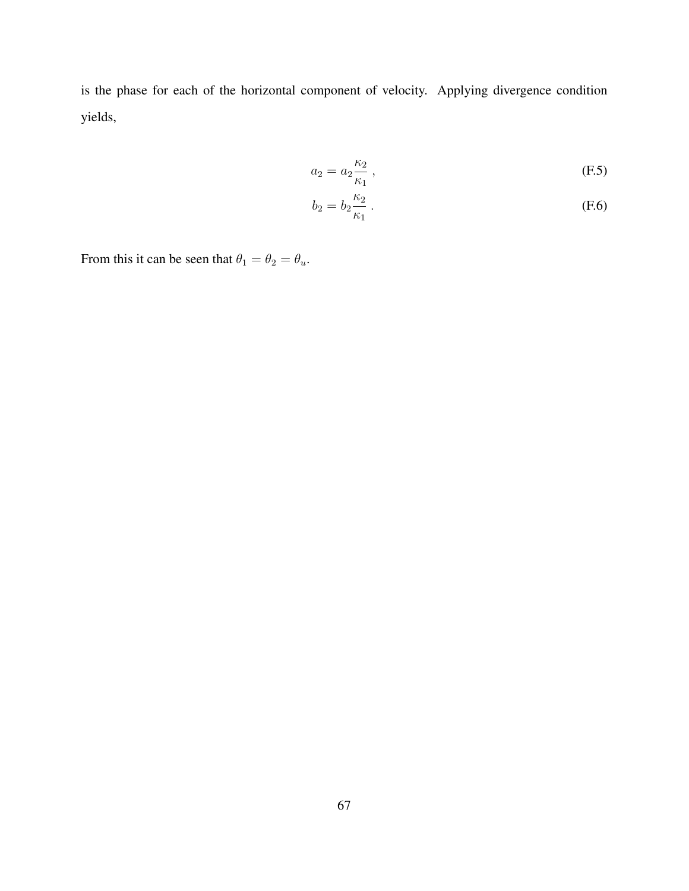is the phase for each of the horizontal component of velocity. Applying divergence condition yields,

$$a_2 = a_2 \frac{\kappa_2}{\kappa_1} \ , \tag{F.5}$$

$$b_2 = b_2 \frac{\kappa_2}{\kappa_1} \ . \tag{F.6}$$

From this it can be seen that $\theta_1 = \theta_2 = \theta_u$.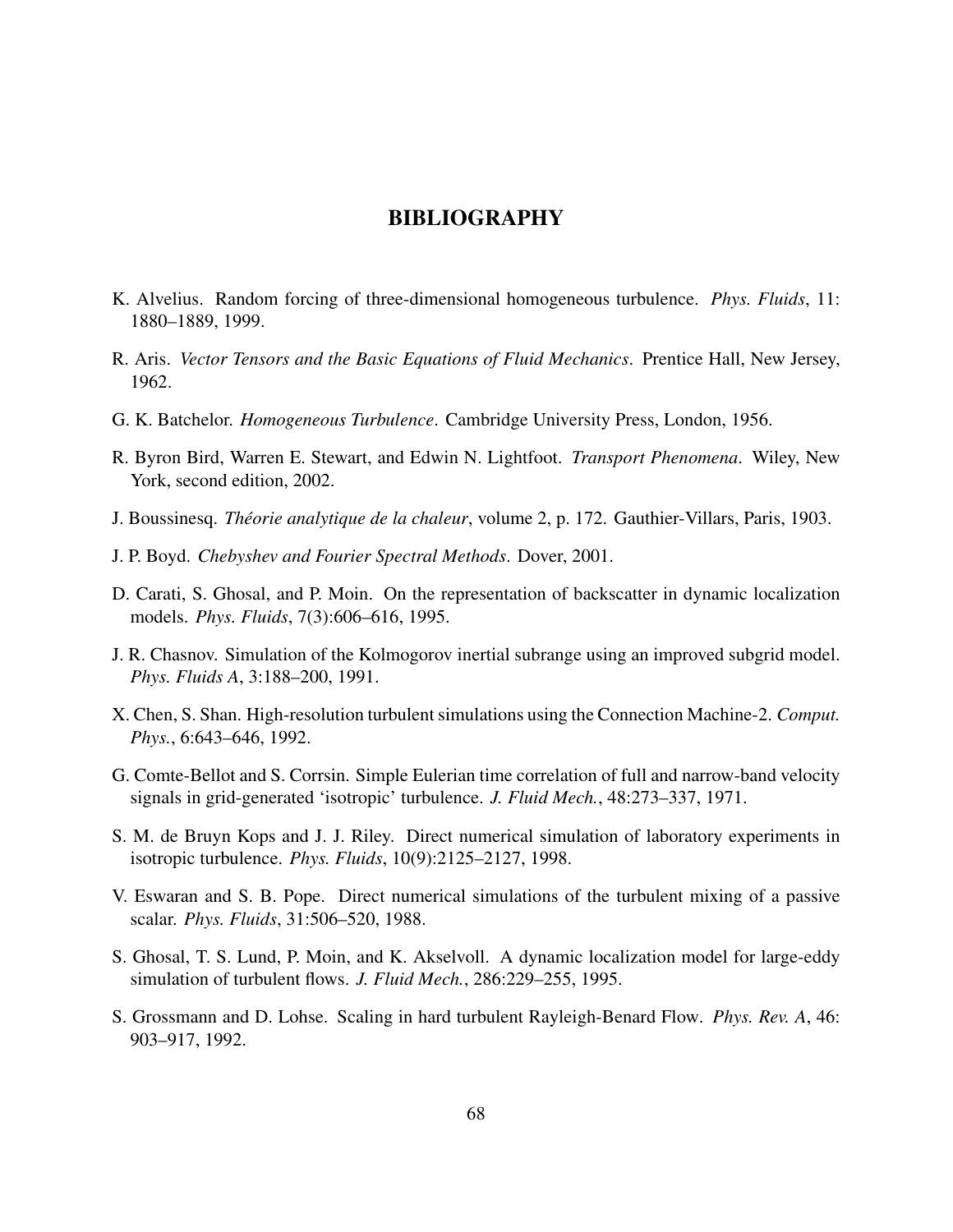# BIBLIOGRAPHY

K. Alvelius. Random forcing of three-dimensional homogeneous turbulence. *Phys. Fluids*, 11: 1880–1889, 1999.

R. Aris. *Vector Tensors and the Basic Equations of Fluid Mechanics*. Prentice Hall, New Jersey, 1962.

G. K. Batchelor. *Homogeneous Turbulence*. Cambridge University Press, London, 1956.

R. Byron Bird, Warren E. Stewart, and Edwin N. Lightfoot. *Transport Phenomena*. Wiley, New York, second edition, 2002.

J. Boussinesq. *Théorie analytique de la chaleur*, volume 2, p. 172. Gauthier-Villars, Paris, 1903.

J. P. Boyd. *Chebyshev and Fourier Spectral Methods*. Dover, 2001.

D. Carati, S. Ghosal, and P. Moin. On the representation of backscatter in dynamic localization models. *Phys. Fluids*, 7(3):606–616, 1995.

J. R. Chasnov. Simulation of the Kolmogorov inertial subrange using an improved subgrid model. *Phys. Fluids A*, 3:188–200, 1991.

X. Chen, S. Shan. High-resolution turbulent simulations using the Connection Machine-2. *Comput. Phys.*, 6:643–646, 1992.

G. Comte-Bellot and S. Corrsin. Simple Eulerian time correlation of full and narrow-band velocity signals in grid-generated 'isotropic' turbulence. *J. Fluid Mech.*, 48:273–337, 1971.

S. M. de Bruyn Kops and J. J. Riley. Direct numerical simulation of laboratory experiments in isotropic turbulence. *Phys. Fluids*, 10(9):2125–2127, 1998.

V. Eswaran and S. B. Pope. Direct numerical simulations of the turbulent mixing of a passive scalar. *Phys. Fluids*, 31:506–520, 1988.

S. Ghosal, T. S. Lund, P. Moin, and K. Akselvoll. A dynamic localization model for large-eddy simulation of turbulent flows. *J. Fluid Mech.*, 286:229–255, 1995.

S. Grossmann and D. Lohse. Scaling in hard turbulent Rayleigh-Benard Flow. *Phys. Rev. A*, 46: 903–917, 1992.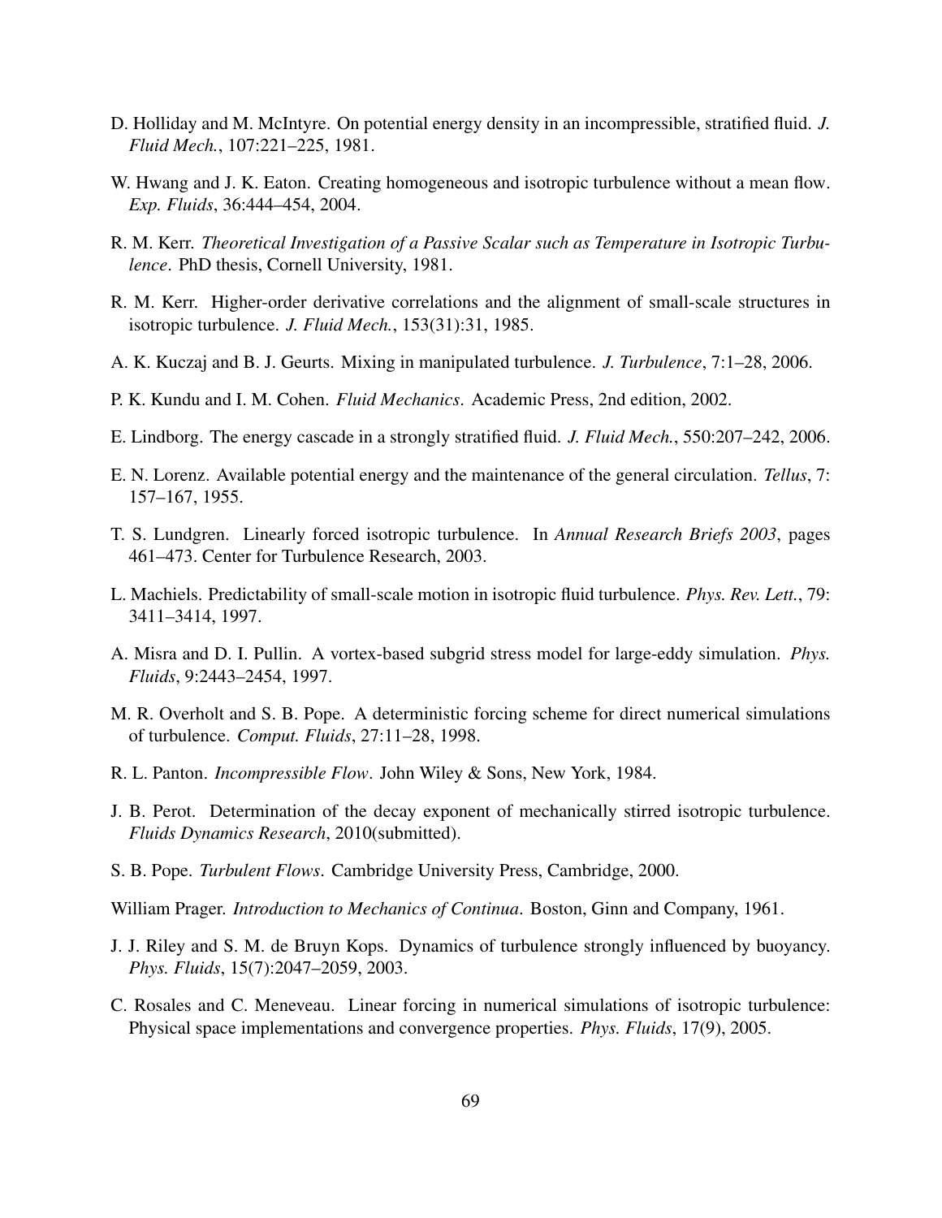D. Holliday and M. McIntyre. On potential energy density in an incompressible, stratified fluid. *J. Fluid Mech.*, 107:221–225, 1981.

W. Hwang and J. K. Eaton. Creating homogeneous and isotropic turbulence without a mean flow. *Exp. Fluids*, 36:444–454, 2004.

R. M. Kerr. *Theoretical Investigation of a Passive Scalar such as Temperature in Isotropic Turbulence*. PhD thesis, Cornell University, 1981.

R. M. Kerr. Higher-order derivative correlations and the alignment of small-scale structures in isotropic turbulence. *J. Fluid Mech.*, 153(31):31, 1985.

A. K. Kuczaj and B. J. Geurts. Mixing in manipulated turbulence. *J. Turbulence*, 7:1–28, 2006.

P. K. Kundu and I. M. Cohen. *Fluid Mechanics*. Academic Press, 2nd edition, 2002.

E. Lindborg. The energy cascade in a strongly stratified fluid. *J. Fluid Mech.*, 550:207–242, 2006.

E. N. Lorenz. Available potential energy and the maintenance of the general circulation. *Tellus*, 7: 157–167, 1955.

T. S. Lundgren. Linearly forced isotropic turbulence. In *Annual Research Briefs 2003*, pages 461–473. Center for Turbulence Research, 2003.

L. Machiels. Predictability of small-scale motion in isotropic fluid turbulence. *Phys. Rev. Lett.*, 79: 3411–3414, 1997.

A. Misra and D. I. Pullin. A vortex-based subgrid stress model for large-eddy simulation. *Phys. Fluids*, 9:2443–2454, 1997.

M. R. Overholt and S. B. Pope. A deterministic forcing scheme for direct numerical simulations of turbulence. *Comput. Fluids*, 27:11–28, 1998.

R. L. Panton. *Incompressible Flow*. John Wiley & Sons, New York, 1984.

J. B. Perot. Determination of the decay exponent of mechanically stirred isotropic turbulence. *Fluids Dynamics Research*, 2010(submitted).

S. B. Pope. *Turbulent Flows*. Cambridge University Press, Cambridge, 2000.

William Prager. *Introduction to Mechanics of Continua*. Boston, Ginn and Company, 1961.

J. J. Riley and S. M. de Bruyn Kops. Dynamics of turbulence strongly influenced by buoyancy. *Phys. Fluids*, 15(7):2047–2059, 2003.

C. Rosales and C. Meneveau. Linear forcing in numerical simulations of isotropic turbulence: Physical space implementations and convergence properties. *Phys. Fluids*, 17(9), 2005.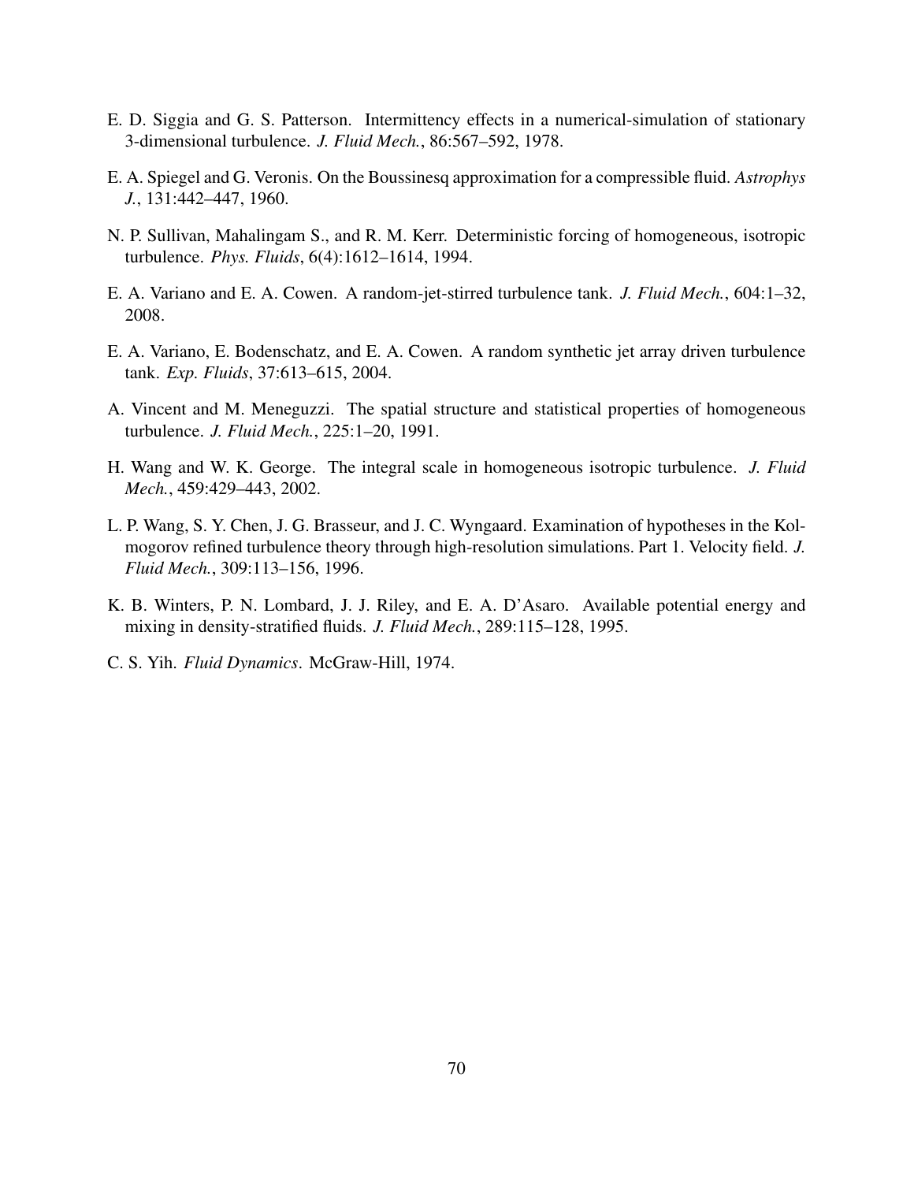E. D. Siggia and G. S. Patterson. Intermittency effects in a numerical-simulation of stationary 3-dimensional turbulence. *J. Fluid Mech.*, 86:567–592, 1978.

E. A. Spiegel and G. Veronis. On the Boussinesq approximation for a compressible fluid. *Astrophys J.*, 131:442–447, 1960.

N. P. Sullivan, Mahalingam S., and R. M. Kerr. Deterministic forcing of homogeneous, isotropic turbulence. *Phys. Fluids*, 6(4):1612–1614, 1994.

E. A. Variano and E. A. Cowen. A random-jet-stirred turbulence tank. *J. Fluid Mech.*, 604:1–32, 2008.

E. A. Variano, E. Bodenschatz, and E. A. Cowen. A random synthetic jet array driven turbulence tank. *Exp. Fluids*, 37:613–615, 2004.

A. Vincent and M. Meneguzzi. The spatial structure and statistical properties of homogeneous turbulence. *J. Fluid Mech.*, 225:1–20, 1991.

H. Wang and W. K. George. The integral scale in homogeneous isotropic turbulence. *J. Fluid Mech.*, 459:429–443, 2002.

L. P. Wang, S. Y. Chen, J. G. Brasseur, and J. C. Wyngaard. Examination of hypotheses in the Kolmogorov refined turbulence theory through high-resolution simulations. Part 1. Velocity field. *J. Fluid Mech.*, 309:113–156, 1996.

K. B. Winters, P. N. Lombard, J. J. Riley, and E. A. D'Asaro. Available potential energy and mixing in density-stratified fluids. *J. Fluid Mech.*, 289:115–128, 1995.

C. S. Yih. *Fluid Dynamics*. McGraw-Hill, 1974.